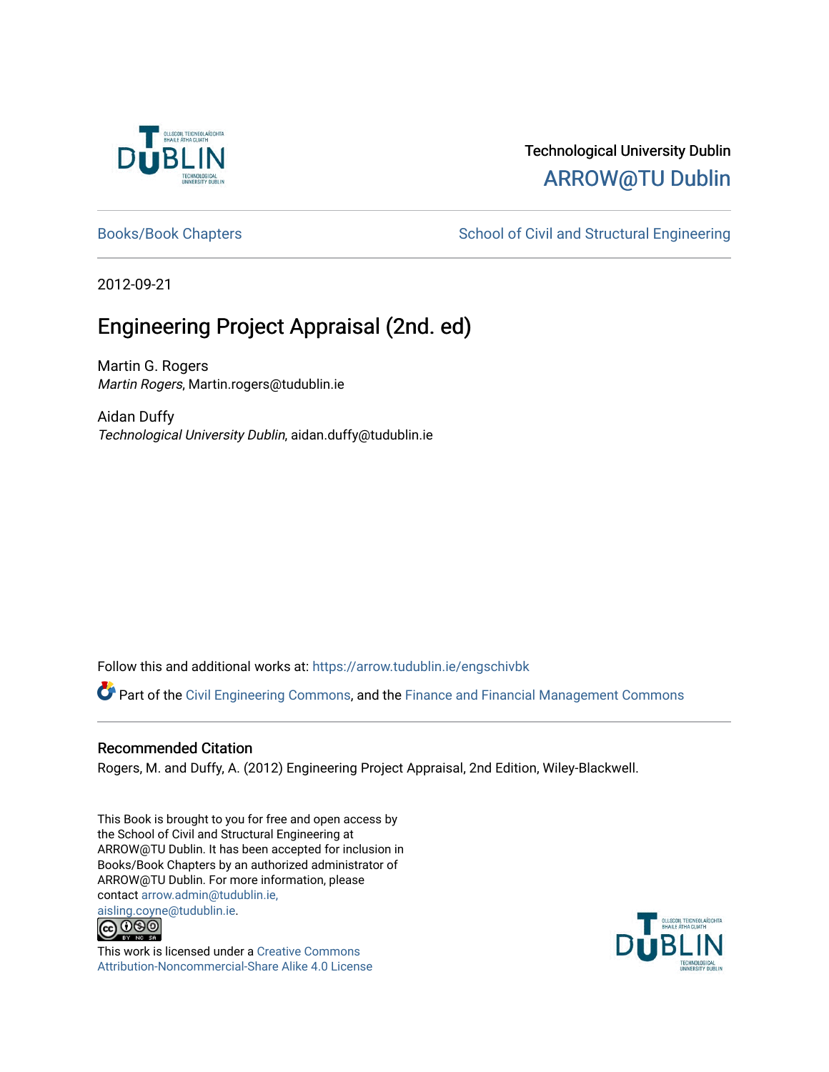Technological University Dublin

ARROW@TU Dublin

Books/Book Chapters

School of Civil and Structural Engineering

2012-09-21

# Engineering Project Appraisal (2nd. ed)

Martin G. Rogers

*Martin Rogers*, Martin.rogers@tudublin.ie

Aidan Duffy

*Technological University Dublin*, aidan.duffy@tudublin.ie

Follow this and additional works at: https://arrow.tudublin.ie/engschivbk

Part of the Civil Engineering Commons, and the Finance and Financial Management Commons

## Recommended Citation

Rogers, M. and Duffy, A. (2012) Engineering Project Appraisal, 2nd Edition, Wiley-Blackwell.

This Book is brought to you for free and open access by the School of Civil and Structural Engineering at ARROW@TU Dublin. It has been accepted for inclusion in Books/Book Chapters by an authorized administrator of ARROW@TU Dublin. For more information, please contact arrow.admin@tudublin.ie, aisling.coyne@tudublin.ie.

This work is licensed under a Creative Commons Attribution-Noncommercial-Share Alike 4.0 License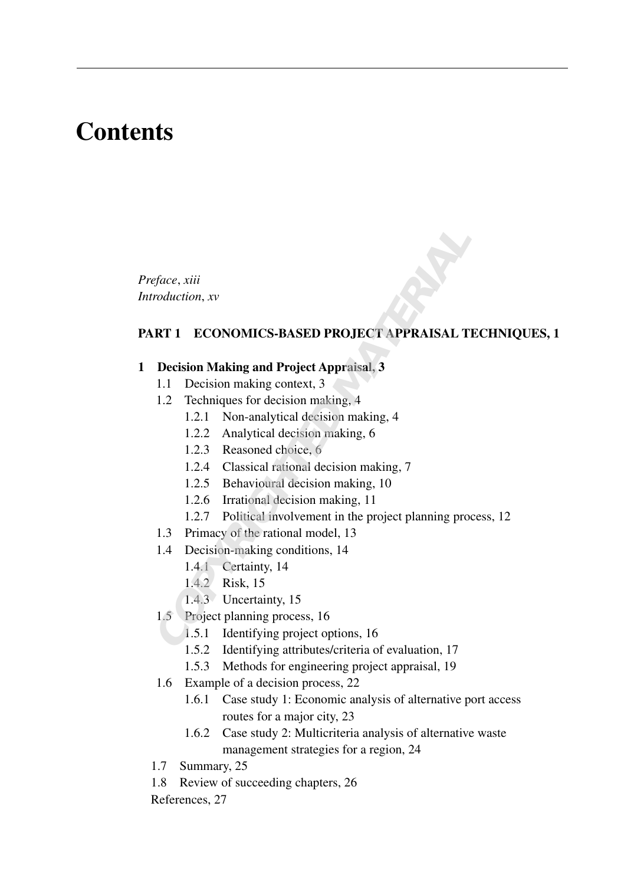# Contents

*Preface*, *xiii*
*Introduction*, *xv*

**PART 1 ECONOMICS-BASED PROJECT APPRAISAL TECHNIQUES, 1**

**1 Decision Making and Project Appraisal, 3**

- 1.1 Decision making context, 3
- 1.2 Techniques for decision making, 4
  - 1.2.1 Non-analytical decision making, 4
  - 1.2.2 Analytical decision making, 6
  - 1.2.3 Reasoned choice, 6
  - 1.2.4 Classical rational decision making, 7
  - 1.2.5 Behavioural decision making, 10
  - 1.2.6 Irrational decision making, 11
  - 1.2.7 Political involvement in the project planning process, 12
- 1.3 Primacy of the rational model, 13
- 1.4 Decision-making conditions, 14
  - 1.4.1 Certainty, 14
  - 1.4.2 Risk, 15
  - 1.4.3 Uncertainty, 15
- 1.5 Project planning process, 16
  - 1.5.1 Identifying project options, 16
  - 1.5.2 Identifying attributes/criteria of evaluation, 17
  - 1.5.3 Methods for engineering project appraisal, 19
- 1.6 Example of a decision process, 22
  - 1.6.1 Case study 1: Economic analysis of alternative port access routes for a major city, 23
  - 1.6.2 Case study 2: Multicriteria analysis of alternative waste management strategies for a region, 24
- 1.7 Summary, 25
- 1.8 Review of succeeding chapters, 26
- References, 27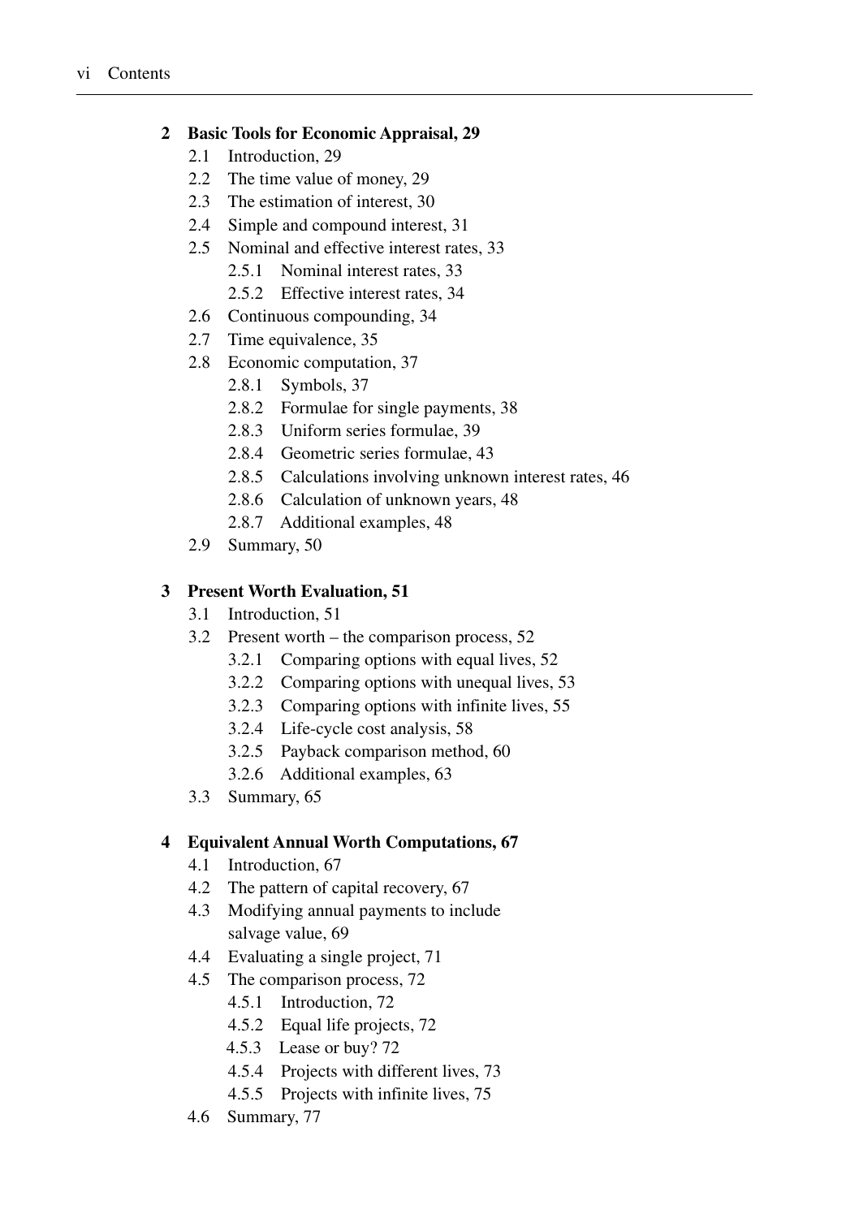**2 Basic Tools for Economic Appraisal, 29**

- 2.1 Introduction, 29
- 2.2 The time value of money, 29
- 2.3 The estimation of interest, 30
- 2.4 Simple and compound interest, 31
- 2.5 Nominal and effective interest rates, 33
  - 2.5.1 Nominal interest rates, 33
  - 2.5.2 Effective interest rates, 34
- 2.6 Continuous compounding, 34
- 2.7 Time equivalence, 35
- 2.8 Economic computation, 37
  - 2.8.1 Symbols, 37
  - 2.8.2 Formulae for single payments, 38
  - 2.8.3 Uniform series formulae, 39
  - 2.8.4 Geometric series formulae, 43
  - 2.8.5 Calculations involving unknown interest rates, 46
  - 2.8.6 Calculation of unknown years, 48
  - 2.8.7 Additional examples, 48
- 2.9 Summary, 50

**3 Present Worth Evaluation, 51**

- 3.1 Introduction, 51
- 3.2 Present worth – the comparison process, 52
  - 3.2.1 Comparing options with equal lives, 52
  - 3.2.2 Comparing options with unequal lives, 53
  - 3.2.3 Comparing options with infinite lives, 55
  - 3.2.4 Life-cycle cost analysis, 58
  - 3.2.5 Payback comparison method, 60
  - 3.2.6 Additional examples, 63
- 3.3 Summary, 65

**4 Equivalent Annual Worth Computations, 67**

- 4.1 Introduction, 67
- 4.2 The pattern of capital recovery, 67
- 4.3 Modifying annual payments to include salvage value, 69
- 4.4 Evaluating a single project, 71
- 4.5 The comparison process, 72
  - 4.5.1 Introduction, 72
  - 4.5.2 Equal life projects, 72
  - 4.5.3 Lease or buy? 72
  - 4.5.4 Projects with different lives, 73
  - 4.5.5 Projects with infinite lives, 75
- 4.6 Summary, 77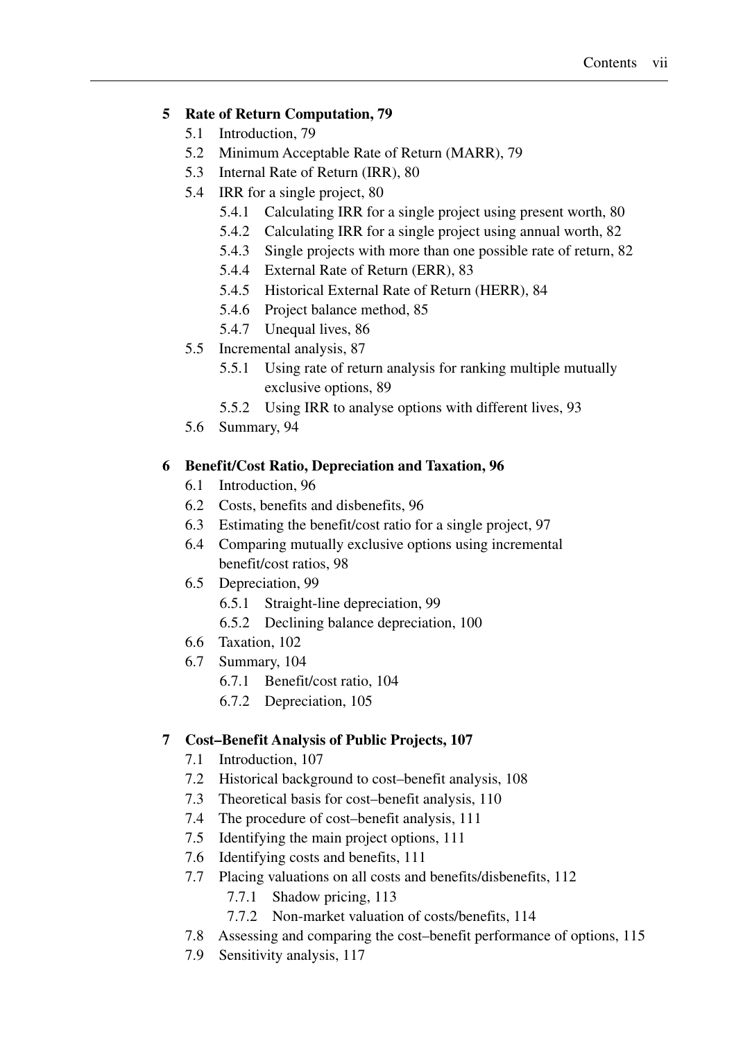**5 Rate of Return Computation, 79**

- 5.1 Introduction, 79
- 5.2 Minimum Acceptable Rate of Return (MARR), 79
- 5.3 Internal Rate of Return (IRR), 80
- 5.4 IRR for a single project, 80
  - 5.4.1 Calculating IRR for a single project using present worth, 80
  - 5.4.2 Calculating IRR for a single project using annual worth, 82
  - 5.4.3 Single projects with more than one possible rate of return, 82
  - 5.4.4 External Rate of Return (ERR), 83
  - 5.4.5 Historical External Rate of Return (HERR), 84
  - 5.4.6 Project balance method, 85
  - 5.4.7 Unequal lives, 86
- 5.5 Incremental analysis, 87
  - 5.5.1 Using rate of return analysis for ranking multiple mutually exclusive options, 89
  - 5.5.2 Using IRR to analyse options with different lives, 93
- 5.6 Summary, 94

**6 Benefit/Cost Ratio, Depreciation and Taxation, 96**

- 6.1 Introduction, 96
- 6.2 Costs, benefits and disbenefits, 96
- 6.3 Estimating the benefit/cost ratio for a single project, 97
- 6.4 Comparing mutually exclusive options using incremental benefit/cost ratios, 98
- 6.5 Depreciation, 99
  - 6.5.1 Straight-line depreciation, 99
  - 6.5.2 Declining balance depreciation, 100
- 6.6 Taxation, 102
- 6.7 Summary, 104
  - 6.7.1 Benefit/cost ratio, 104
  - 6.7.2 Depreciation, 105

**7 Cost–Benefit Analysis of Public Projects, 107**

- 7.1 Introduction, 107
- 7.2 Historical background to cost–benefit analysis, 108
- 7.3 Theoretical basis for cost–benefit analysis, 110
- 7.4 The procedure of cost–benefit analysis, 111
- 7.5 Identifying the main project options, 111
- 7.6 Identifying costs and benefits, 111
- 7.7 Placing valuations on all costs and benefits/disbenefits, 112
  - 7.7.1 Shadow pricing, 113
  - 7.7.2 Non-market valuation of costs/benefits, 114
- 7.8 Assessing and comparing the cost–benefit performance of options, 115
- 7.9 Sensitivity analysis, 117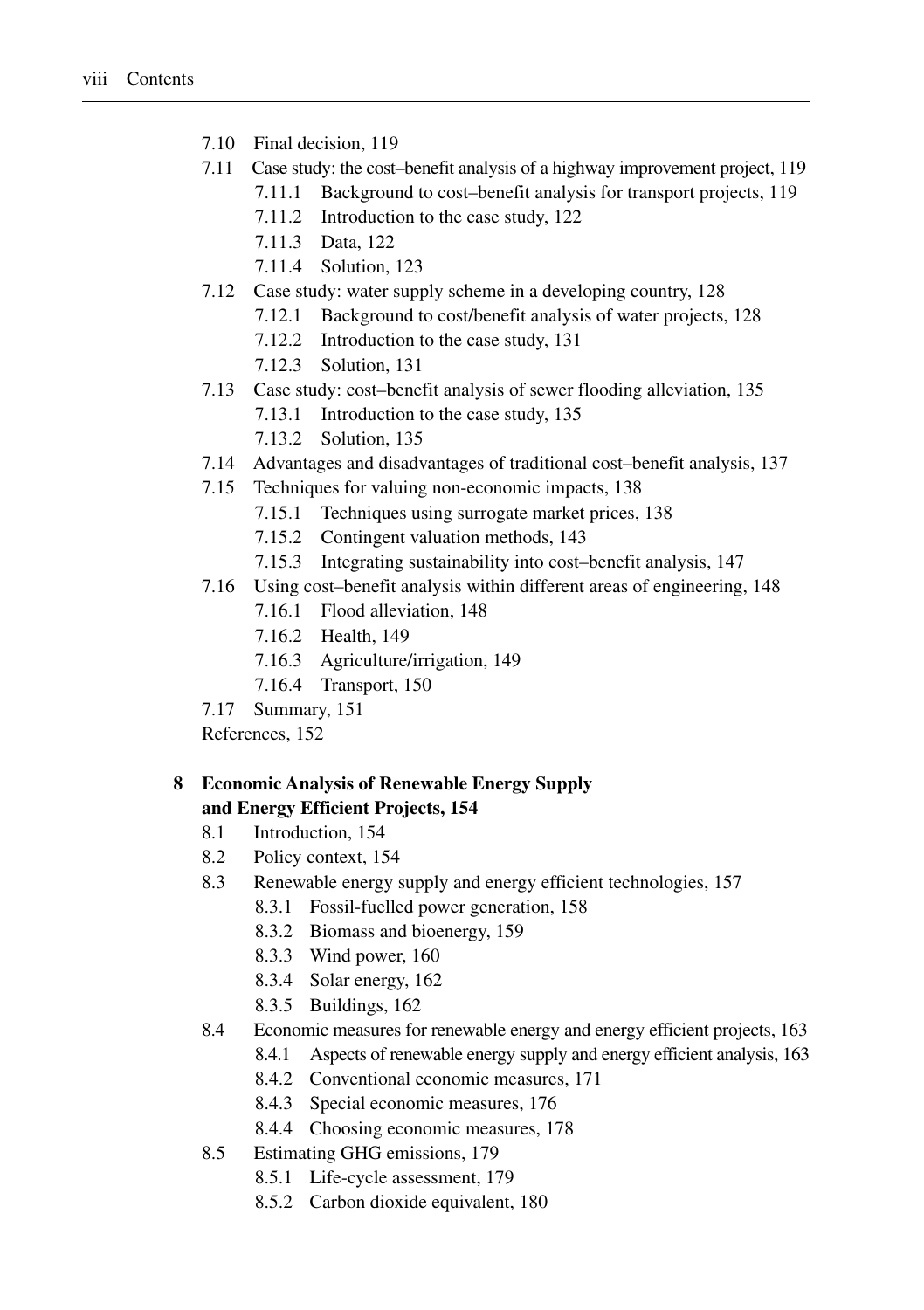- 7.10 Final decision, 119
- 7.11 Case study: the cost–benefit analysis of a highway improvement project, 119
  - 7.11.1 Background to cost–benefit analysis for transport projects, 119
  - 7.11.2 Introduction to the case study, 122
  - 7.11.3 Data, 122
  - 7.11.4 Solution, 123
- 7.12 Case study: water supply scheme in a developing country, 128
  - 7.12.1 Background to cost/benefit analysis of water projects, 128
  - 7.12.2 Introduction to the case study, 131
  - 7.12.3 Solution, 131
- 7.13 Case study: cost–benefit analysis of sewer flooding alleviation, 135
  - 7.13.1 Introduction to the case study, 135
  - 7.13.2 Solution, 135
- 7.14 Advantages and disadvantages of traditional cost–benefit analysis, 137
- 7.15 Techniques for valuing non-economic impacts, 138
  - 7.15.1 Techniques using surrogate market prices, 138
  - 7.15.2 Contingent valuation methods, 143
  - 7.15.3 Integrating sustainability into cost–benefit analysis, 147
- 7.16 Using cost–benefit analysis within different areas of engineering, 148
  - 7.16.1 Flood alleviation, 148
  - 7.16.2 Health, 149
  - 7.16.3 Agriculture/irrigation, 149
  - 7.16.4 Transport, 150
- 7.17 Summary, 151

References, 152

**8 Economic Analysis of Renewable Energy Supply and Energy Efficient Projects, 154**

- 8.1 Introduction, 154
- 8.2 Policy context, 154
- 8.3 Renewable energy supply and energy efficient technologies, 157
  - 8.3.1 Fossil-fuelled power generation, 158
  - 8.3.2 Biomass and bioenergy, 159
  - 8.3.3 Wind power, 160
  - 8.3.4 Solar energy, 162
  - 8.3.5 Buildings, 162
- 8.4 Economic measures for renewable energy and energy efficient projects, 163
  - 8.4.1 Aspects of renewable energy supply and energy efficient analysis, 163
  - 8.4.2 Conventional economic measures, 171
  - 8.4.3 Special economic measures, 176
  - 8.4.4 Choosing economic measures, 178
- 8.5 Estimating GHG emissions, 179
  - 8.5.1 Life-cycle assessment, 179
  - 8.5.2 Carbon dioxide equivalent, 180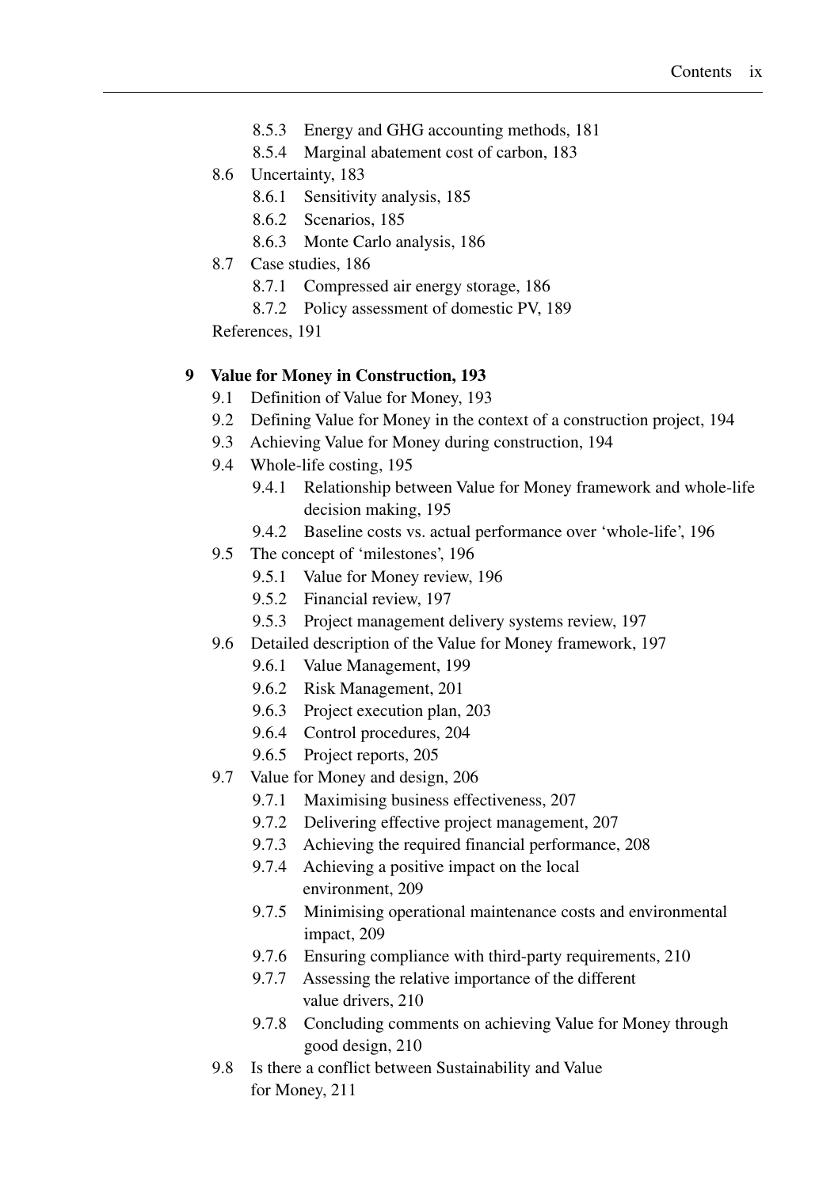- 8.5.3 Energy and GHG accounting methods, 181
- 8.5.4 Marginal abatement cost of carbon, 183
- 8.6 Uncertainty, 183
  - 8.6.1 Sensitivity analysis, 185
  - 8.6.2 Scenarios, 185
  - 8.6.3 Monte Carlo analysis, 186
- 8.7 Case studies, 186
  - 8.7.1 Compressed air energy storage, 186
  - 8.7.2 Policy assessment of domestic PV, 189
- References, 191

**9 Value for Money in Construction, 193**

- 9.1 Definition of Value for Money, 193
- 9.2 Defining Value for Money in the context of a construction project, 194
- 9.3 Achieving Value for Money during construction, 194
- 9.4 Whole-life costing, 195
  - 9.4.1 Relationship between Value for Money framework and whole-life decision making, 195
  - 9.4.2 Baseline costs vs. actual performance over 'whole-life', 196
- 9.5 The concept of 'milestones', 196
  - 9.5.1 Value for Money review, 196
  - 9.5.2 Financial review, 197
  - 9.5.3 Project management delivery systems review, 197
- 9.6 Detailed description of the Value for Money framework, 197
  - 9.6.1 Value Management, 199
  - 9.6.2 Risk Management, 201
  - 9.6.3 Project execution plan, 203
  - 9.6.4 Control procedures, 204
  - 9.6.5 Project reports, 205
- 9.7 Value for Money and design, 206
  - 9.7.1 Maximising business effectiveness, 207
  - 9.7.2 Delivering effective project management, 207
  - 9.7.3 Achieving the required financial performance, 208
  - 9.7.4 Achieving a positive impact on the local environment, 209
  - 9.7.5 Minimising operational maintenance costs and environmental impact, 209
  - 9.7.6 Ensuring compliance with third-party requirements, 210
  - 9.7.7 Assessing the relative importance of the different value drivers, 210
  - 9.7.8 Concluding comments on achieving Value for Money through good design, 210
- 9.8 Is there a conflict between Sustainability and Value for Money, 211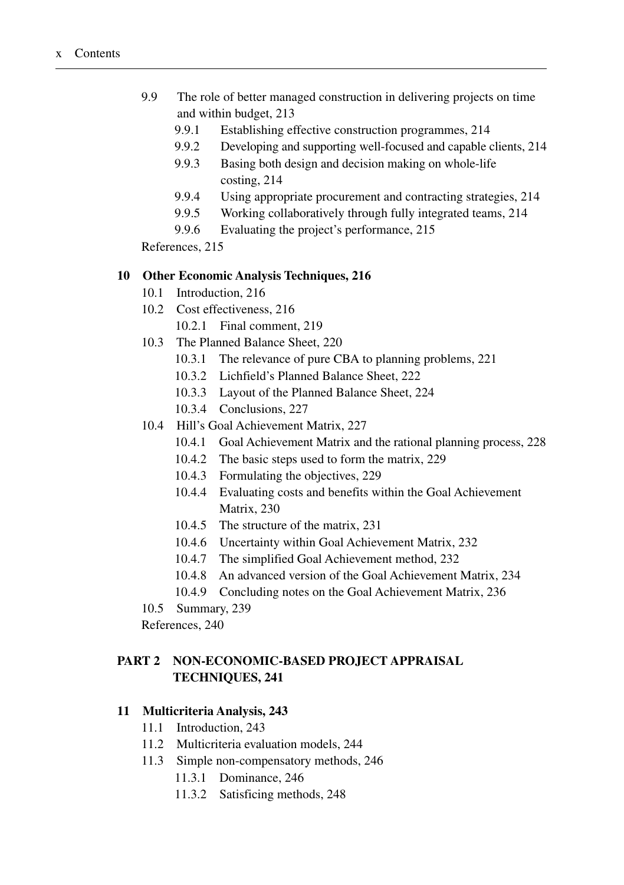9.9 The role of better managed construction in delivering projects on time and within budget, 213
  - 9.9.1 Establishing effective construction programmes, 214
  - 9.9.2 Developing and supporting well-focused and capable clients, 214
  - 9.9.3 Basing both design and decision making on whole-life costing, 214
  - 9.9.4 Using appropriate procurement and contracting strategies, 214
  - 9.9.5 Working collaboratively through fully integrated teams, 214
  - 9.9.6 Evaluating the project's performance, 215

References, 215

**10 Other Economic Analysis Techniques, 216**

10.1 Introduction, 216
10.2 Cost effectiveness, 216
  - 10.2.1 Final comment, 219

10.3 The Planned Balance Sheet, 220
  - 10.3.1 The relevance of pure CBA to planning problems, 221
  - 10.3.2 Lichfield's Planned Balance Sheet, 222
  - 10.3.3 Layout of the Planned Balance Sheet, 224
  - 10.3.4 Conclusions, 227

10.4 Hill's Goal Achievement Matrix, 227
  - 10.4.1 Goal Achievement Matrix and the rational planning process, 228
  - 10.4.2 The basic steps used to form the matrix, 229
  - 10.4.3 Formulating the objectives, 229
  - 10.4.4 Evaluating costs and benefits within the Goal Achievement Matrix, 230
  - 10.4.5 The structure of the matrix, 231
  - 10.4.6 Uncertainty within Goal Achievement Matrix, 232
  - 10.4.7 The simplified Goal Achievement method, 232
  - 10.4.8 An advanced version of the Goal Achievement Matrix, 234
  - 10.4.9 Concluding notes on the Goal Achievement Matrix, 236

10.5 Summary, 239

References, 240

**PART 2 NON-ECONOMIC-BASED PROJECT APPRAISAL TECHNIQUES, 241**

**11 Multicriteria Analysis, 243**

11.1 Introduction, 243
11.2 Multicriteria evaluation models, 244
11.3 Simple non-compensatory methods, 246
  - 11.3.1 Dominance, 246
  - 11.3.2 Satisficing methods, 248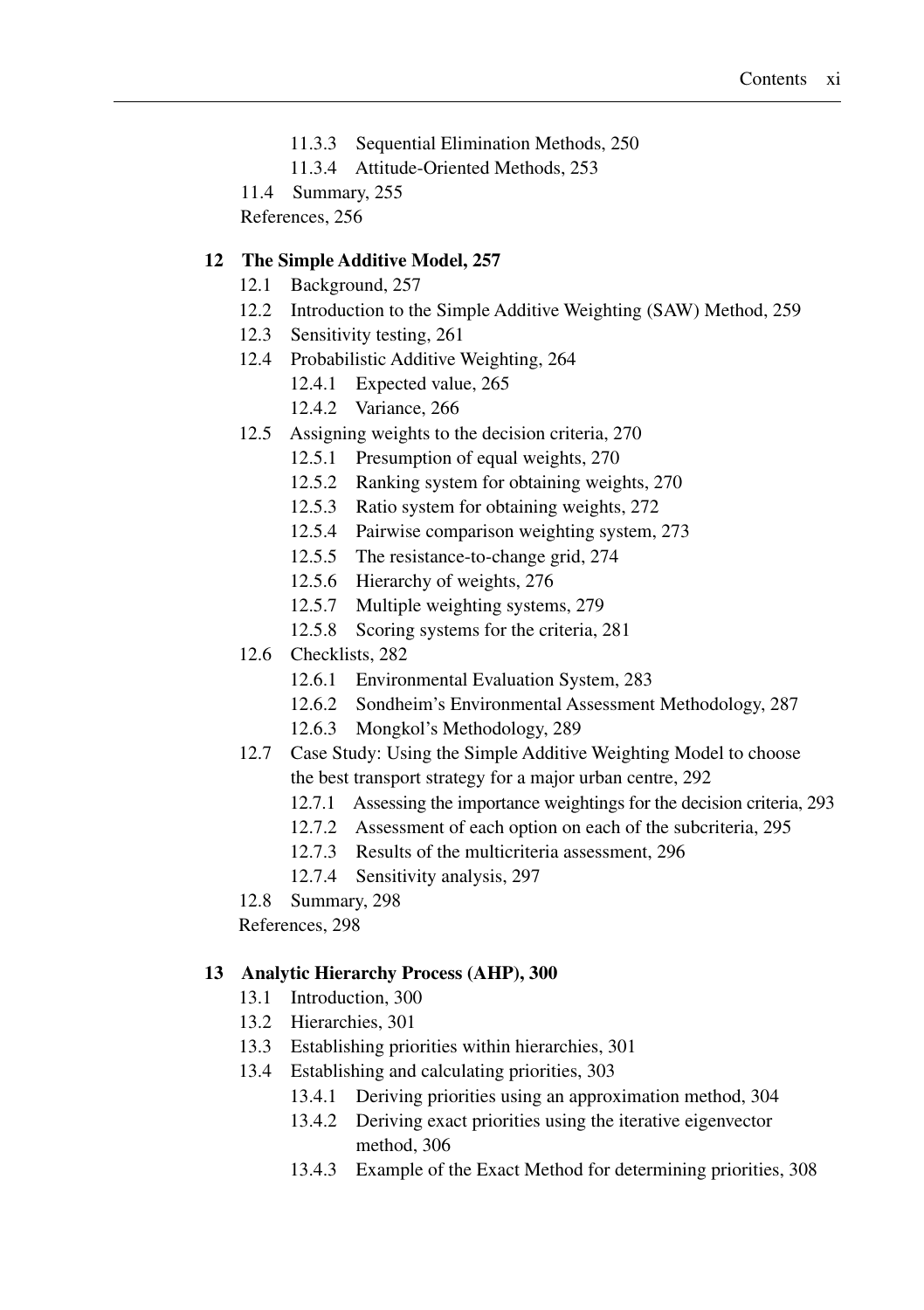- 11.3.3 Sequential Elimination Methods, 250
- 11.3.4 Attitude-Oriented Methods, 253

11.4 Summary, 255

References, 256

**12 The Simple Additive Model, 257**

12.1 Background, 257

12.2 Introduction to the Simple Additive Weighting (SAW) Method, 259

12.3 Sensitivity testing, 261

12.4 Probabilistic Additive Weighting, 264

- 12.4.1 Expected value, 265
- 12.4.2 Variance, 266

12.5 Assigning weights to the decision criteria, 270

- 12.5.1 Presumption of equal weights, 270
- 12.5.2 Ranking system for obtaining weights, 270
- 12.5.3 Ratio system for obtaining weights, 272
- 12.5.4 Pairwise comparison weighting system, 273
- 12.5.5 The resistance-to-change grid, 274
- 12.5.6 Hierarchy of weights, 276
- 12.5.7 Multiple weighting systems, 279
- 12.5.8 Scoring systems for the criteria, 281

12.6 Checklists, 282

- 12.6.1 Environmental Evaluation System, 283
- 12.6.2 Sondheim's Environmental Assessment Methodology, 287
- 12.6.3 Mongkol's Methodology, 289

12.7 Case Study: Using the Simple Additive Weighting Model to choose the best transport strategy for a major urban centre, 292

- 12.7.1 Assessing the importance weightings for the decision criteria, 293
- 12.7.2 Assessment of each option on each of the subcriteria, 295
- 12.7.3 Results of the multicriteria assessment, 296
- 12.7.4 Sensitivity analysis, 297

12.8 Summary, 298

References, 298

**13 Analytic Hierarchy Process (AHP), 300**

13.1 Introduction, 300

13.2 Hierarchies, 301

13.3 Establishing priorities within hierarchies, 301

13.4 Establishing and calculating priorities, 303

- 13.4.1 Deriving priorities using an approximation method, 304
- 13.4.2 Deriving exact priorities using the iterative eigenvector method, 306
- 13.4.3 Example of the Exact Method for determining priorities, 308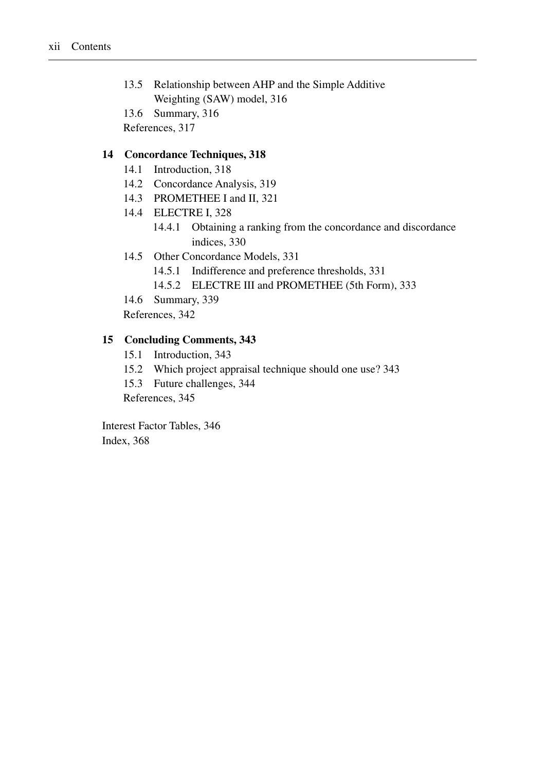- 13.5 Relationship between AHP and the Simple Additive Weighting (SAW) model, 316
- 13.6 Summary, 316
- References, 317

**14 Concordance Techniques, 318**

- 14.1 Introduction, 318
- 14.2 Concordance Analysis, 319
- 14.3 PROMETHEE I and II, 321
- 14.4 ELECTRE I, 328
  - 14.4.1 Obtaining a ranking from the concordance and discordance indices, 330
- 14.5 Other Concordance Models, 331
  - 14.5.1 Indifference and preference thresholds, 331
  - 14.5.2 ELECTRE III and PROMETHEE (5th Form), 333
- 14.6 Summary, 339
- References, 342

**15 Concluding Comments, 343**

- 15.1 Introduction, 343
- 15.2 Which project appraisal technique should one use? 343
- 15.3 Future challenges, 344
- References, 345

Interest Factor Tables, 346

Index, 368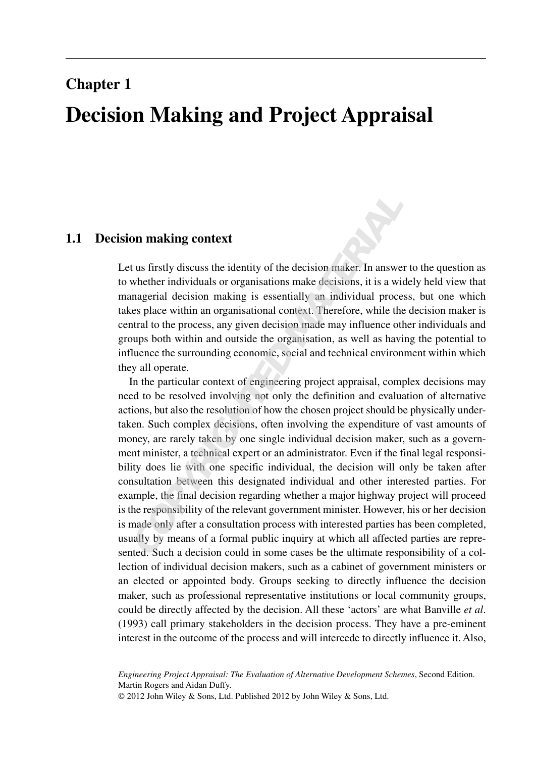# Chapter 1

# Decision Making and Project Appraisal

## 1.1 Decision making context

Let us firstly discuss the identity of the decision maker. In answer to the question as to whether individuals or organisations make decisions, it is a widely held view that managerial decision making is essentially an individual process, but one which takes place within an organisational context. Therefore, while the decision maker is central to the process, any given decision made may influence other individuals and groups both within and outside the organisation, as well as having the potential to influence the surrounding economic, social and technical environment within which they all operate.

In the particular context of engineering project appraisal, complex decisions may need to be resolved involving not only the definition and evaluation of alternative actions, but also the resolution of how the chosen project should be physically undertaken. Such complex decisions, often involving the expenditure of vast amounts of money, are rarely taken by one single individual decision maker, such as a government minister, a technical expert or an administrator. Even if the final legal responsibility does lie with one specific individual, the decision will only be taken after consultation between this designated individual and other interested parties. For example, the final decision regarding whether a major highway project will proceed is the responsibility of the relevant government minister. However, his or her decision is made only after a consultation process with interested parties has been completed, usually by means of a formal public inquiry at which all affected parties are represented. Such a decision could in some cases be the ultimate responsibility of a collection of individual decision makers, such as a cabinet of government ministers or an elected or appointed body. Groups seeking to directly influence the decision maker, such as professional representative institutions or local community groups, could be directly affected by the decision. All these 'actors' are what Banville *et al.* (1993) call primary stakeholders in the decision process. They have a pre-eminent interest in the outcome of the process and will intercede to directly influence it. Also,

*Engineering Project Appraisal: The Evaluation of Alternative Development Schemes*, Second Edition. Martin Rogers and Aidan Duffy.
© 2012 John Wiley & Sons, Ltd. Published 2012 by John Wiley & Sons, Ltd.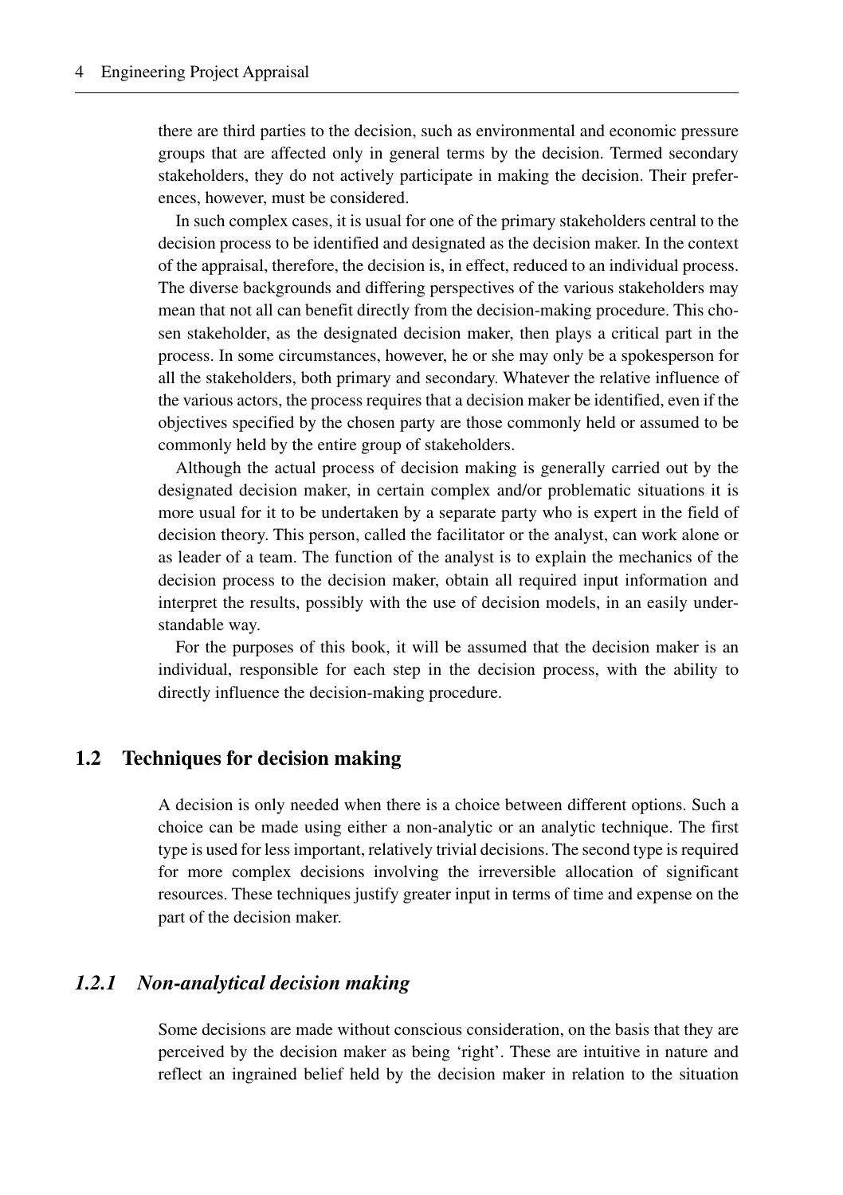there are third parties to the decision, such as environmental and economic pressure groups that are affected only in general terms by the decision. Termed secondary stakeholders, they do not actively participate in making the decision. Their preferences, however, must be considered.

In such complex cases, it is usual for one of the primary stakeholders central to the decision process to be identified and designated as the decision maker. In the context of the appraisal, therefore, the decision is, in effect, reduced to an individual process. The diverse backgrounds and differing perspectives of the various stakeholders may mean that not all can benefit directly from the decision-making procedure. This chosen stakeholder, as the designated decision maker, then plays a critical part in the process. In some circumstances, however, he or she may only be a spokesperson for all the stakeholders, both primary and secondary. Whatever the relative influence of the various actors, the process requires that a decision maker be identified, even if the objectives specified by the chosen party are those commonly held or assumed to be commonly held by the entire group of stakeholders.

Although the actual process of decision making is generally carried out by the designated decision maker, in certain complex and/or problematic situations it is more usual for it to be undertaken by a separate party who is expert in the field of decision theory. This person, called the facilitator or the analyst, can work alone or as leader of a team. The function of the analyst is to explain the mechanics of the decision process to the decision maker, obtain all required input information and interpret the results, possibly with the use of decision models, in an easily understandable way.

For the purposes of this book, it will be assumed that the decision maker is an individual, responsible for each step in the decision process, with the ability to directly influence the decision-making procedure.

## 1.2 Techniques for decision making

A decision is only needed when there is a choice between different options. Such a choice can be made using either a non-analytic or an analytic technique. The first type is used for less important, relatively trivial decisions. The second type is required for more complex decisions involving the irreversible allocation of significant resources. These techniques justify greater input in terms of time and expense on the part of the decision maker.

### *1.2.1 Non-analytical decision making*

Some decisions are made without conscious consideration, on the basis that they are perceived by the decision maker as being 'right'. These are intuitive in nature and reflect an ingrained belief held by the decision maker in relation to the situation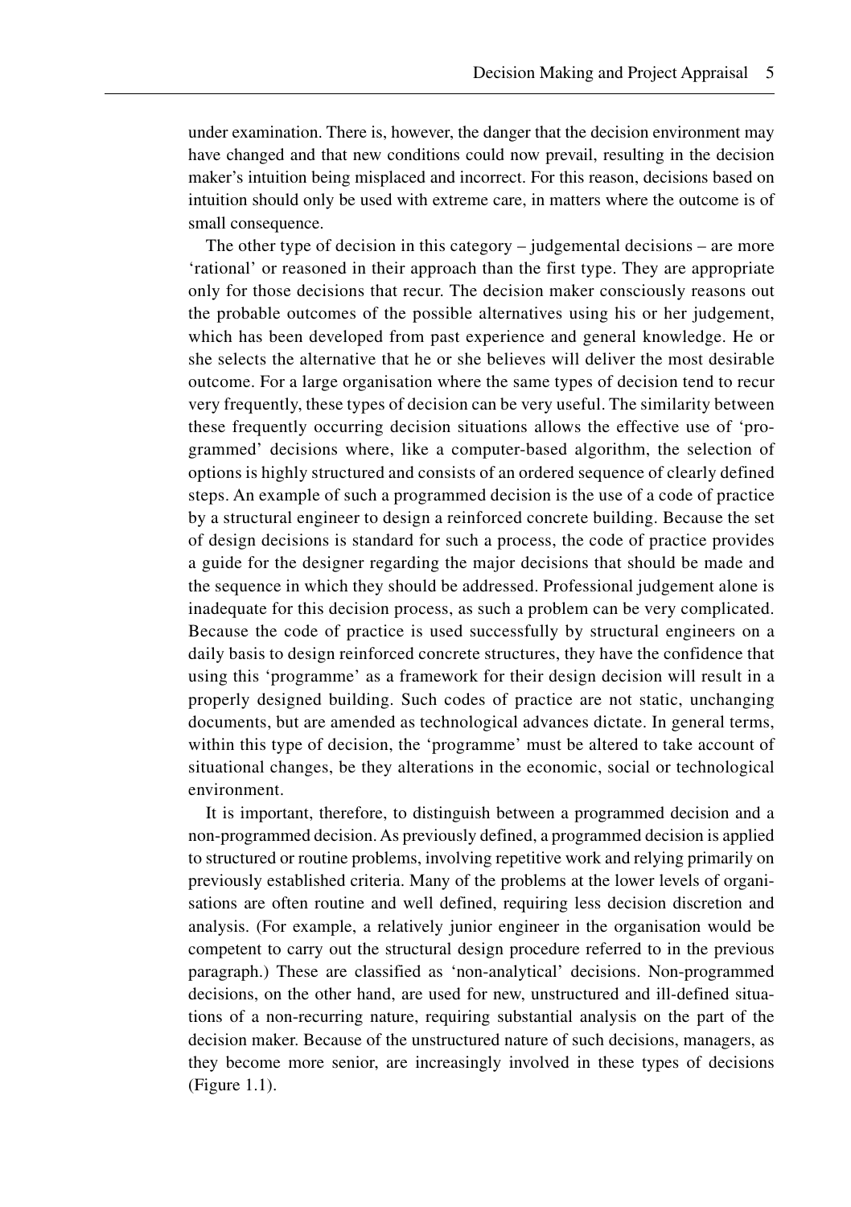under examination. There is, however, the danger that the decision environment may have changed and that new conditions could now prevail, resulting in the decision maker's intuition being misplaced and incorrect. For this reason, decisions based on intuition should only be used with extreme care, in matters where the outcome is of small consequence.

The other type of decision in this category – judgemental decisions – are more 'rational' or reasoned in their approach than the first type. They are appropriate only for those decisions that recur. The decision maker consciously reasons out the probable outcomes of the possible alternatives using his or her judgement, which has been developed from past experience and general knowledge. He or she selects the alternative that he or she believes will deliver the most desirable outcome. For a large organisation where the same types of decision tend to recur very frequently, these types of decision can be very useful. The similarity between these frequently occurring decision situations allows the effective use of 'programmed' decisions where, like a computer-based algorithm, the selection of options is highly structured and consists of an ordered sequence of clearly defined steps. An example of such a programmed decision is the use of a code of practice by a structural engineer to design a reinforced concrete building. Because the set of design decisions is standard for such a process, the code of practice provides a guide for the designer regarding the major decisions that should be made and the sequence in which they should be addressed. Professional judgement alone is inadequate for this decision process, as such a problem can be very complicated. Because the code of practice is used successfully by structural engineers on a daily basis to design reinforced concrete structures, they have the confidence that using this 'programme' as a framework for their design decision will result in a properly designed building. Such codes of practice are not static, unchanging documents, but are amended as technological advances dictate. In general terms, within this type of decision, the 'programme' must be altered to take account of situational changes, be they alterations in the economic, social or technological environment.

It is important, therefore, to distinguish between a programmed decision and a non-programmed decision. As previously defined, a programmed decision is applied to structured or routine problems, involving repetitive work and relying primarily on previously established criteria. Many of the problems at the lower levels of organisations are often routine and well defined, requiring less decision discretion and analysis. (For example, a relatively junior engineer in the organisation would be competent to carry out the structural design procedure referred to in the previous paragraph.) These are classified as 'non-analytical' decisions. Non-programmed decisions, on the other hand, are used for new, unstructured and ill-defined situations of a non-recurring nature, requiring substantial analysis on the part of the decision maker. Because of the unstructured nature of such decisions, managers, as they become more senior, are increasingly involved in these types of decisions (Figure 1.1).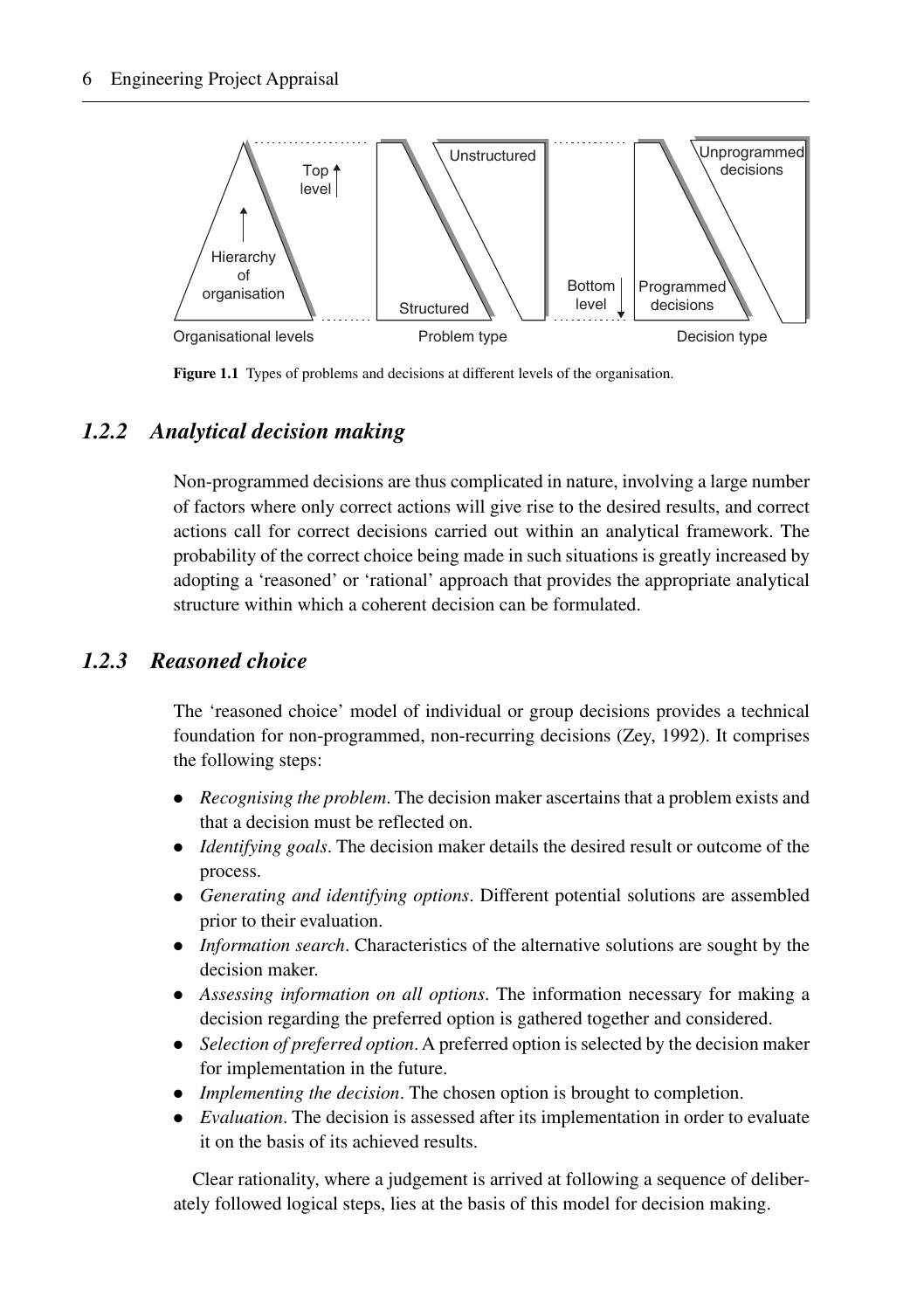Figure 1.1 Types of problems and decisions at different levels of the organisation.

### 1.2.2 Analytical decision making

Non-programmed decisions are thus complicated in nature, involving a large number of factors where only correct actions will give rise to the desired results, and correct actions call for correct decisions carried out within an analytical framework. The probability of the correct choice being made in such situations is greatly increased by adopting a 'reasoned' or 'rational' approach that provides the appropriate analytical structure within which a coherent decision can be formulated.

### 1.2.3 Reasoned choice

The 'reasoned choice' model of individual or group decisions provides a technical foundation for non-programmed, non-recurring decisions (Zey, 1992). It comprises the following steps:

- *Recognising the problem*. The decision maker ascertains that a problem exists and that a decision must be reflected on.
- *Identifying goals*. The decision maker details the desired result or outcome of the process.
- *Generating and identifying options*. Different potential solutions are assembled prior to their evaluation.
- *Information search*. Characteristics of the alternative solutions are sought by the decision maker.
- *Assessing information on all options*. The information necessary for making a decision regarding the preferred option is gathered together and considered.
- *Selection of preferred option*. A preferred option is selected by the decision maker for implementation in the future.
- *Implementing the decision*. The chosen option is brought to completion.
- *Evaluation*. The decision is assessed after its implementation in order to evaluate it on the basis of its achieved results.

Clear rationality, where a judgement is arrived at following a sequence of deliberately followed logical steps, lies at the basis of this model for decision making.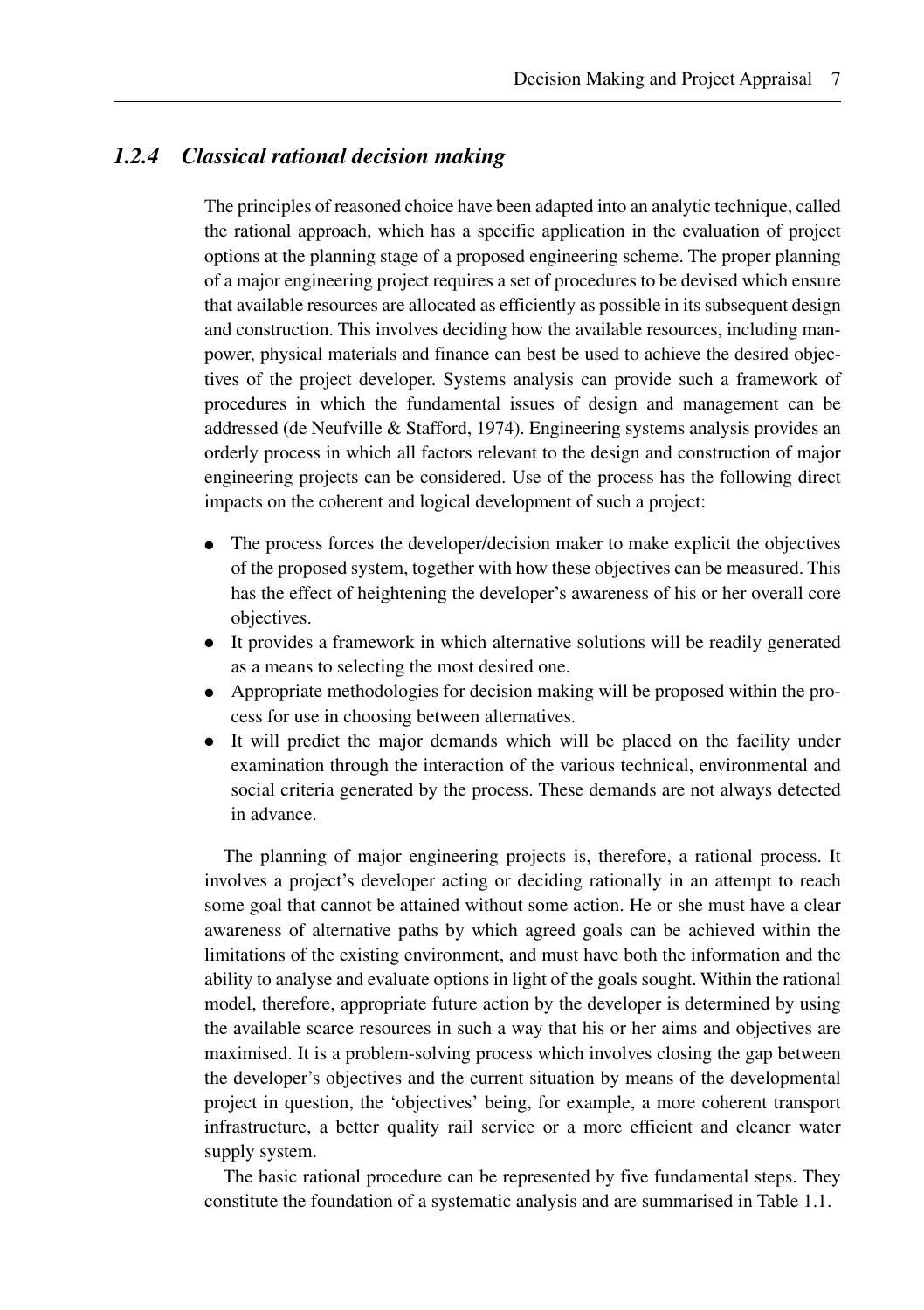### 1.2.4 *Classical rational decision making*

The principles of reasoned choice have been adapted into an analytic technique, called the rational approach, which has a specific application in the evaluation of project options at the planning stage of a proposed engineering scheme. The proper planning of a major engineering project requires a set of procedures to be devised which ensure that available resources are allocated as efficiently as possible in its subsequent design and construction. This involves deciding how the available resources, including manpower, physical materials and finance can best be used to achieve the desired objectives of the project developer. Systems analysis can provide such a framework of procedures in which the fundamental issues of design and management can be addressed (de Neufville & Stafford, 1974). Engineering systems analysis provides an orderly process in which all factors relevant to the design and construction of major engineering projects can be considered. Use of the process has the following direct impacts on the coherent and logical development of such a project:

- The process forces the developer/decision maker to make explicit the objectives of the proposed system, together with how these objectives can be measured. This has the effect of heightening the developer's awareness of his or her overall core objectives.
- It provides a framework in which alternative solutions will be readily generated as a means to selecting the most desired one.
- Appropriate methodologies for decision making will be proposed within the process for use in choosing between alternatives.
- It will predict the major demands which will be placed on the facility under examination through the interaction of the various technical, environmental and social criteria generated by the process. These demands are not always detected in advance.

The planning of major engineering projects is, therefore, a rational process. It involves a project's developer acting or deciding rationally in an attempt to reach some goal that cannot be attained without some action. He or she must have a clear awareness of alternative paths by which agreed goals can be achieved within the limitations of the existing environment, and must have both the information and the ability to analyse and evaluate options in light of the goals sought. Within the rational model, therefore, appropriate future action by the developer is determined by using the available scarce resources in such a way that his or her aims and objectives are maximised. It is a problem-solving process which involves closing the gap between the developer's objectives and the current situation by means of the developmental project in question, the 'objectives' being, for example, a more coherent transport infrastructure, a better quality rail service or a more efficient and cleaner water supply system.

The basic rational procedure can be represented by five fundamental steps. They constitute the foundation of a systematic analysis and are summarised in Table 1.1.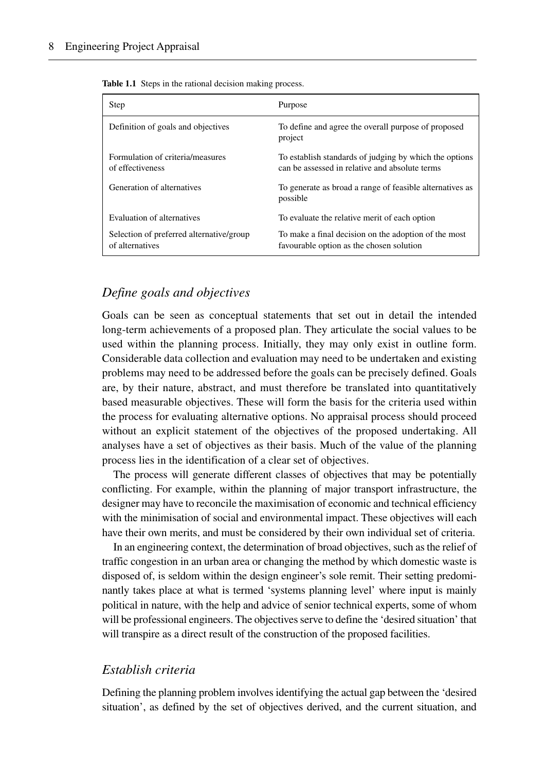**Table 1.1** Steps in the rational decision making process.

| Step | Purpose |
|---|---|
| Definition of goals and objectives | To define and agree the overall purpose of proposed project |
| Formulation of criteria/measures of effectiveness | To establish standards of judging by which the options can be assessed in relative and absolute terms |
| Generation of alternatives | To generate as broad a range of feasible alternatives as possible |
| Evaluation of alternatives | To evaluate the relative merit of each option |
| Selection of preferred alternative/group of alternatives | To make a final decision on the adoption of the most favourable option as the chosen solution |

### *Define goals and objectives*

Goals can be seen as conceptual statements that set out in detail the intended long-term achievements of a proposed plan. They articulate the social values to be used within the planning process. Initially, they may only exist in outline form. Considerable data collection and evaluation may need to be undertaken and existing problems may need to be addressed before the goals can be precisely defined. Goals are, by their nature, abstract, and must therefore be translated into quantitatively based measurable objectives. These will form the basis for the criteria used within the process for evaluating alternative options. No appraisal process should proceed without an explicit statement of the objectives of the proposed undertaking. All analyses have a set of objectives as their basis. Much of the value of the planning process lies in the identification of a clear set of objectives.

The process will generate different classes of objectives that may be potentially conflicting. For example, within the planning of major transport infrastructure, the designer may have to reconcile the maximisation of economic and technical efficiency with the minimisation of social and environmental impact. These objectives will each have their own merits, and must be considered by their own individual set of criteria.

In an engineering context, the determination of broad objectives, such as the relief of traffic congestion in an urban area or changing the method by which domestic waste is disposed of, is seldom within the design engineer's sole remit. Their setting predominantly takes place at what is termed 'systems planning level' where input is mainly political in nature, with the help and advice of senior technical experts, some of whom will be professional engineers. The objectives serve to define the 'desired situation' that will transpire as a direct result of the construction of the proposed facilities.

### *Establish criteria*

Defining the planning problem involves identifying the actual gap between the 'desired situation', as defined by the set of objectives derived, and the current situation, and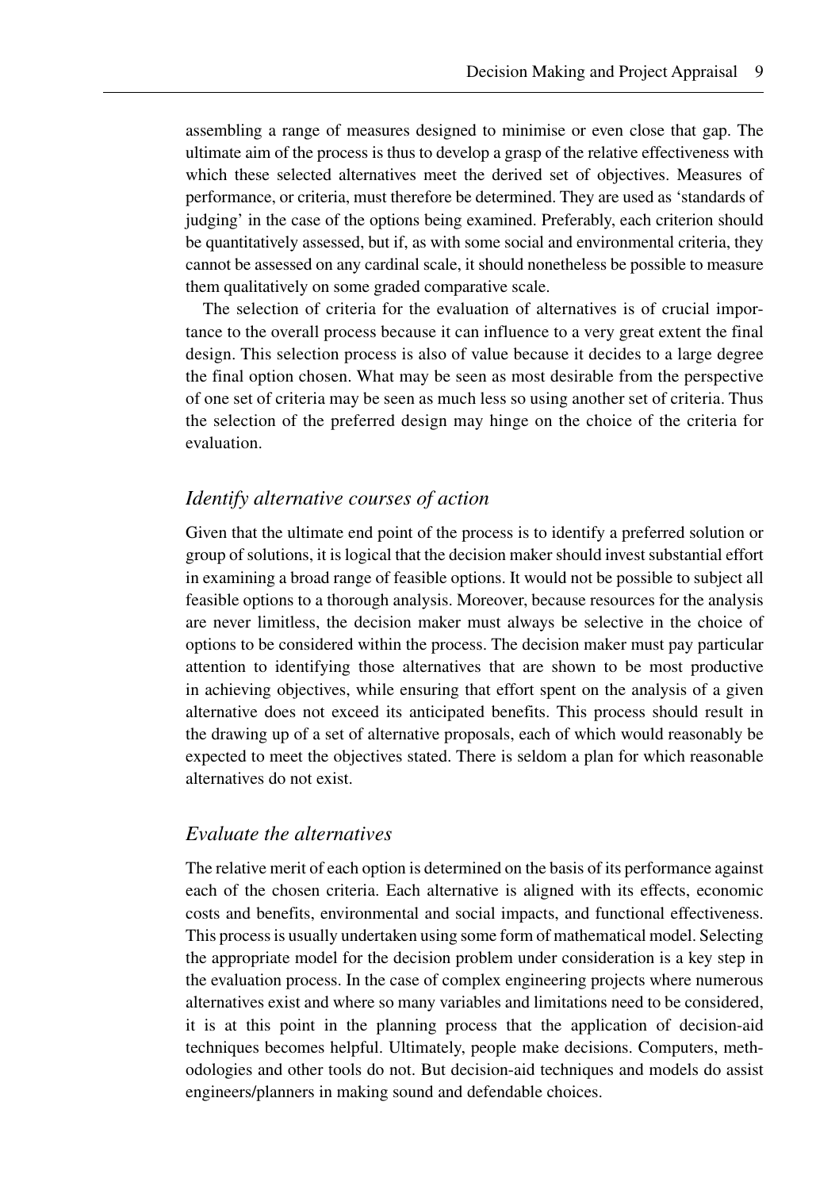assembling a range of measures designed to minimise or even close that gap. The ultimate aim of the process is thus to develop a grasp of the relative effectiveness with which these selected alternatives meet the derived set of objectives. Measures of performance, or criteria, must therefore be determined. They are used as 'standards of judging' in the case of the options being examined. Preferably, each criterion should be quantitatively assessed, but if, as with some social and environmental criteria, they cannot be assessed on any cardinal scale, it should nonetheless be possible to measure them qualitatively on some graded comparative scale.

The selection of criteria for the evaluation of alternatives is of crucial importance to the overall process because it can influence to a very great extent the final design. This selection process is also of value because it decides to a large degree the final option chosen. What may be seen as most desirable from the perspective of one set of criteria may be seen as much less so using another set of criteria. Thus the selection of the preferred design may hinge on the choice of the criteria for evaluation.

### *Identify alternative courses of action*

Given that the ultimate end point of the process is to identify a preferred solution or group of solutions, it is logical that the decision maker should invest substantial effort in examining a broad range of feasible options. It would not be possible to subject all feasible options to a thorough analysis. Moreover, because resources for the analysis are never limitless, the decision maker must always be selective in the choice of options to be considered within the process. The decision maker must pay particular attention to identifying those alternatives that are shown to be most productive in achieving objectives, while ensuring that effort spent on the analysis of a given alternative does not exceed its anticipated benefits. This process should result in the drawing up of a set of alternative proposals, each of which would reasonably be expected to meet the objectives stated. There is seldom a plan for which reasonable alternatives do not exist.

### *Evaluate the alternatives*

The relative merit of each option is determined on the basis of its performance against each of the chosen criteria. Each alternative is aligned with its effects, economic costs and benefits, environmental and social impacts, and functional effectiveness. This process is usually undertaken using some form of mathematical model. Selecting the appropriate model for the decision problem under consideration is a key step in the evaluation process. In the case of complex engineering projects where numerous alternatives exist and where so many variables and limitations need to be considered, it is at this point in the planning process that the application of decision-aid techniques becomes helpful. Ultimately, people make decisions. Computers, methodologies and other tools do not. But decision-aid techniques and models do assist engineers/planners in making sound and defendable choices.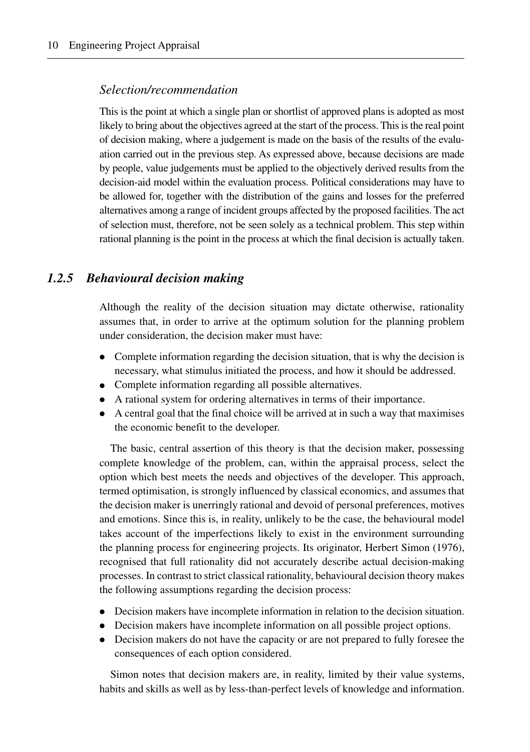### *Selection/recommendation*

This is the point at which a single plan or shortlist of approved plans is adopted as most likely to bring about the objectives agreed at the start of the process. This is the real point of decision making, where a judgement is made on the basis of the results of the evaluation carried out in the previous step. As expressed above, because decisions are made by people, value judgements must be applied to the objectively derived results from the decision-aid model within the evaluation process. Political considerations may have to be allowed for, together with the distribution of the gains and losses for the preferred alternatives among a range of incident groups affected by the proposed facilities. The act of selection must, therefore, not be seen solely as a technical problem. This step within rational planning is the point in the process at which the final decision is actually taken.

## *1.2.5 Behavioural decision making*

Although the reality of the decision situation may dictate otherwise, rationality assumes that, in order to arrive at the optimum solution for the planning problem under consideration, the decision maker must have:

- Complete information regarding the decision situation, that is why the decision is necessary, what stimulus initiated the process, and how it should be addressed.
- Complete information regarding all possible alternatives.
- A rational system for ordering alternatives in terms of their importance.
- A central goal that the final choice will be arrived at in such a way that maximises the economic benefit to the developer.

The basic, central assertion of this theory is that the decision maker, possessing complete knowledge of the problem, can, within the appraisal process, select the option which best meets the needs and objectives of the developer. This approach, termed optimisation, is strongly influenced by classical economics, and assumes that the decision maker is unerringly rational and devoid of personal preferences, motives and emotions. Since this is, in reality, unlikely to be the case, the behavioural model takes account of the imperfections likely to exist in the environment surrounding the planning process for engineering projects. Its originator, Herbert Simon (1976), recognised that full rationality did not accurately describe actual decision-making processes. In contrast to strict classical rationality, behavioural decision theory makes the following assumptions regarding the decision process:

- Decision makers have incomplete information in relation to the decision situation.
- Decision makers have incomplete information on all possible project options.
- Decision makers do not have the capacity or are not prepared to fully foresee the consequences of each option considered.

Simon notes that decision makers are, in reality, limited by their value systems, habits and skills as well as by less-than-perfect levels of knowledge and information.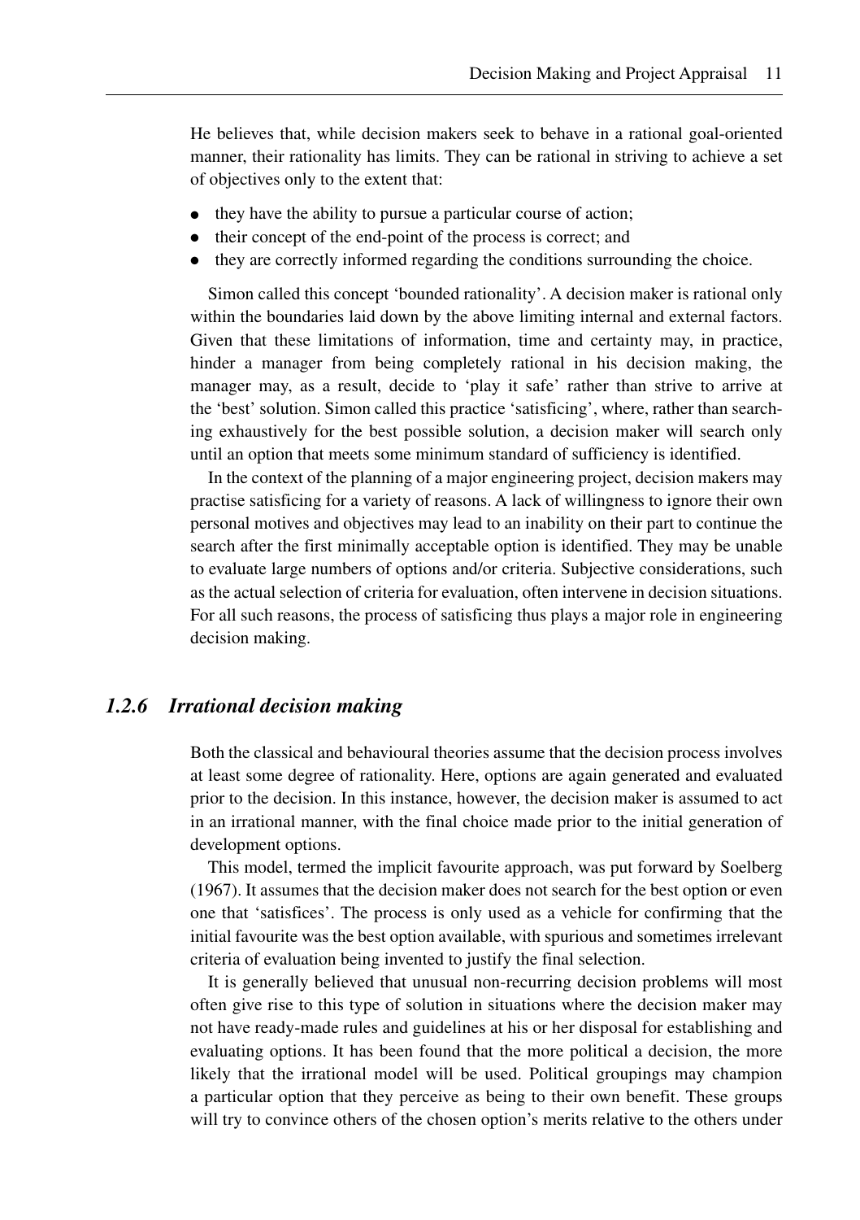He believes that, while decision makers seek to behave in a rational goal-oriented manner, their rationality has limits. They can be rational in striving to achieve a set of objectives only to the extent that:

- they have the ability to pursue a particular course of action;
- their concept of the end-point of the process is correct; and
- they are correctly informed regarding the conditions surrounding the choice.

Simon called this concept 'bounded rationality'. A decision maker is rational only within the boundaries laid down by the above limiting internal and external factors. Given that these limitations of information, time and certainty may, in practice, hinder a manager from being completely rational in his decision making, the manager may, as a result, decide to 'play it safe' rather than strive to arrive at the 'best' solution. Simon called this practice 'satisficing', where, rather than searching exhaustively for the best possible solution, a decision maker will search only until an option that meets some minimum standard of sufficiency is identified.

In the context of the planning of a major engineering project, decision makers may practise satisficing for a variety of reasons. A lack of willingness to ignore their own personal motives and objectives may lead to an inability on their part to continue the search after the first minimally acceptable option is identified. They may be unable to evaluate large numbers of options and/or criteria. Subjective considerations, such as the actual selection of criteria for evaluation, often intervene in decision situations. For all such reasons, the process of satisficing thus plays a major role in engineering decision making.

### *1.2.6 Irrational decision making*

Both the classical and behavioural theories assume that the decision process involves at least some degree of rationality. Here, options are again generated and evaluated prior to the decision. In this instance, however, the decision maker is assumed to act in an irrational manner, with the final choice made prior to the initial generation of development options.

This model, termed the implicit favourite approach, was put forward by Soelberg (1967). It assumes that the decision maker does not search for the best option or even one that 'satisfices'. The process is only used as a vehicle for confirming that the initial favourite was the best option available, with spurious and sometimes irrelevant criteria of evaluation being invented to justify the final selection.

It is generally believed that unusual non-recurring decision problems will most often give rise to this type of solution in situations where the decision maker may not have ready-made rules and guidelines at his or her disposal for establishing and evaluating options. It has been found that the more political a decision, the more likely that the irrational model will be used. Political groupings may champion a particular option that they perceive as being to their own benefit. These groups will try to convince others of the chosen option's merits relative to the others under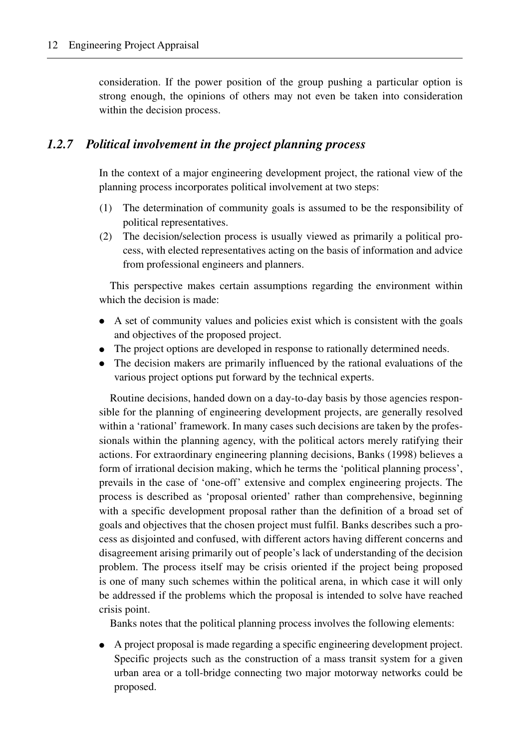consideration. If the power position of the group pushing a particular option is strong enough, the opinions of others may not even be taken into consideration within the decision process.

### *1.2.7 Political involvement in the project planning process*

In the context of a major engineering development project, the rational view of the planning process incorporates political involvement at two steps:

(1) The determination of community goals is assumed to be the responsibility of political representatives.
(2) The decision/selection process is usually viewed as primarily a political process, with elected representatives acting on the basis of information and advice from professional engineers and planners.

This perspective makes certain assumptions regarding the environment within which the decision is made:

- A set of community values and policies exist which is consistent with the goals and objectives of the proposed project.
- The project options are developed in response to rationally determined needs.
- The decision makers are primarily influenced by the rational evaluations of the various project options put forward by the technical experts.

Routine decisions, handed down on a day-to-day basis by those agencies responsible for the planning of engineering development projects, are generally resolved within a 'rational' framework. In many cases such decisions are taken by the professionals within the planning agency, with the political actors merely ratifying their actions. For extraordinary engineering planning decisions, Banks (1998) believes a form of irrational decision making, which he terms the 'political planning process', prevails in the case of 'one-off' extensive and complex engineering projects. The process is described as 'proposal oriented' rather than comprehensive, beginning with a specific development proposal rather than the definition of a broad set of goals and objectives that the chosen project must fulfil. Banks describes such a process as disjointed and confused, with different actors having different concerns and disagreement arising primarily out of people's lack of understanding of the decision problem. The process itself may be crisis oriented if the project being proposed is one of many such schemes within the political arena, in which case it will only be addressed if the problems which the proposal is intended to solve have reached crisis point.

Banks notes that the political planning process involves the following elements:

- A project proposal is made regarding a specific engineering development project. Specific projects such as the construction of a mass transit system for a given urban area or a toll-bridge connecting two major motorway networks could be proposed.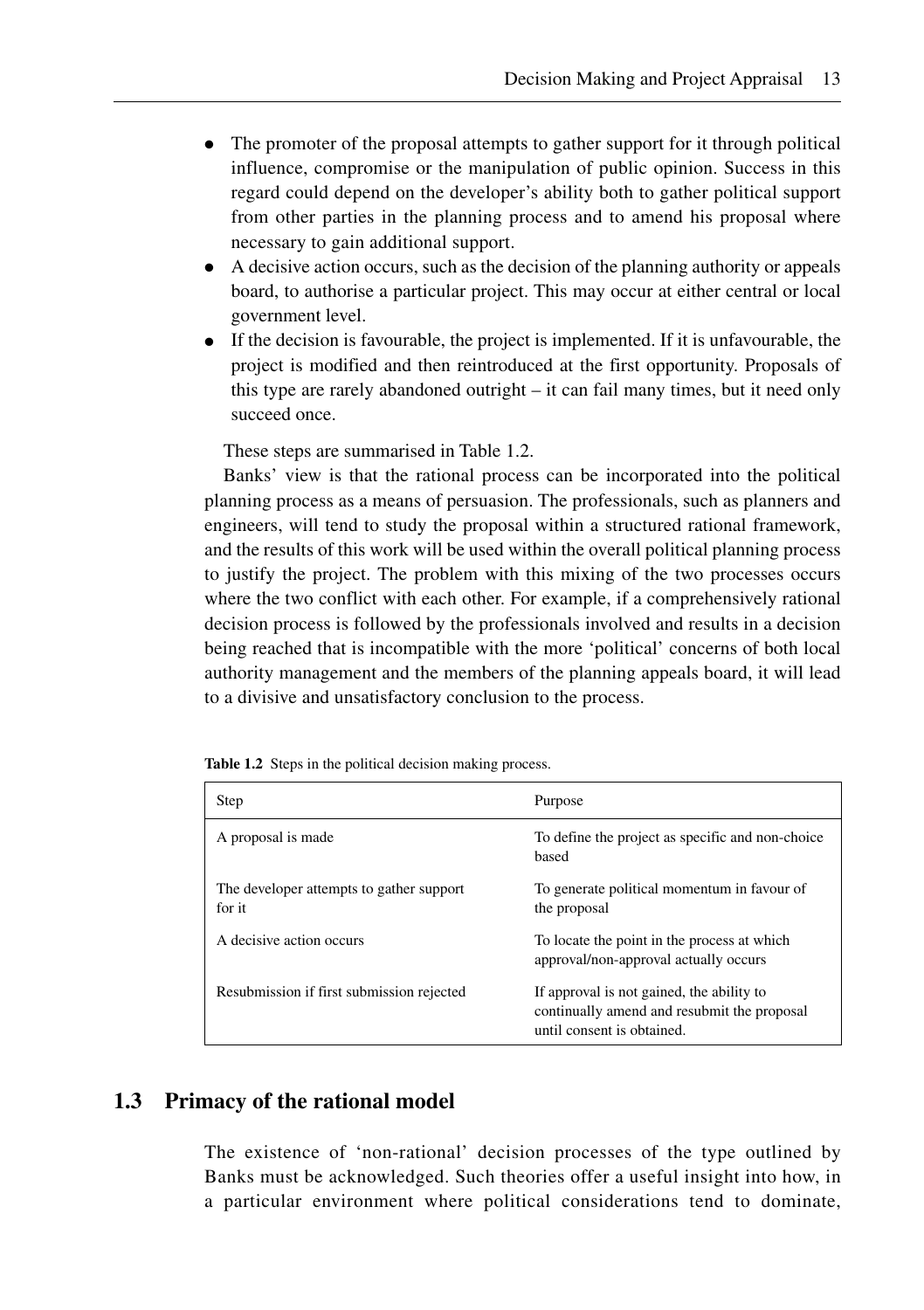- The promoter of the proposal attempts to gather support for it through political influence, compromise or the manipulation of public opinion. Success in this regard could depend on the developer's ability both to gather political support from other parties in the planning process and to amend his proposal where necessary to gain additional support.
- A decisive action occurs, such as the decision of the planning authority or appeals board, to authorise a particular project. This may occur at either central or local government level.
- If the decision is favourable, the project is implemented. If it is unfavourable, the project is modified and then reintroduced at the first opportunity. Proposals of this type are rarely abandoned outright – it can fail many times, but it need only succeed once.

These steps are summarised in Table 1.2.

Banks' view is that the rational process can be incorporated into the political planning process as a means of persuasion. The professionals, such as planners and engineers, will tend to study the proposal within a structured rational framework, and the results of this work will be used within the overall political planning process to justify the project. The problem with this mixing of the two processes occurs where the two conflict with each other. For example, if a comprehensively rational decision process is followed by the professionals involved and results in a decision being reached that is incompatible with the more 'political' concerns of both local authority management and the members of the planning appeals board, it will lead to a divisive and unsatisfactory conclusion to the process.

**Table 1.2** Steps in the political decision making process.

| Step | Purpose |
|---|---|
| A proposal is made | To define the project as specific and non-choice based |
| The developer attempts to gather support for it | To generate political momentum in favour of the proposal |
| A decisive action occurs | To locate the point in the process at which approval/non-approval actually occurs |
| Resubmission if first submission rejected | If approval is not gained, the ability to continually amend and resubmit the proposal until consent is obtained. |

## 1.3 Primacy of the rational model

The existence of 'non-rational' decision processes of the type outlined by Banks must be acknowledged. Such theories offer a useful insight into how, in a particular environment where political considerations tend to dominate,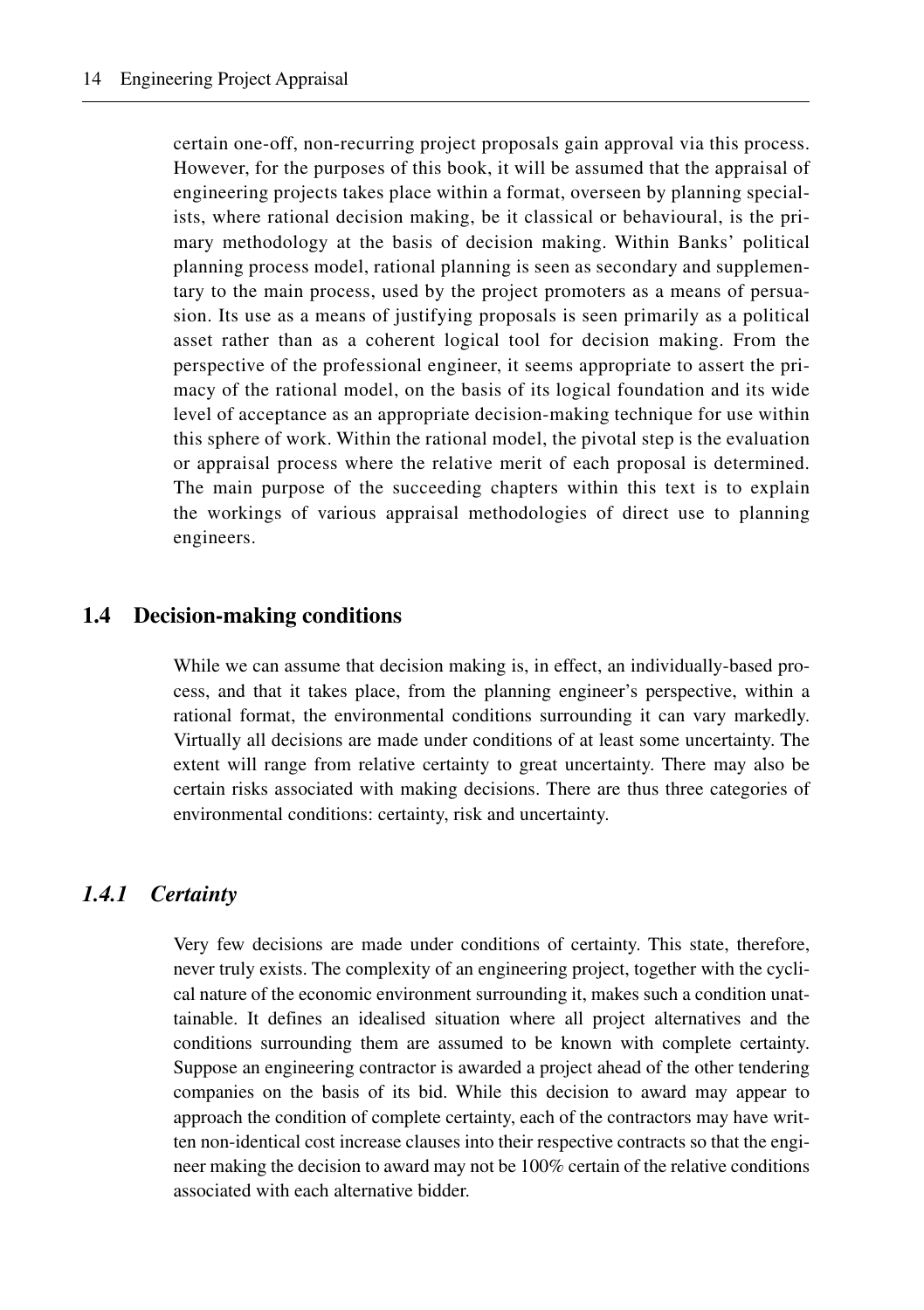certain one-off, non-recurring project proposals gain approval via this process. However, for the purposes of this book, it will be assumed that the appraisal of engineering projects takes place within a format, overseen by planning specialists, where rational decision making, be it classical or behavioural, is the primary methodology at the basis of decision making. Within Banks' political planning process model, rational planning is seen as secondary and supplementary to the main process, used by the project promoters as a means of persuasion. Its use as a means of justifying proposals is seen primarily as a political asset rather than as a coherent logical tool for decision making. From the perspective of the professional engineer, it seems appropriate to assert the primacy of the rational model, on the basis of its logical foundation and its wide level of acceptance as an appropriate decision-making technique for use within this sphere of work. Within the rational model, the pivotal step is the evaluation or appraisal process where the relative merit of each proposal is determined. The main purpose of the succeeding chapters within this text is to explain the workings of various appraisal methodologies of direct use to planning engineers.

## 1.4 Decision-making conditions

While we can assume that decision making is, in effect, an individually-based process, and that it takes place, from the planning engineer's perspective, within a rational format, the environmental conditions surrounding it can vary markedly. Virtually all decisions are made under conditions of at least some uncertainty. The extent will range from relative certainty to great uncertainty. There may also be certain risks associated with making decisions. There are thus three categories of environmental conditions: certainty, risk and uncertainty.

### *1.4.1 Certainty*

Very few decisions are made under conditions of certainty. This state, therefore, never truly exists. The complexity of an engineering project, together with the cyclical nature of the economic environment surrounding it, makes such a condition unattainable. It defines an idealised situation where all project alternatives and the conditions surrounding them are assumed to be known with complete certainty. Suppose an engineering contractor is awarded a project ahead of the other tendering companies on the basis of its bid. While this decision to award may appear to approach the condition of complete certainty, each of the contractors may have written non-identical cost increase clauses into their respective contracts so that the engineer making the decision to award may not be 100% certain of the relative conditions associated with each alternative bidder.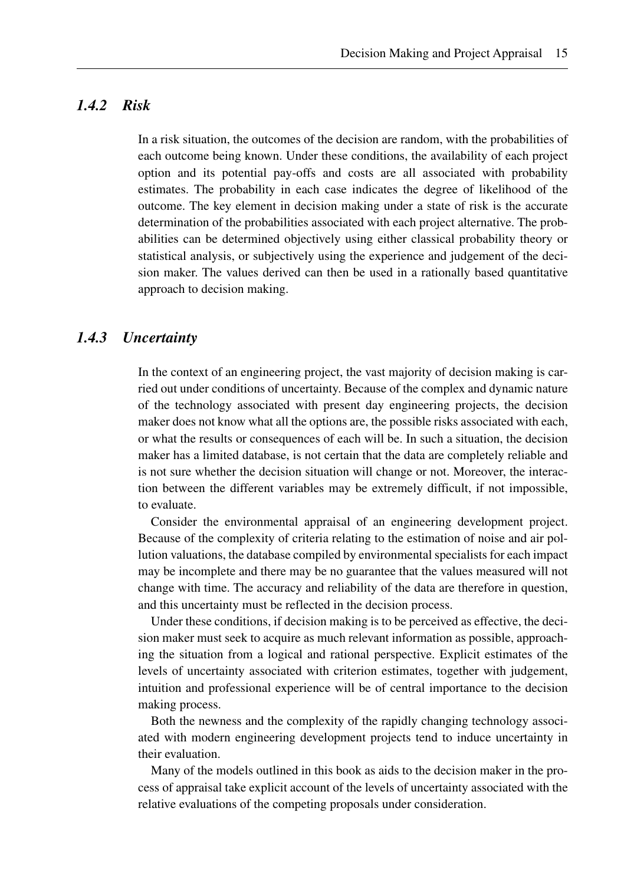### *1.4.2 Risk*

In a risk situation, the outcomes of the decision are random, with the probabilities of each outcome being known. Under these conditions, the availability of each project option and its potential pay-offs and costs are all associated with probability estimates. The probability in each case indicates the degree of likelihood of the outcome. The key element in decision making under a state of risk is the accurate determination of the probabilities associated with each project alternative. The probabilities can be determined objectively using either classical probability theory or statistical analysis, or subjectively using the experience and judgement of the decision maker. The values derived can then be used in a rationally based quantitative approach to decision making.

### *1.4.3 Uncertainty*

In the context of an engineering project, the vast majority of decision making is carried out under conditions of uncertainty. Because of the complex and dynamic nature of the technology associated with present day engineering projects, the decision maker does not know what all the options are, the possible risks associated with each, or what the results or consequences of each will be. In such a situation, the decision maker has a limited database, is not certain that the data are completely reliable and is not sure whether the decision situation will change or not. Moreover, the interaction between the different variables may be extremely difficult, if not impossible, to evaluate.

Consider the environmental appraisal of an engineering development project. Because of the complexity of criteria relating to the estimation of noise and air pollution valuations, the database compiled by environmental specialists for each impact may be incomplete and there may be no guarantee that the values measured will not change with time. The accuracy and reliability of the data are therefore in question, and this uncertainty must be reflected in the decision process.

Under these conditions, if decision making is to be perceived as effective, the decision maker must seek to acquire as much relevant information as possible, approaching the situation from a logical and rational perspective. Explicit estimates of the levels of uncertainty associated with criterion estimates, together with judgement, intuition and professional experience will be of central importance to the decision making process.

Both the newness and the complexity of the rapidly changing technology associated with modern engineering development projects tend to induce uncertainty in their evaluation.

Many of the models outlined in this book as aids to the decision maker in the process of appraisal take explicit account of the levels of uncertainty associated with the relative evaluations of the competing proposals under consideration.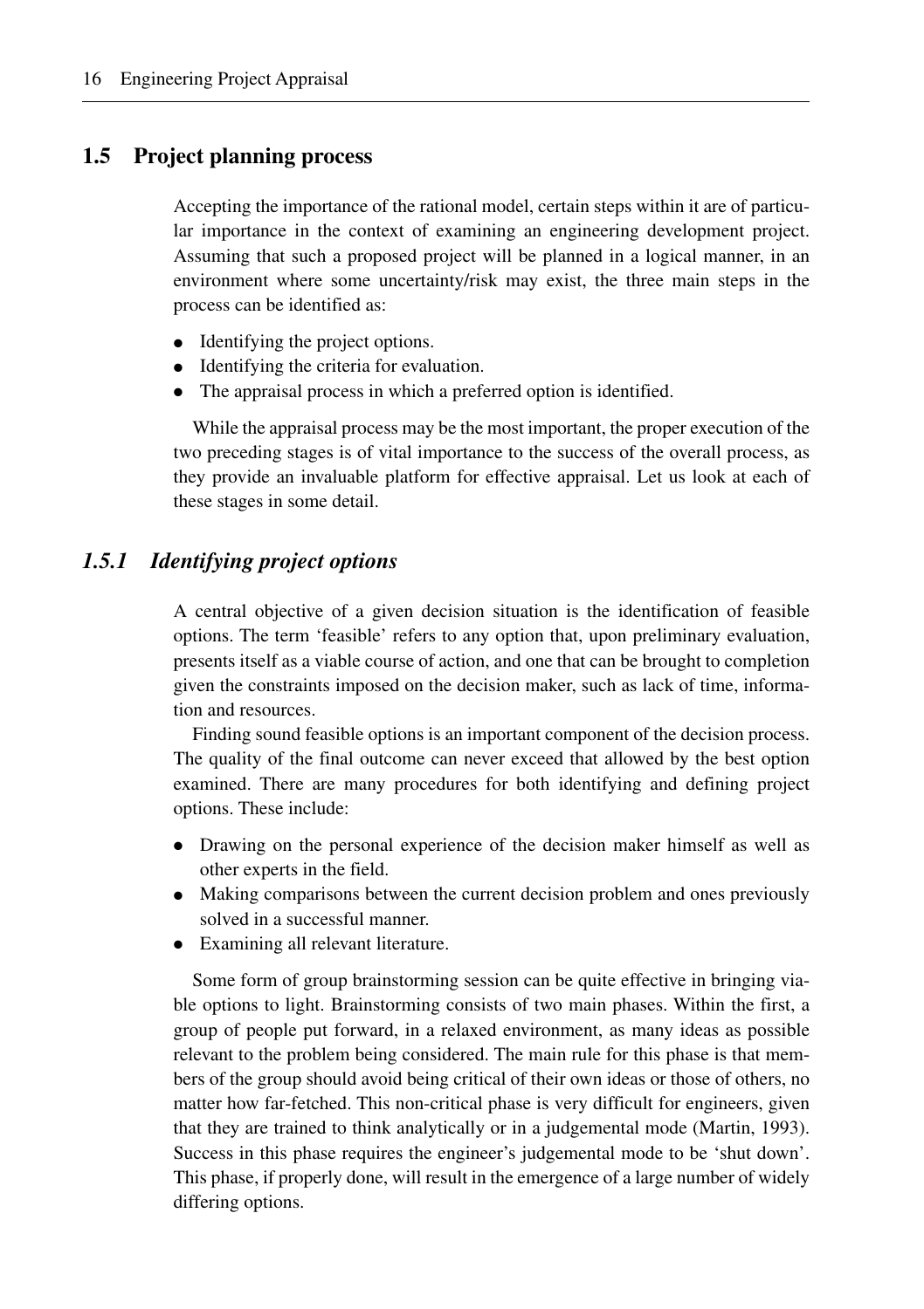## 1.5 Project planning process

Accepting the importance of the rational model, certain steps within it are of particular importance in the context of examining an engineering development project. Assuming that such a proposed project will be planned in a logical manner, in an environment where some uncertainty/risk may exist, the three main steps in the process can be identified as:

- Identifying the project options.
- Identifying the criteria for evaluation.
- The appraisal process in which a preferred option is identified.

While the appraisal process may be the most important, the proper execution of the two preceding stages is of vital importance to the success of the overall process, as they provide an invaluable platform for effective appraisal. Let us look at each of these stages in some detail.

### *1.5.1 Identifying project options*

A central objective of a given decision situation is the identification of feasible options. The term 'feasible' refers to any option that, upon preliminary evaluation, presents itself as a viable course of action, and one that can be brought to completion given the constraints imposed on the decision maker, such as lack of time, information and resources.

Finding sound feasible options is an important component of the decision process. The quality of the final outcome can never exceed that allowed by the best option examined. There are many procedures for both identifying and defining project options. These include:

- Drawing on the personal experience of the decision maker himself as well as other experts in the field.
- Making comparisons between the current decision problem and ones previously solved in a successful manner.
- Examining all relevant literature.

Some form of group brainstorming session can be quite effective in bringing viable options to light. Brainstorming consists of two main phases. Within the first, a group of people put forward, in a relaxed environment, as many ideas as possible relevant to the problem being considered. The main rule for this phase is that members of the group should avoid being critical of their own ideas or those of others, no matter how far-fetched. This non-critical phase is very difficult for engineers, given that they are trained to think analytically or in a judgemental mode (Martin, 1993). Success in this phase requires the engineer's judgemental mode to be 'shut down'. This phase, if properly done, will result in the emergence of a large number of widely differing options.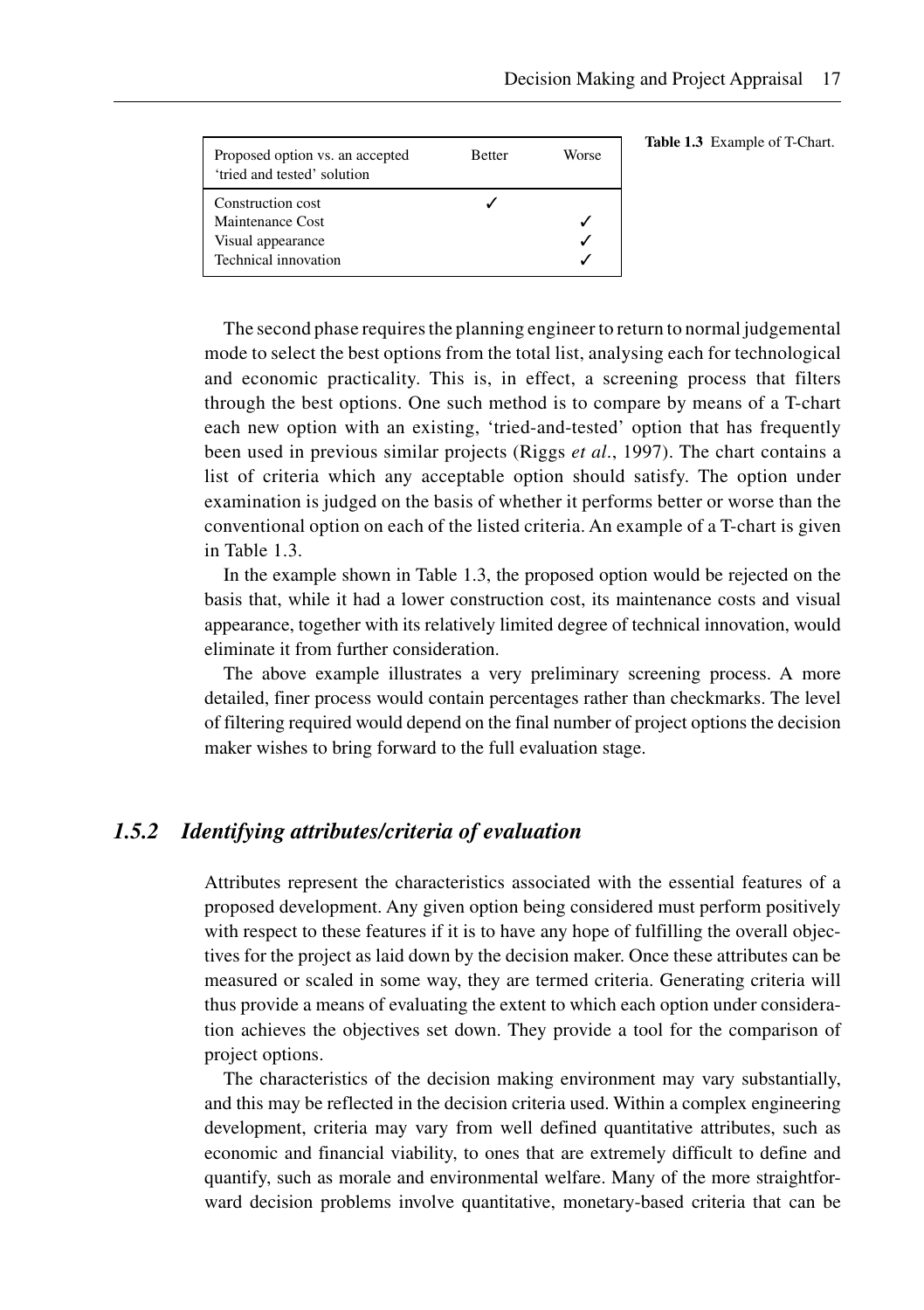| Proposed option vs. an accepted 'tried and tested' solution | Better | Worse |
|---|---|---|
| Construction cost | ✓ | |
| Maintenance Cost | | ✓ |
| Visual appearance | | ✓ |
| Technical innovation | | ✓ |

**Table 1.3** Example of T-Chart.

The second phase requires the planning engineer to return to normal judgemental mode to select the best options from the total list, analysing each for technological and economic practicality. This is, in effect, a screening process that filters through the best options. One such method is to compare by means of a T-chart each new option with an existing, 'tried-and-tested' option that has frequently been used in previous similar projects (Riggs *et al*., 1997). The chart contains a list of criteria which any acceptable option should satisfy. The option under examination is judged on the basis of whether it performs better or worse than the conventional option on each of the listed criteria. An example of a T-chart is given in Table 1.3.

In the example shown in Table 1.3, the proposed option would be rejected on the basis that, while it had a lower construction cost, its maintenance costs and visual appearance, together with its relatively limited degree of technical innovation, would eliminate it from further consideration.

The above example illustrates a very preliminary screening process. A more detailed, finer process would contain percentages rather than checkmarks. The level of filtering required would depend on the final number of project options the decision maker wishes to bring forward to the full evaluation stage.

### *1.5.2 Identifying attributes/criteria of evaluation*

Attributes represent the characteristics associated with the essential features of a proposed development. Any given option being considered must perform positively with respect to these features if it is to have any hope of fulfilling the overall objectives for the project as laid down by the decision maker. Once these attributes can be measured or scaled in some way, they are termed criteria. Generating criteria will thus provide a means of evaluating the extent to which each option under consideration achieves the objectives set down. They provide a tool for the comparison of project options.

The characteristics of the decision making environment may vary substantially, and this may be reflected in the decision criteria used. Within a complex engineering development, criteria may vary from well defined quantitative attributes, such as economic and financial viability, to ones that are extremely difficult to define and quantify, such as morale and environmental welfare. Many of the more straightforward decision problems involve quantitative, monetary-based criteria that can be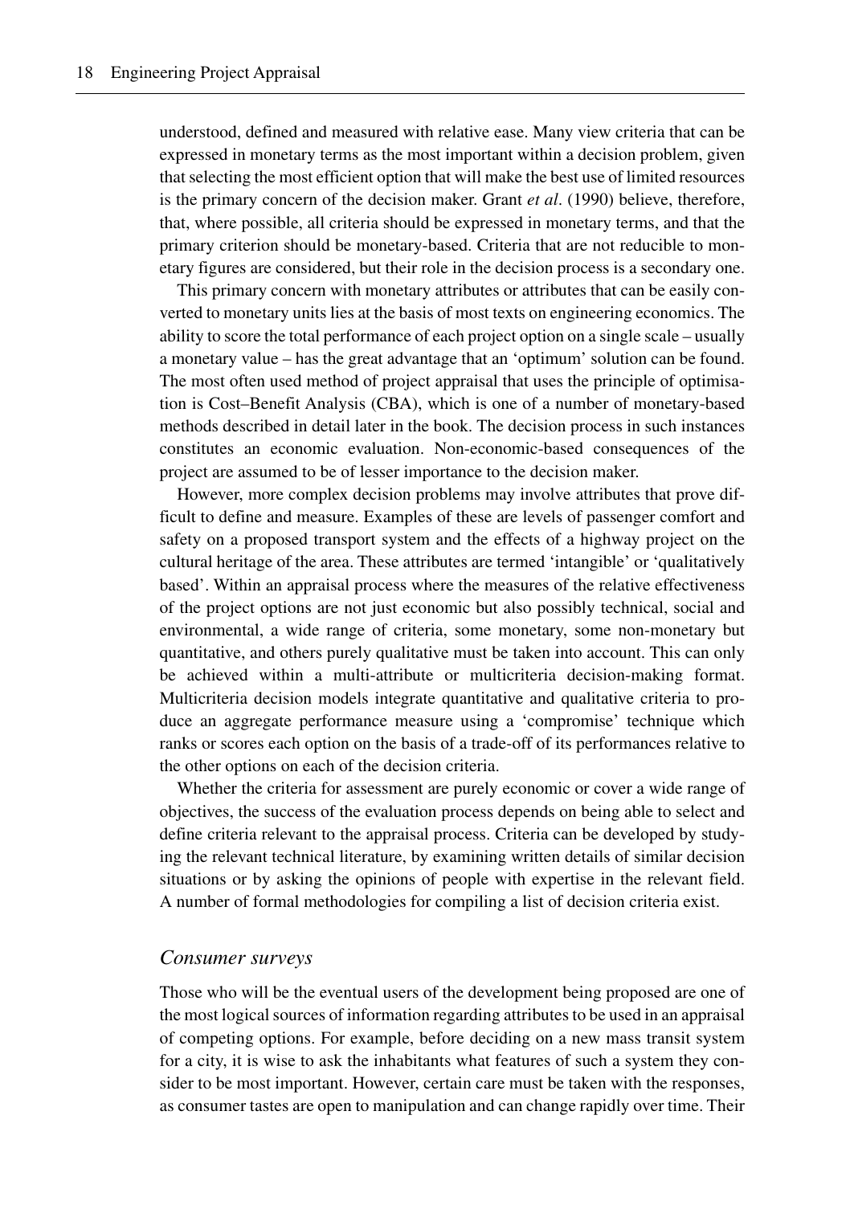understood, defined and measured with relative ease. Many view criteria that can be expressed in monetary terms as the most important within a decision problem, given that selecting the most efficient option that will make the best use of limited resources is the primary concern of the decision maker. Grant *et al*. (1990) believe, therefore, that, where possible, all criteria should be expressed in monetary terms, and that the primary criterion should be monetary-based. Criteria that are not reducible to monetary figures are considered, but their role in the decision process is a secondary one.

This primary concern with monetary attributes or attributes that can be easily converted to monetary units lies at the basis of most texts on engineering economics. The ability to score the total performance of each project option on a single scale – usually a monetary value – has the great advantage that an 'optimum' solution can be found. The most often used method of project appraisal that uses the principle of optimisation is Cost–Benefit Analysis (CBA), which is one of a number of monetary-based methods described in detail later in the book. The decision process in such instances constitutes an economic evaluation. Non-economic-based consequences of the project are assumed to be of lesser importance to the decision maker.

However, more complex decision problems may involve attributes that prove difficult to define and measure. Examples of these are levels of passenger comfort and safety on a proposed transport system and the effects of a highway project on the cultural heritage of the area. These attributes are termed 'intangible' or 'qualitatively based'. Within an appraisal process where the measures of the relative effectiveness of the project options are not just economic but also possibly technical, social and environmental, a wide range of criteria, some monetary, some non-monetary but quantitative, and others purely qualitative must be taken into account. This can only be achieved within a multi-attribute or multicriteria decision-making format. Multicriteria decision models integrate quantitative and qualitative criteria to produce an aggregate performance measure using a 'compromise' technique which ranks or scores each option on the basis of a trade-off of its performances relative to the other options on each of the decision criteria.

Whether the criteria for assessment are purely economic or cover a wide range of objectives, the success of the evaluation process depends on being able to select and define criteria relevant to the appraisal process. Criteria can be developed by studying the relevant technical literature, by examining written details of similar decision situations or by asking the opinions of people with expertise in the relevant field. A number of formal methodologies for compiling a list of decision criteria exist.

### *Consumer surveys*

Those who will be the eventual users of the development being proposed are one of the most logical sources of information regarding attributes to be used in an appraisal of competing options. For example, before deciding on a new mass transit system for a city, it is wise to ask the inhabitants what features of such a system they consider to be most important. However, certain care must be taken with the responses, as consumer tastes are open to manipulation and can change rapidly over time. Their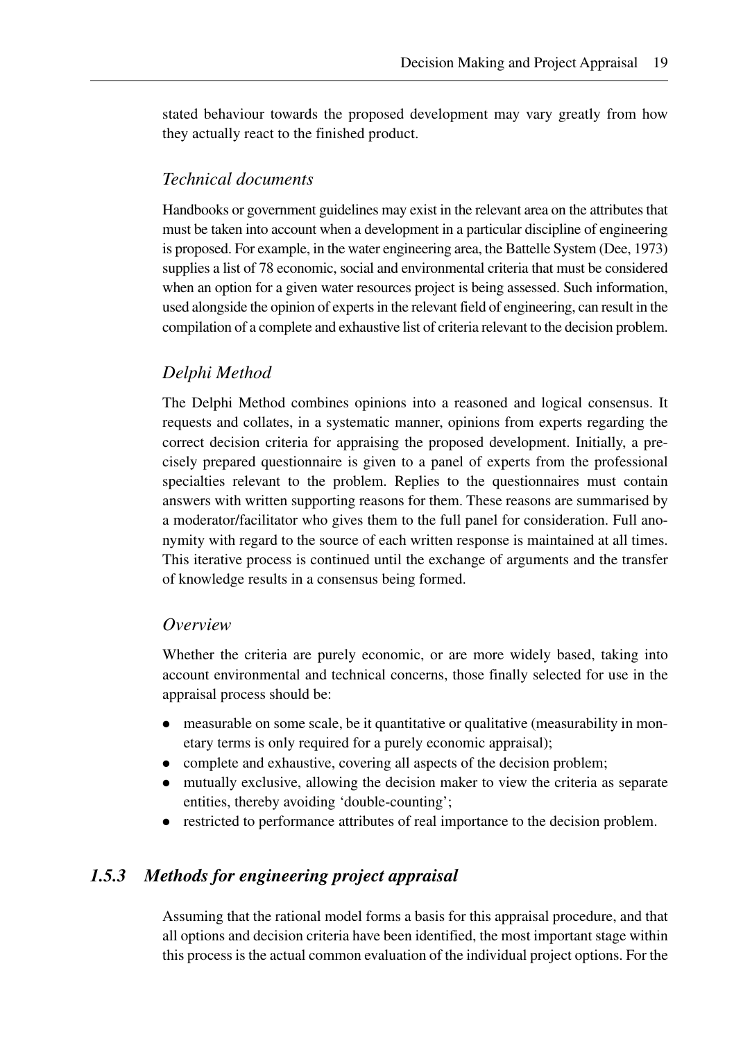stated behaviour towards the proposed development may vary greatly from how they actually react to the finished product.

*Technical documents*

Handbooks or government guidelines may exist in the relevant area on the attributes that must be taken into account when a development in a particular discipline of engineering is proposed. For example, in the water engineering area, the Battelle System (Dee, 1973) supplies a list of 78 economic, social and environmental criteria that must be considered when an option for a given water resources project is being assessed. Such information, used alongside the opinion of experts in the relevant field of engineering, can result in the compilation of a complete and exhaustive list of criteria relevant to the decision problem.

*Delphi Method*

The Delphi Method combines opinions into a reasoned and logical consensus. It requests and collates, in a systematic manner, opinions from experts regarding the correct decision criteria for appraising the proposed development. Initially, a precisely prepared questionnaire is given to a panel of experts from the professional specialties relevant to the problem. Replies to the questionnaires must contain answers with written supporting reasons for them. These reasons are summarised by a moderator/facilitator who gives them to the full panel for consideration. Full anonymity with regard to the source of each written response is maintained at all times. This iterative process is continued until the exchange of arguments and the transfer of knowledge results in a consensus being formed.

*Overview*

Whether the criteria are purely economic, or are more widely based, taking into account environmental and technical concerns, those finally selected for use in the appraisal process should be:

- measurable on some scale, be it quantitative or qualitative (measurability in monetary terms is only required for a purely economic appraisal);
- complete and exhaustive, covering all aspects of the decision problem;
- mutually exclusive, allowing the decision maker to view the criteria as separate entities, thereby avoiding 'double-counting';
- restricted to performance attributes of real importance to the decision problem.

### *1.5.3 Methods for engineering project appraisal*

Assuming that the rational model forms a basis for this appraisal procedure, and that all options and decision criteria have been identified, the most important stage within this process is the actual common evaluation of the individual project options. For the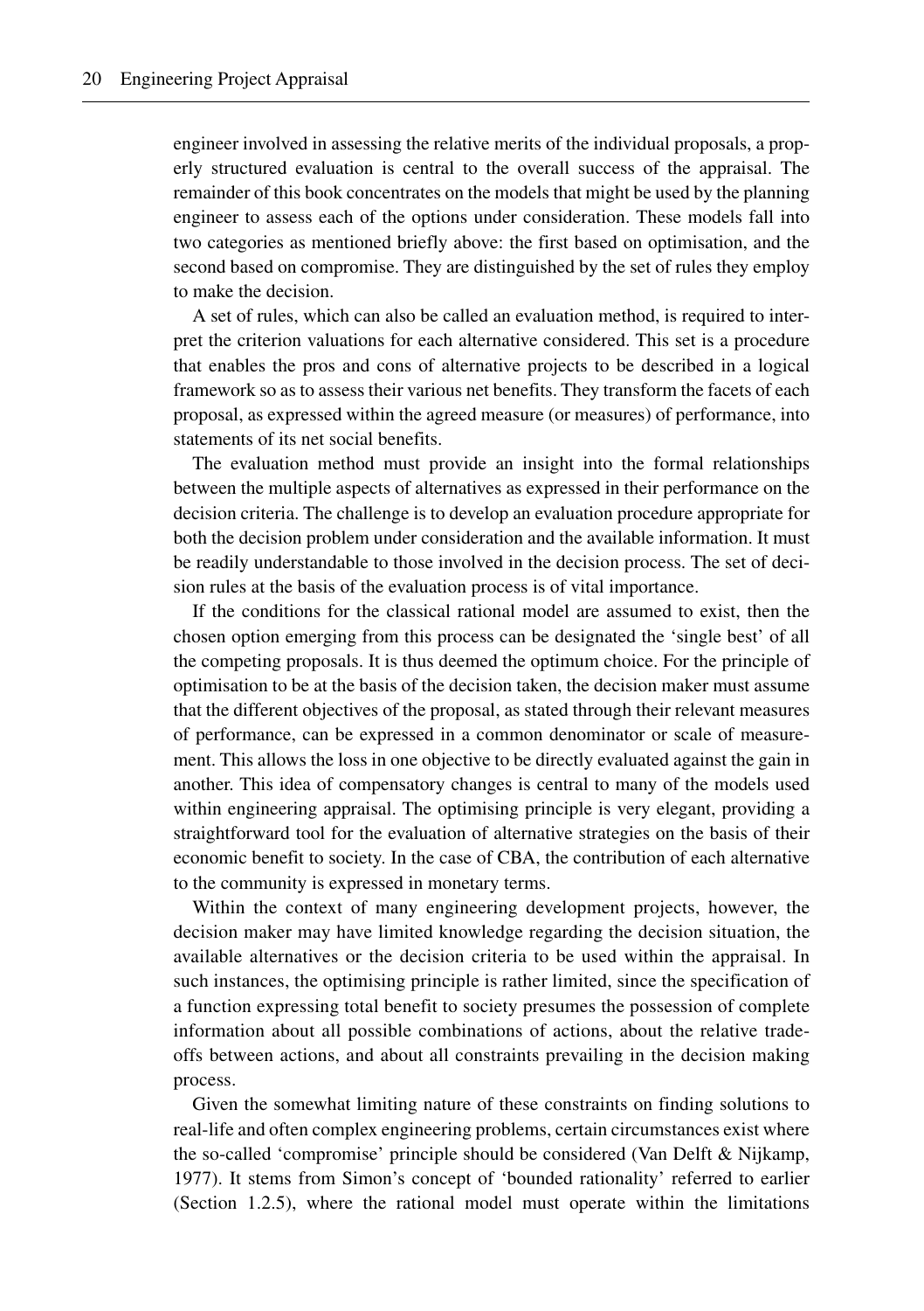engineer involved in assessing the relative merits of the individual proposals, a properly structured evaluation is central to the overall success of the appraisal. The remainder of this book concentrates on the models that might be used by the planning engineer to assess each of the options under consideration. These models fall into two categories as mentioned briefly above: the first based on optimisation, and the second based on compromise. They are distinguished by the set of rules they employ to make the decision.

A set of rules, which can also be called an evaluation method, is required to interpret the criterion valuations for each alternative considered. This set is a procedure that enables the pros and cons of alternative projects to be described in a logical framework so as to assess their various net benefits. They transform the facets of each proposal, as expressed within the agreed measure (or measures) of performance, into statements of its net social benefits.

The evaluation method must provide an insight into the formal relationships between the multiple aspects of alternatives as expressed in their performance on the decision criteria. The challenge is to develop an evaluation procedure appropriate for both the decision problem under consideration and the available information. It must be readily understandable to those involved in the decision process. The set of decision rules at the basis of the evaluation process is of vital importance.

If the conditions for the classical rational model are assumed to exist, then the chosen option emerging from this process can be designated the 'single best' of all the competing proposals. It is thus deemed the optimum choice. For the principle of optimisation to be at the basis of the decision taken, the decision maker must assume that the different objectives of the proposal, as stated through their relevant measures of performance, can be expressed in a common denominator or scale of measurement. This allows the loss in one objective to be directly evaluated against the gain in another. This idea of compensatory changes is central to many of the models used within engineering appraisal. The optimising principle is very elegant, providing a straightforward tool for the evaluation of alternative strategies on the basis of their economic benefit to society. In the case of CBA, the contribution of each alternative to the community is expressed in monetary terms.

Within the context of many engineering development projects, however, the decision maker may have limited knowledge regarding the decision situation, the available alternatives or the decision criteria to be used within the appraisal. In such instances, the optimising principle is rather limited, since the specification of a function expressing total benefit to society presumes the possession of complete information about all possible combinations of actions, about the relative trade-offs between actions, and about all constraints prevailing in the decision making process.

Given the somewhat limiting nature of these constraints on finding solutions to real-life and often complex engineering problems, certain circumstances exist where the so-called 'compromise' principle should be considered (Van Delft & Nijkamp, 1977). It stems from Simon's concept of 'bounded rationality' referred to earlier (Section 1.2.5), where the rational model must operate within the limitations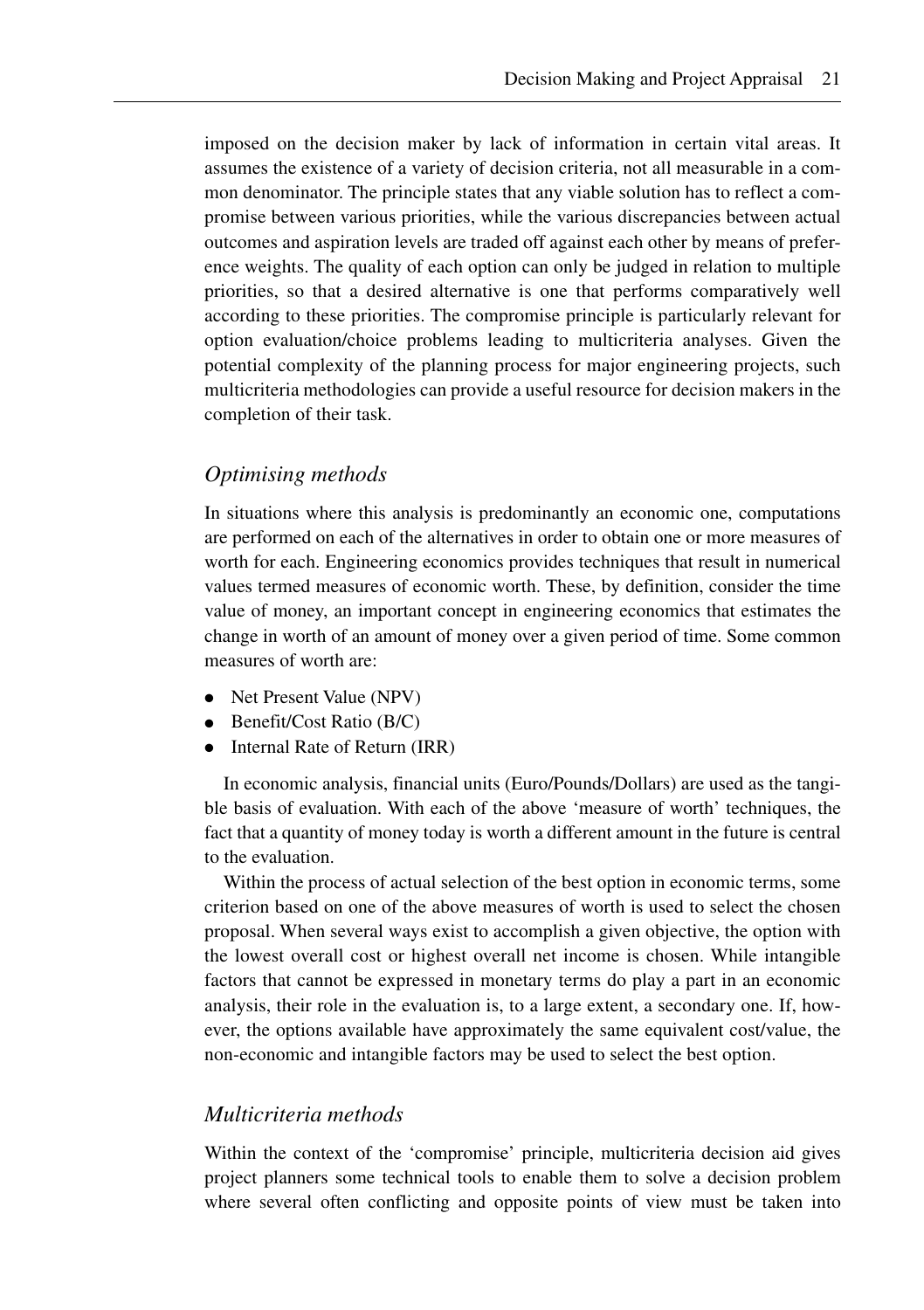imposed on the decision maker by lack of information in certain vital areas. It assumes the existence of a variety of decision criteria, not all measurable in a common denominator. The principle states that any viable solution has to reflect a compromise between various priorities, while the various discrepancies between actual outcomes and aspiration levels are traded off against each other by means of preference weights. The quality of each option can only be judged in relation to multiple priorities, so that a desired alternative is one that performs comparatively well according to these priorities. The compromise principle is particularly relevant for option evaluation/choice problems leading to multicriteria analyses. Given the potential complexity of the planning process for major engineering projects, such multicriteria methodologies can provide a useful resource for decision makers in the completion of their task.

### *Optimising methods*

In situations where this analysis is predominantly an economic one, computations are performed on each of the alternatives in order to obtain one or more measures of worth for each. Engineering economics provides techniques that result in numerical values termed measures of economic worth. These, by definition, consider the time value of money, an important concept in engineering economics that estimates the change in worth of an amount of money over a given period of time. Some common measures of worth are:

- Net Present Value (NPV)
- Benefit/Cost Ratio (B/C)
- Internal Rate of Return (IRR)

In economic analysis, financial units (Euro/Pounds/Dollars) are used as the tangible basis of evaluation. With each of the above 'measure of worth' techniques, the fact that a quantity of money today is worth a different amount in the future is central to the evaluation.

Within the process of actual selection of the best option in economic terms, some criterion based on one of the above measures of worth is used to select the chosen proposal. When several ways exist to accomplish a given objective, the option with the lowest overall cost or highest overall net income is chosen. While intangible factors that cannot be expressed in monetary terms do play a part in an economic analysis, their role in the evaluation is, to a large extent, a secondary one. If, however, the options available have approximately the same equivalent cost/value, the non-economic and intangible factors may be used to select the best option.

### *Multicriteria methods*

Within the context of the 'compromise' principle, multicriteria decision aid gives project planners some technical tools to enable them to solve a decision problem where several often conflicting and opposite points of view must be taken into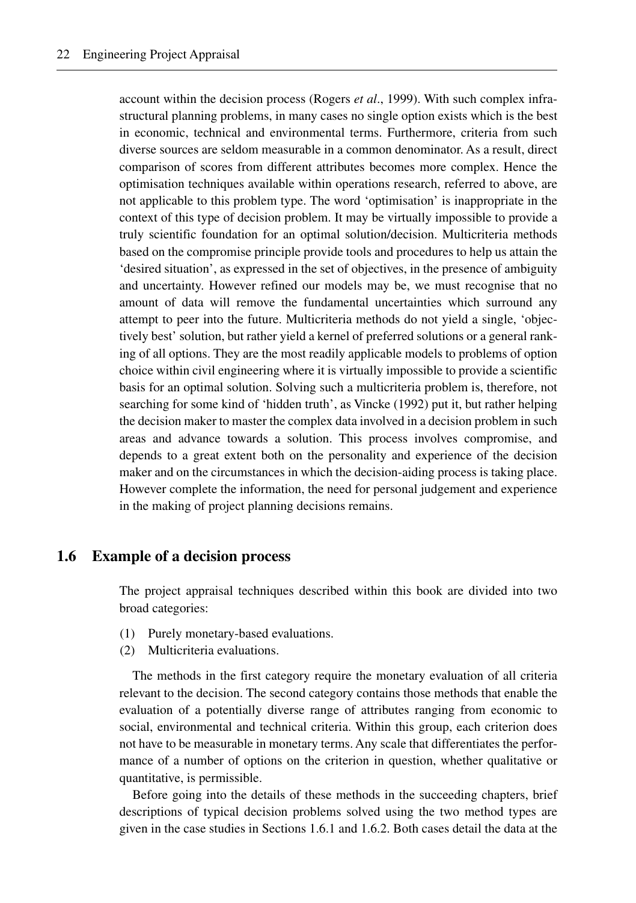account within the decision process (Rogers *et al*., 1999). With such complex infrastructural planning problems, in many cases no single option exists which is the best in economic, technical and environmental terms. Furthermore, criteria from such diverse sources are seldom measurable in a common denominator. As a result, direct comparison of scores from different attributes becomes more complex. Hence the optimisation techniques available within operations research, referred to above, are not applicable to this problem type. The word 'optimisation' is inappropriate in the context of this type of decision problem. It may be virtually impossible to provide a truly scientific foundation for an optimal solution/decision. Multicriteria methods based on the compromise principle provide tools and procedures to help us attain the 'desired situation', as expressed in the set of objectives, in the presence of ambiguity and uncertainty. However refined our models may be, we must recognise that no amount of data will remove the fundamental uncertainties which surround any attempt to peer into the future. Multicriteria methods do not yield a single, 'objectively best' solution, but rather yield a kernel of preferred solutions or a general ranking of all options. They are the most readily applicable models to problems of option choice within civil engineering where it is virtually impossible to provide a scientific basis for an optimal solution. Solving such a multicriteria problem is, therefore, not searching for some kind of 'hidden truth', as Vincke (1992) put it, but rather helping the decision maker to master the complex data involved in a decision problem in such areas and advance towards a solution. This process involves compromise, and depends to a great extent both on the personality and experience of the decision maker and on the circumstances in which the decision-aiding process is taking place. However complete the information, the need for personal judgement and experience in the making of project planning decisions remains.

## 1.6 Example of a decision process

The project appraisal techniques described within this book are divided into two broad categories:

(1) Purely monetary-based evaluations.
(2) Multicriteria evaluations.

The methods in the first category require the monetary evaluation of all criteria relevant to the decision. The second category contains those methods that enable the evaluation of a potentially diverse range of attributes ranging from economic to social, environmental and technical criteria. Within this group, each criterion does not have to be measurable in monetary terms. Any scale that differentiates the performance of a number of options on the criterion in question, whether qualitative or quantitative, is permissible.

Before going into the details of these methods in the succeeding chapters, brief descriptions of typical decision problems solved using the two method types are given in the case studies in Sections 1.6.1 and 1.6.2. Both cases detail the data at the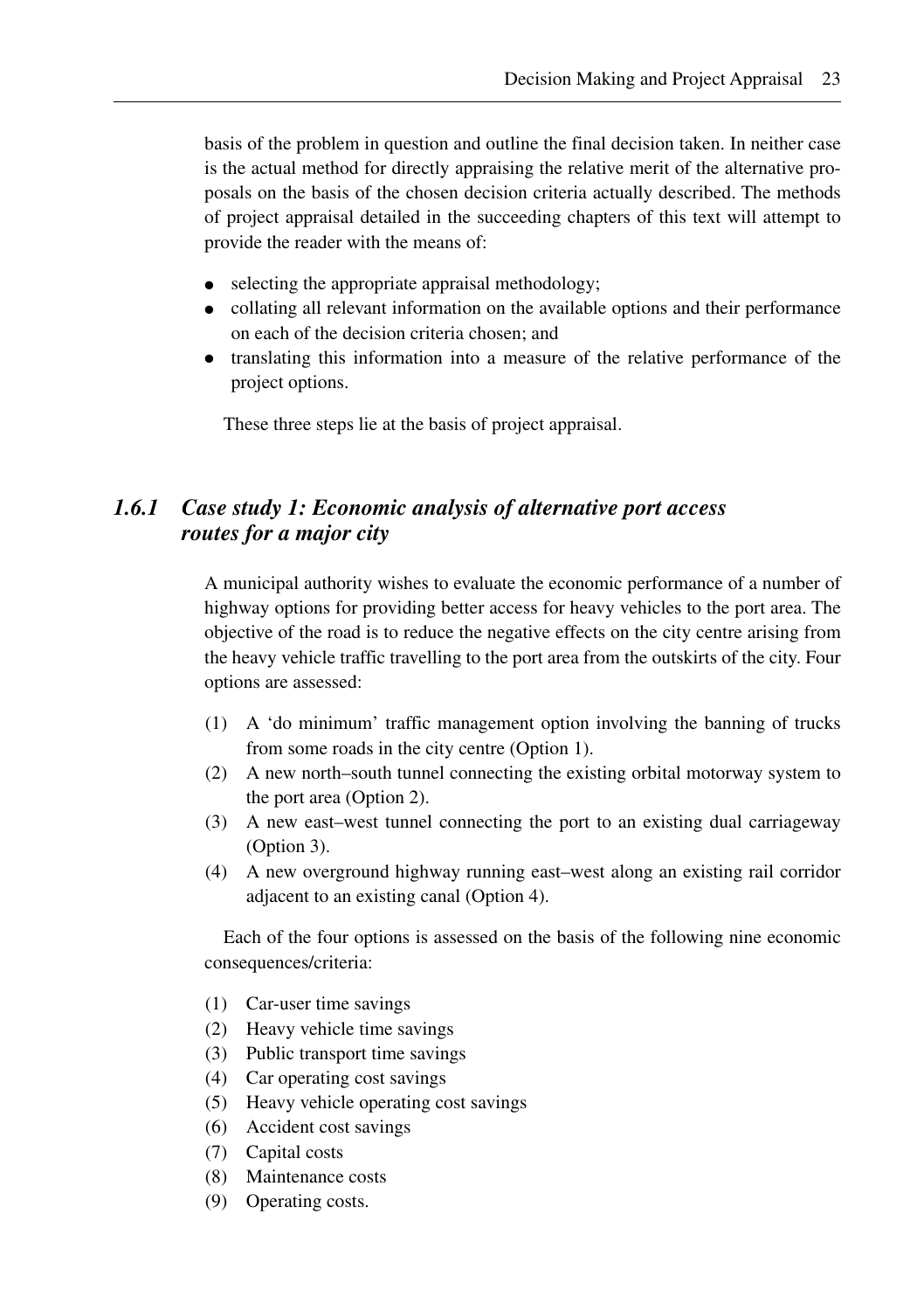basis of the problem in question and outline the final decision taken. In neither case is the actual method for directly appraising the relative merit of the alternative proposals on the basis of the chosen decision criteria actually described. The methods of project appraisal detailed in the succeeding chapters of this text will attempt to provide the reader with the means of:

- selecting the appropriate appraisal methodology;
- collating all relevant information on the available options and their performance on each of the decision criteria chosen; and
- translating this information into a measure of the relative performance of the project options.

These three steps lie at the basis of project appraisal.

### *1.6.1 Case study 1: Economic analysis of alternative port access routes for a major city*

A municipal authority wishes to evaluate the economic performance of a number of highway options for providing better access for heavy vehicles to the port area. The objective of the road is to reduce the negative effects on the city centre arising from the heavy vehicle traffic travelling to the port area from the outskirts of the city. Four options are assessed:

(1) A 'do minimum' traffic management option involving the banning of trucks from some roads in the city centre (Option 1).
(2) A new north–south tunnel connecting the existing orbital motorway system to the port area (Option 2).
(3) A new east–west tunnel connecting the port to an existing dual carriageway (Option 3).
(4) A new overground highway running east–west along an existing rail corridor adjacent to an existing canal (Option 4).

Each of the four options is assessed on the basis of the following nine economic consequences/criteria:

(1) Car-user time savings
(2) Heavy vehicle time savings
(3) Public transport time savings
(4) Car operating cost savings
(5) Heavy vehicle operating cost savings
(6) Accident cost savings
(7) Capital costs
(8) Maintenance costs
(9) Operating costs.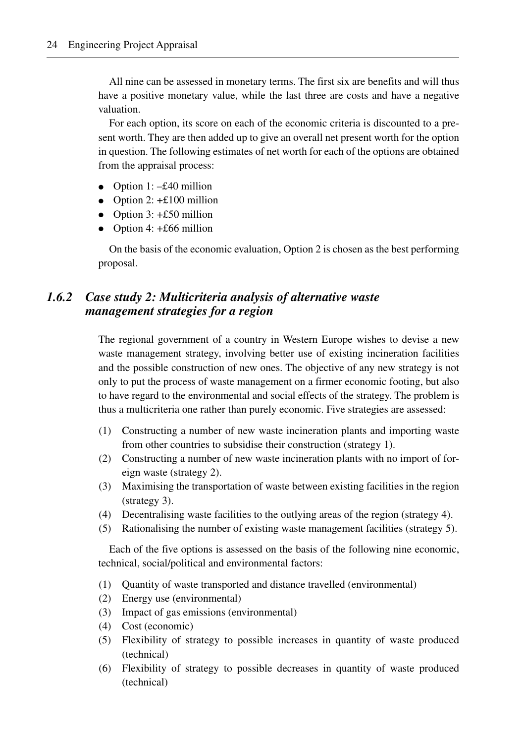All nine can be assessed in monetary terms. The first six are benefits and will thus have a positive monetary value, while the last three are costs and have a negative valuation.

For each option, its score on each of the economic criteria is discounted to a present worth. They are then added up to give an overall net present worth for the option in question. The following estimates of net worth for each of the options are obtained from the appraisal process:

- Option 1: –£40 million
- Option 2: +£100 million
- Option 3: +£50 million
- Option 4: +£66 million

On the basis of the economic evaluation, Option 2 is chosen as the best performing proposal.

### *1.6.2 Case study 2: Multicriteria analysis of alternative waste management strategies for a region*

The regional government of a country in Western Europe wishes to devise a new waste management strategy, involving better use of existing incineration facilities and the possible construction of new ones. The objective of any new strategy is not only to put the process of waste management on a firmer economic footing, but also to have regard to the environmental and social effects of the strategy. The problem is thus a multicriteria one rather than purely economic. Five strategies are assessed:

(1) Constructing a number of new waste incineration plants and importing waste from other countries to subsidise their construction (strategy 1).
(2) Constructing a number of new waste incineration plants with no import of foreign waste (strategy 2).
(3) Maximising the transportation of waste between existing facilities in the region (strategy 3).
(4) Decentralising waste facilities to the outlying areas of the region (strategy 4).
(5) Rationalising the number of existing waste management facilities (strategy 5).

Each of the five options is assessed on the basis of the following nine economic, technical, social/political and environmental factors:

(1) Quantity of waste transported and distance travelled (environmental)
(2) Energy use (environmental)
(3) Impact of gas emissions (environmental)
(4) Cost (economic)
(5) Flexibility of strategy to possible increases in quantity of waste produced (technical)
(6) Flexibility of strategy to possible decreases in quantity of waste produced (technical)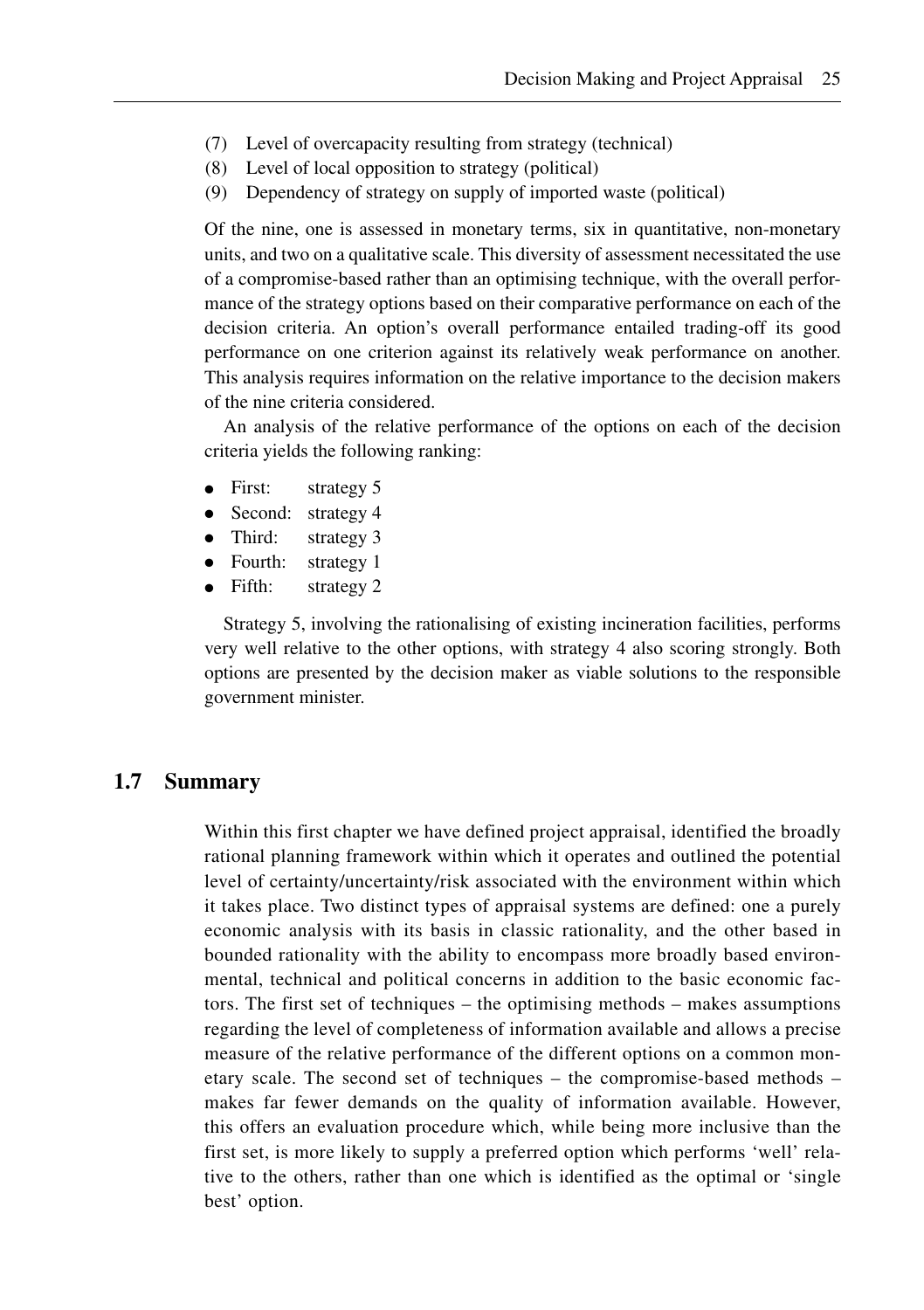(7) Level of overcapacity resulting from strategy (technical)
(8) Level of local opposition to strategy (political)
(9) Dependency of strategy on supply of imported waste (political)

Of the nine, one is assessed in monetary terms, six in quantitative, non-monetary units, and two on a qualitative scale. This diversity of assessment necessitated the use of a compromise-based rather than an optimising technique, with the overall performance of the strategy options based on their comparative performance on each of the decision criteria. An option's overall performance entailed trading-off its good performance on one criterion against its relatively weak performance on another. This analysis requires information on the relative importance to the decision makers of the nine criteria considered.

An analysis of the relative performance of the options on each of the decision criteria yields the following ranking:

- First: strategy 5
- Second: strategy 4
- Third: strategy 3
- Fourth: strategy 1
- Fifth: strategy 2

Strategy 5, involving the rationalising of existing incineration facilities, performs very well relative to the other options, with strategy 4 also scoring strongly. Both options are presented by the decision maker as viable solutions to the responsible government minister.

## 1.7 Summary

Within this first chapter we have defined project appraisal, identified the broadly rational planning framework within which it operates and outlined the potential level of certainty/uncertainty/risk associated with the environment within which it takes place. Two distinct types of appraisal systems are defined: one a purely economic analysis with its basis in classic rationality, and the other based in bounded rationality with the ability to encompass more broadly based environmental, technical and political concerns in addition to the basic economic factors. The first set of techniques – the optimising methods – makes assumptions regarding the level of completeness of information available and allows a precise measure of the relative performance of the different options on a common monetary scale. The second set of techniques – the compromise-based methods – makes far fewer demands on the quality of information available. However, this offers an evaluation procedure which, while being more inclusive than the first set, is more likely to supply a preferred option which performs 'well' relative to the others, rather than one which is identified as the optimal or 'single best' option.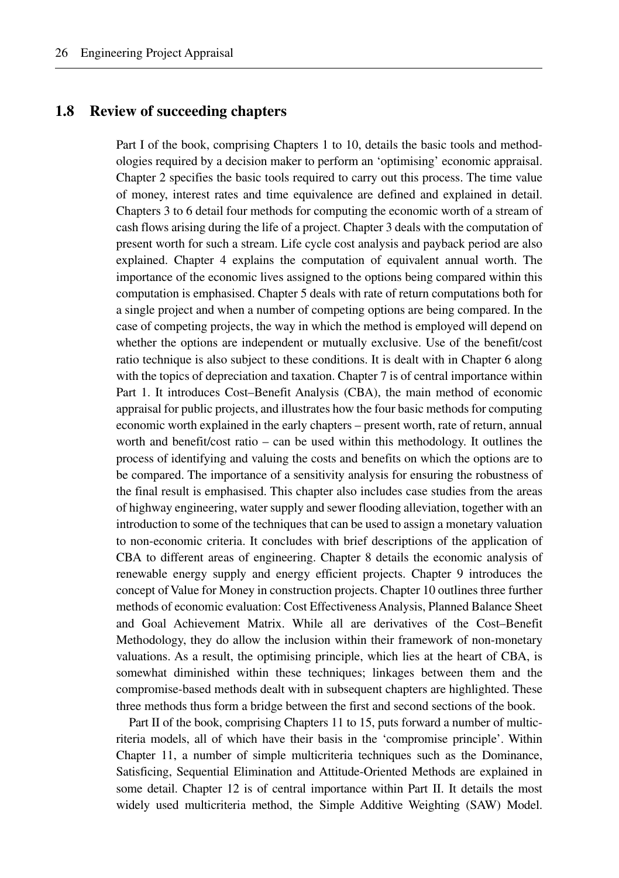## 1.8 Review of succeeding chapters

Part I of the book, comprising Chapters 1 to 10, details the basic tools and methodologies required by a decision maker to perform an 'optimising' economic appraisal. Chapter 2 specifies the basic tools required to carry out this process. The time value of money, interest rates and time equivalence are defined and explained in detail. Chapters 3 to 6 detail four methods for computing the economic worth of a stream of cash flows arising during the life of a project. Chapter 3 deals with the computation of present worth for such a stream. Life cycle cost analysis and payback period are also explained. Chapter 4 explains the computation of equivalent annual worth. The importance of the economic lives assigned to the options being compared within this computation is emphasised. Chapter 5 deals with rate of return computations both for a single project and when a number of competing options are being compared. In the case of competing projects, the way in which the method is employed will depend on whether the options are independent or mutually exclusive. Use of the benefit/cost ratio technique is also subject to these conditions. It is dealt with in Chapter 6 along with the topics of depreciation and taxation. Chapter 7 is of central importance within Part 1. It introduces Cost–Benefit Analysis (CBA), the main method of economic appraisal for public projects, and illustrates how the four basic methods for computing economic worth explained in the early chapters – present worth, rate of return, annual worth and benefit/cost ratio – can be used within this methodology. It outlines the process of identifying and valuing the costs and benefits on which the options are to be compared. The importance of a sensitivity analysis for ensuring the robustness of the final result is emphasised. This chapter also includes case studies from the areas of highway engineering, water supply and sewer flooding alleviation, together with an introduction to some of the techniques that can be used to assign a monetary valuation to non-economic criteria. It concludes with brief descriptions of the application of CBA to different areas of engineering. Chapter 8 details the economic analysis of renewable energy supply and energy efficient projects. Chapter 9 introduces the concept of Value for Money in construction projects. Chapter 10 outlines three further methods of economic evaluation: Cost Effectiveness Analysis, Planned Balance Sheet and Goal Achievement Matrix. While all are derivatives of the Cost–Benefit Methodology, they do allow the inclusion within their framework of non-monetary valuations. As a result, the optimising principle, which lies at the heart of CBA, is somewhat diminished within these techniques; linkages between them and the compromise-based methods dealt with in subsequent chapters are highlighted. These three methods thus form a bridge between the first and second sections of the book.

Part II of the book, comprising Chapters 11 to 15, puts forward a number of multicriteria models, all of which have their basis in the 'compromise principle'. Within Chapter 11, a number of simple multicriteria techniques such as the Dominance, Satisficing, Sequential Elimination and Attitude-Oriented Methods are explained in some detail. Chapter 12 is of central importance within Part II. It details the most widely used multicriteria method, the Simple Additive Weighting (SAW) Model.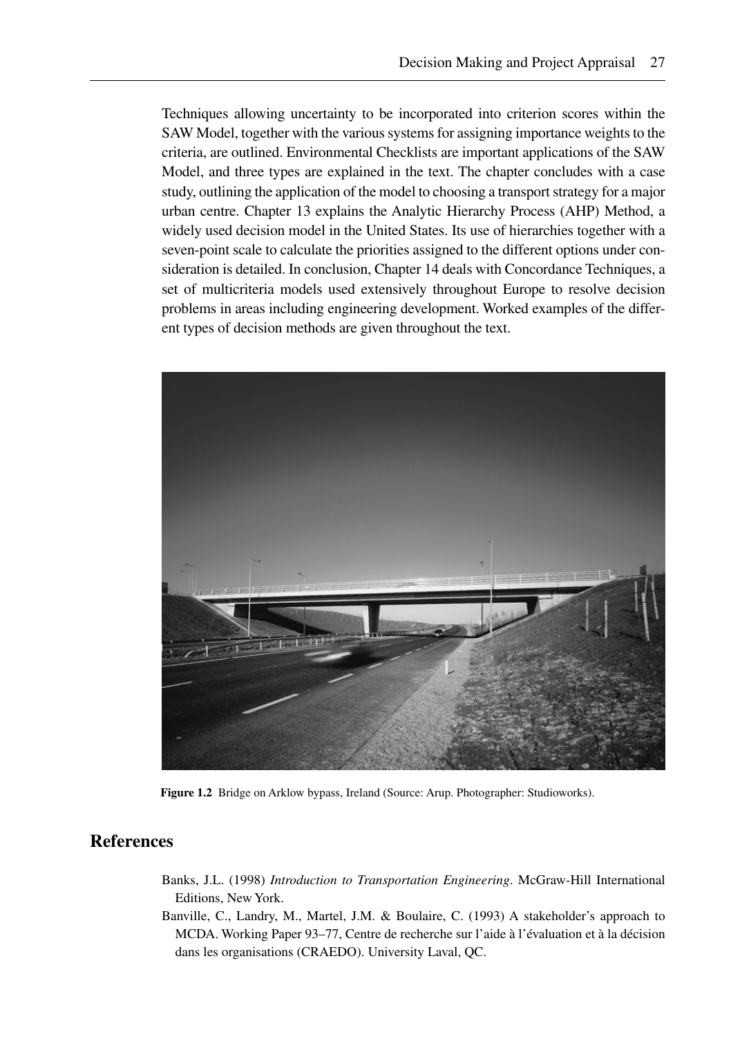Techniques allowing uncertainty to be incorporated into criterion scores within the SAW Model, together with the various systems for assigning importance weights to the criteria, are outlined. Environmental Checklists are important applications of the SAW Model, and three types are explained in the text. The chapter concludes with a case study, outlining the application of the model to choosing a transport strategy for a major urban centre. Chapter 13 explains the Analytic Hierarchy Process (AHP) Method, a widely used decision model in the United States. Its use of hierarchies together with a seven-point scale to calculate the priorities assigned to the different options under consideration is detailed. In conclusion, Chapter 14 deals with Concordance Techniques, a set of multicriteria models used extensively throughout Europe to resolve decision problems in areas including engineering development. Worked examples of the different types of decision methods are given throughout the text.

**Figure 1.2** Bridge on Arklow bypass, Ireland (Source: Arup. Photographer: Studioworks).

## References

Banks, J.L. (1998) *Introduction to Transportation Engineering*. McGraw-Hill International Editions, New York.

Banville, C., Landry, M., Martel, J.M. & Boulaire, C. (1993) A stakeholder's approach to MCDA. Working Paper 93–77, Centre de recherche sur l'aide à l'évaluation et à la décision dans les organisations (CRAEDO). University Laval, QC.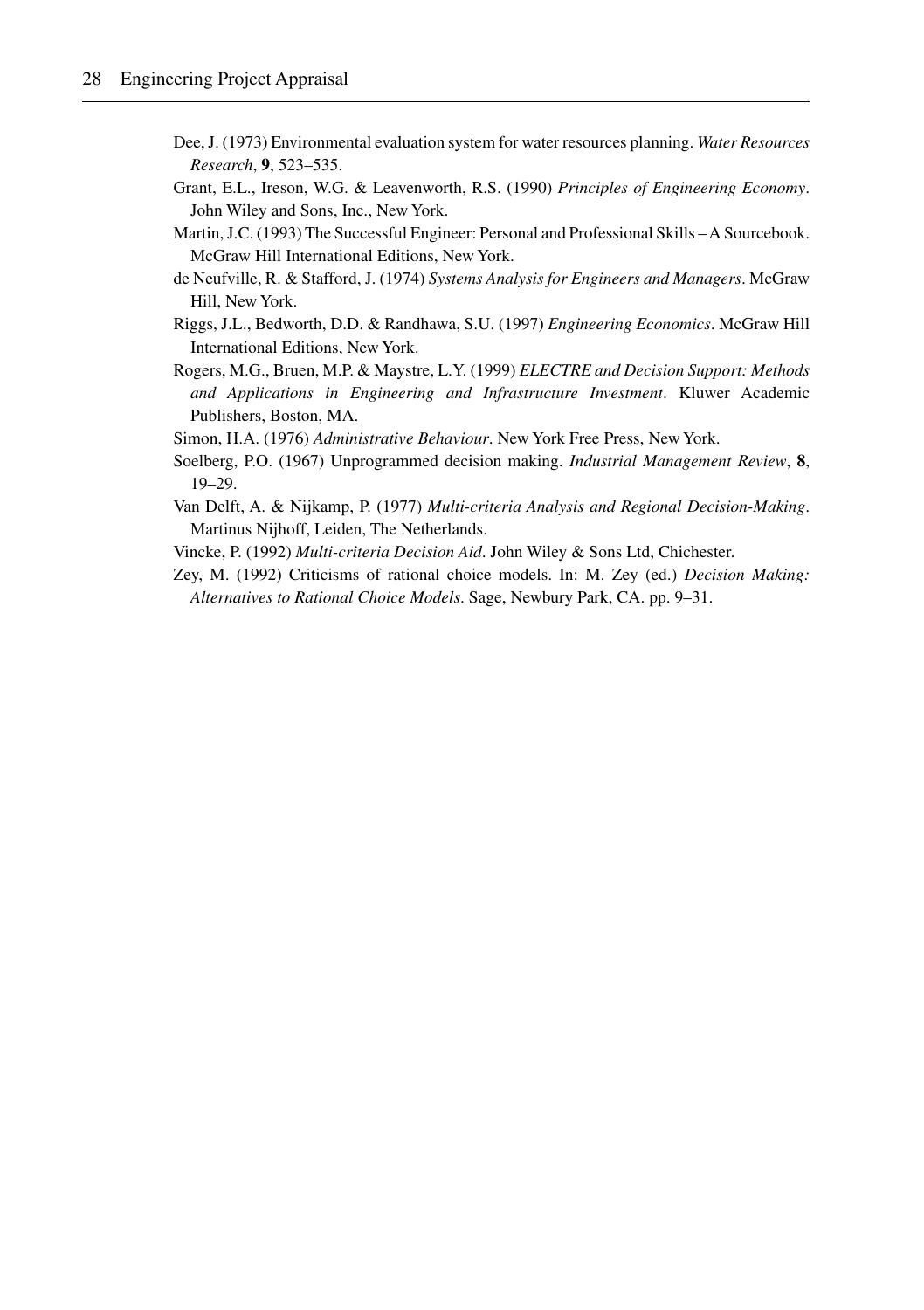Dee, J. (1973) Environmental evaluation system for water resources planning. *Water Resources Research*, **9**, 523–535.

Grant, E.L., Ireson, W.G. & Leavenworth, R.S. (1990) *Principles of Engineering Economy*. John Wiley and Sons, Inc., New York.

Martin, J.C. (1993) The Successful Engineer: Personal and Professional Skills – A Sourcebook. McGraw Hill International Editions, New York.

de Neufville, R. & Stafford, J. (1974) *Systems Analysis for Engineers and Managers*. McGraw Hill, New York.

Riggs, J.L., Bedworth, D.D. & Randhawa, S.U. (1997) *Engineering Economics*. McGraw Hill International Editions, New York.

Rogers, M.G., Bruen, M.P. & Maystre, L.Y. (1999) *ELECTRE and Decision Support: Methods and Applications in Engineering and Infrastructure Investment*. Kluwer Academic Publishers, Boston, MA.

Simon, H.A. (1976) *Administrative Behaviour*. New York Free Press, New York.

Soelberg, P.O. (1967) Unprogrammed decision making. *Industrial Management Review*, **8**, 19–29.

Van Delft, A. & Nijkamp, P. (1977) *Multi-criteria Analysis and Regional Decision-Making*. Martinus Nijhoff, Leiden, The Netherlands.

Vincke, P. (1992) *Multi-criteria Decision Aid*. John Wiley & Sons Ltd, Chichester.

Zey, M. (1992) Criticisms of rational choice models. In: M. Zey (ed.) *Decision Making: Alternatives to Rational Choice Models*. Sage, Newbury Park, CA. pp. 9–31.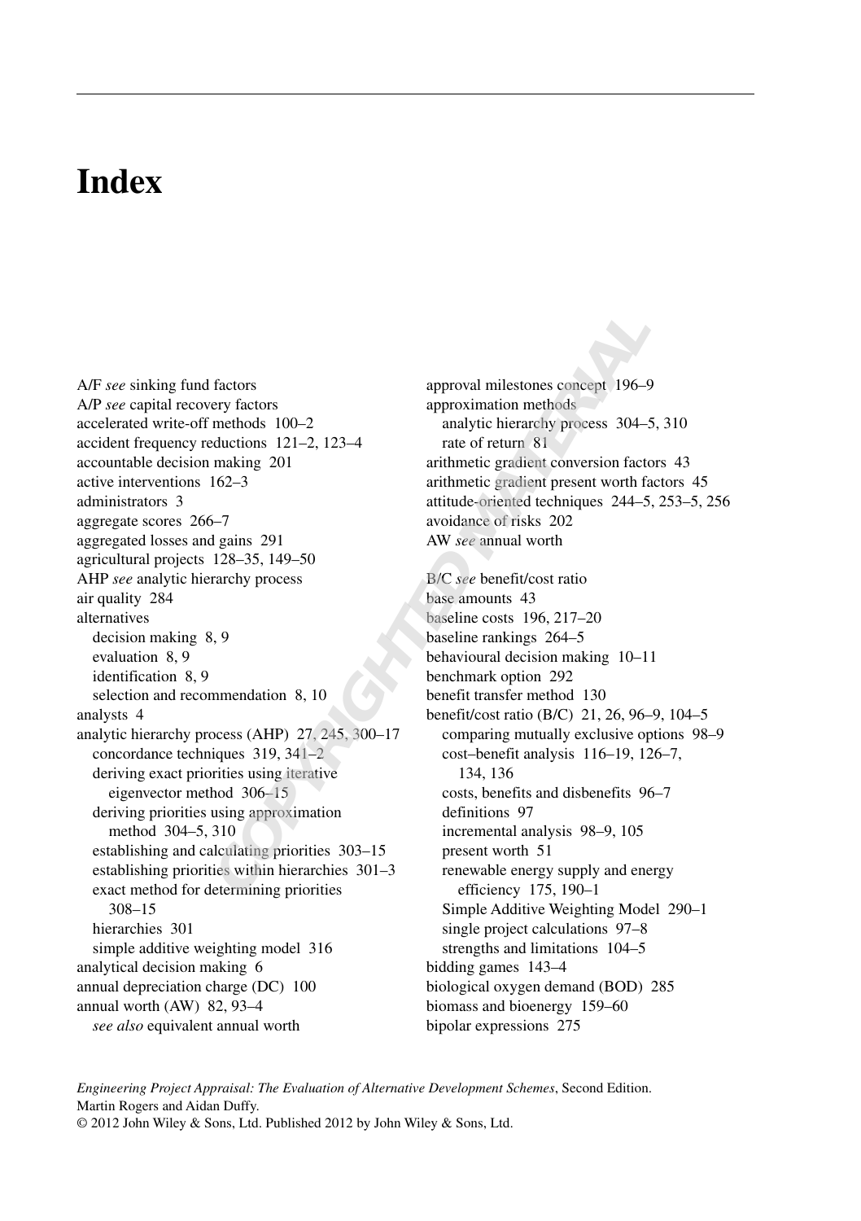# Index

A/F *see* sinking fund factors
A/P *see* capital recovery factors
accelerated write-off methods 100–2
accident frequency reductions 121–2, 123–4
accountable decision making 201
active interventions 162–3
administrators 3
aggregate scores 266–7
aggregated losses and gains 291
agricultural projects 128–35, 149–50
AHP *see* analytic hierarchy process
air quality 284
alternatives
  decision making 8, 9
  evaluation 8, 9
  identification 8, 9
  selection and recommendation 8, 10
analysts 4
analytic hierarchy process (AHP) 27, 245, 300–17
  concordance techniques 319, 341–2
  deriving exact priorities using iterative eigenvector method 306–15
  deriving priorities using approximation method 304–5, 310
  establishing and calculating priorities 303–15
  establishing priorities within hierarchies 301–3
  exact method for determining priorities 308–15
  hierarchies 301
  simple additive weighting model 316
analytical decision making 6
annual depreciation charge (DC) 100
annual worth (AW) 82, 93–4
  *see also* equivalent annual worth

approval milestones concept 196–9
approximation methods
  analytic hierarchy process 304–5, 310
  rate of return 81
arithmetic gradient conversion factors 43
arithmetic gradient present worth factors 45
attitude-oriented techniques 244–5, 253–5, 256
avoidance of risks 202
AW *see* annual worth

B/C *see* benefit/cost ratio
base amounts 43
baseline costs 196, 217–20
baseline rankings 264–5
behavioural decision making 10–11
benchmark option 292
benefit transfer method 130
benefit/cost ratio (B/C) 21, 26, 96–9, 104–5
  comparing mutually exclusive options 98–9
  cost–benefit analysis 116–19, 126–7, 134, 136
  costs, benefits and disbenefits 96–7
  definitions 97
  incremental analysis 98–9, 105
  present worth 51
  renewable energy supply and energy efficiency 175, 190–1
  Simple Additive Weighting Model 290–1
  single project calculations 97–8
  strengths and limitations 104–5
bidding games 143–4
biological oxygen demand (BOD) 285
biomass and bioenergy 159–60
bipolar expressions 275

*Engineering Project Appraisal: The Evaluation of Alternative Development Schemes*, Second Edition.
Martin Rogers and Aidan Duffy.
© 2012 John Wiley & Sons, Ltd. Published 2012 by John Wiley & Sons, Ltd.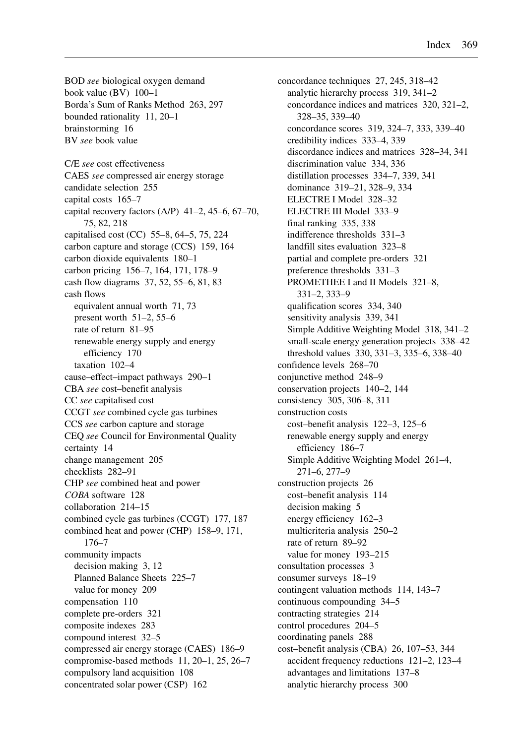BOD *see* biological oxygen demand
book value (BV) 100–1
Borda's Sum of Ranks Method 263, 297
bounded rationality 11, 20–1
brainstorming 16
BV *see* book value

C/E *see* cost effectiveness
CAES *see* compressed air energy storage
candidate selection 255
capital costs 165–7
capital recovery factors (A/P) 41–2, 45–6, 67–70, 75, 82, 218
capitalised cost (CC) 55–8, 64–5, 75, 224
carbon capture and storage (CCS) 159, 164
carbon dioxide equivalents 180–1
carbon pricing 156–7, 164, 171, 178–9
cash flow diagrams 37, 52, 55–6, 81, 83
cash flows
- equivalent annual worth 71, 73
- present worth 51–2, 55–6
- rate of return 81–95
- renewable energy supply and energy efficiency 170
- taxation 102–4

cause–effect–impact pathways 290–1
CBA *see* cost–benefit analysis
CC *see* capitalised cost
CCGT *see* combined cycle gas turbines
CCS *see* carbon capture and storage
CEQ *see* Council for Environmental Quality
certainty 14
change management 205
checklists 282–91
CHP *see* combined heat and power
*COBA* software 128
collaboration 214–15
combined cycle gas turbines (CCGT) 177, 187
combined heat and power (CHP) 158–9, 171, 176–7
community impacts
- decision making 3, 12
- Planned Balance Sheets 225–7
- value for money 209

compensation 110
complete pre-orders 321
composite indexes 283
compound interest 32–5
compressed air energy storage (CAES) 186–9
compromise-based methods 11, 20–1, 25, 26–7
compulsory land acquisition 108
concentrated solar power (CSP) 162
concordance techniques 27, 245, 318–42
- analytic hierarchy process 319, 341–2
- concordance indices and matrices 320, 321–2, 328–35, 339–40
- concordance scores 319, 324–7, 333, 339–40
- credibility indices 333–4, 339
- discordance indices and matrices 328–34, 341
- discrimination value 334, 336
- distillation processes 334–7, 339, 341
- dominance 319–21, 328–9, 334
- ELECTRE I Model 328–32
- ELECTRE III Model 333–9
- final ranking 335, 338
- indifference thresholds 331–3
- landfill sites evaluation 323–8
- partial and complete pre-orders 321
- preference thresholds 331–3
- PROMETHEE I and II Models 321–8, 331–2, 333–9
- qualification scores 334, 340
- sensitivity analysis 339, 341
- Simple Additive Weighting Model 318, 341–2
- small-scale energy generation projects 338–42
- threshold values 330, 331–3, 335–6, 338–40

confidence levels 268–70
conjunctive method 248–9
conservation projects 140–2, 144
consistency 305, 306–8, 311
construction costs
- cost–benefit analysis 122–3, 125–6
- renewable energy supply and energy efficiency 186–7
- Simple Additive Weighting Model 261–4, 271–6, 277–9

construction projects 26
- cost–benefit analysis 114
- decision making 5
- energy efficiency 162–3
- multicriteria analysis 250–2
- rate of return 89–92
- value for money 193–215

consultation processes 3
consumer surveys 18–19
contingent valuation methods 114, 143–7
continuous compounding 34–5
contracting strategies 214
control procedures 204–5
coordinating panels 288
cost–benefit analysis (CBA) 26, 107–53, 344
- accident frequency reductions 121–2, 123–4
- advantages and limitations 137–8
- analytic hierarchy process 300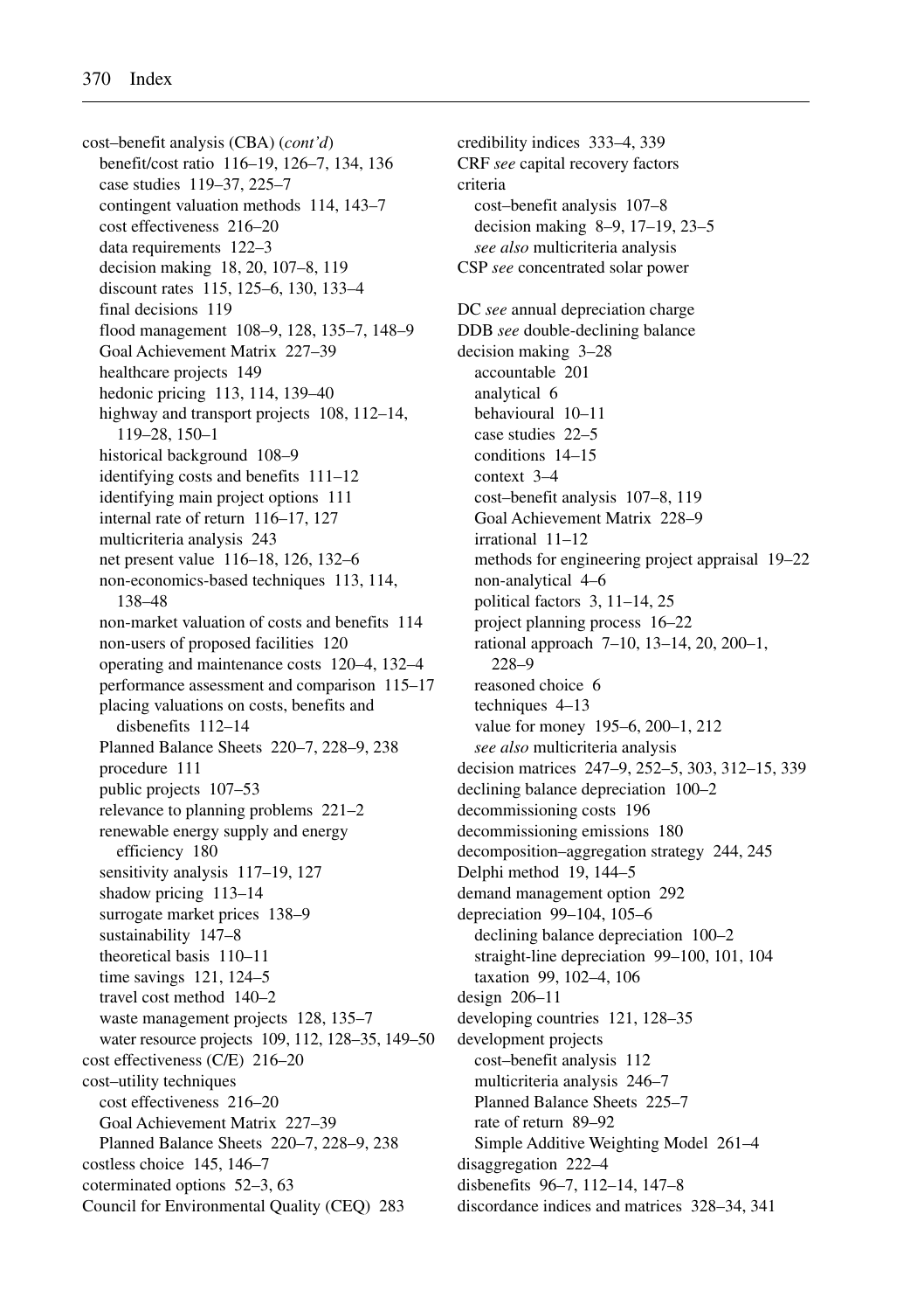cost–benefit analysis (CBA) (*cont'd*)
  benefit/cost ratio 116–19, 126–7, 134, 136
  case studies 119–37, 225–7
  contingent valuation methods 114, 143–7
  cost effectiveness 216–20
  data requirements 122–3
  decision making 18, 20, 107–8, 119
  discount rates 115, 125–6, 130, 133–4
  final decisions 119
  flood management 108–9, 128, 135–7, 148–9
  Goal Achievement Matrix 227–39
  healthcare projects 149
  hedonic pricing 113, 114, 139–40
  highway and transport projects 108, 112–14, 119–28, 150–1
  historical background 108–9
  identifying costs and benefits 111–12
  identifying main project options 111
  internal rate of return 116–17, 127
  multicriteria analysis 243
  net present value 116–18, 126, 132–6
  non-economics-based techniques 113, 114, 138–48
  non-market valuation of costs and benefits 114
  non-users of proposed facilities 120
  operating and maintenance costs 120–4, 132–4
  performance assessment and comparison 115–17
  placing valuations on costs, benefits and disbenefits 112–14
  Planned Balance Sheets 220–7, 228–9, 238
  procedure 111
  public projects 107–53
  relevance to planning problems 221–2
  renewable energy supply and energy efficiency 180
  sensitivity analysis 117–19, 127
  shadow pricing 113–14
  surrogate market prices 138–9
  sustainability 147–8
  theoretical basis 110–11
  time savings 121, 124–5
  travel cost method 140–2
  waste management projects 128, 135–7
  water resource projects 109, 112, 128–35, 149–50
cost effectiveness (C/E) 216–20
cost–utility techniques
  cost effectiveness 216–20
  Goal Achievement Matrix 227–39
  Planned Balance Sheets 220–7, 228–9, 238
costless choice 145, 146–7
coterminated options 52–3, 63
Council for Environmental Quality (CEQ) 283
credibility indices 333–4, 339
CRF *see* capital recovery factors
criteria
  cost–benefit analysis 107–8
  decision making 8–9, 17–19, 23–5
  *see also* multicriteria analysis
CSP *see* concentrated solar power

DC *see* annual depreciation charge
DDB *see* double-declining balance
decision making 3–28
  accountable 201
  analytical 6
  behavioural 10–11
  case studies 22–5
  conditions 14–15
  context 3–4
  cost–benefit analysis 107–8, 119
  Goal Achievement Matrix 228–9
  irrational 11–12
  methods for engineering project appraisal 19–22
  non-analytical 4–6
  political factors 3, 11–14, 25
  project planning process 16–22
  rational approach 7–10, 13–14, 20, 200–1, 228–9
  reasoned choice 6
  techniques 4–13
  value for money 195–6, 200–1, 212
  *see also* multicriteria analysis
decision matrices 247–9, 252–5, 303, 312–15, 339
declining balance depreciation 100–2
decommissioning costs 196
decommissioning emissions 180
decomposition–aggregation strategy 244, 245
Delphi method 19, 144–5
demand management option 292
depreciation 99–104, 105–6
  declining balance depreciation 100–2
  straight-line depreciation 99–100, 101, 104
  taxation 99, 102–4, 106
design 206–11
developing countries 121, 128–35
development projects
  cost–benefit analysis 112
  multicriteria analysis 246–7
  Planned Balance Sheets 225–7
  rate of return 89–92
  Simple Additive Weighting Model 261–4
disaggregation 222–4
disbenefits 96–7, 112–14, 147–8
discordance indices and matrices 328–34, 341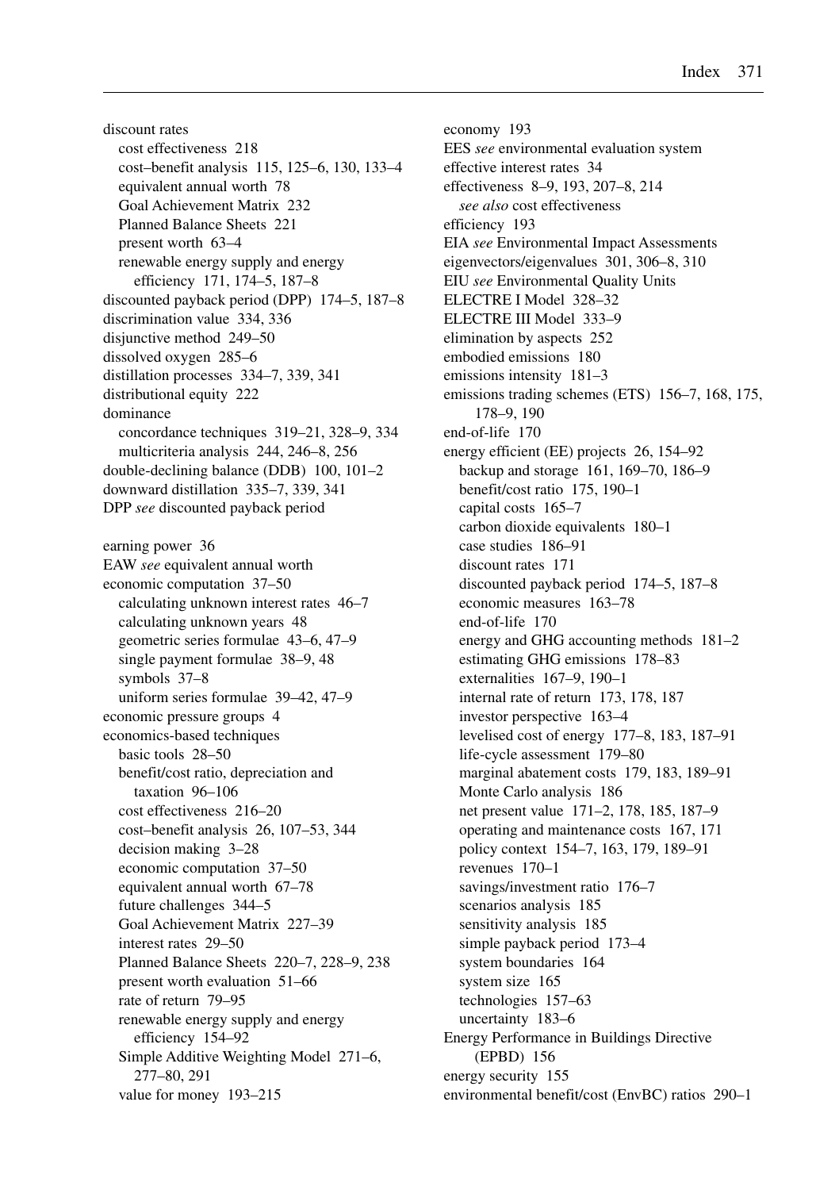discount rates
  cost effectiveness 218
  cost–benefit analysis 115, 125–6, 130, 133–4
  equivalent annual worth 78
  Goal Achievement Matrix 232
  Planned Balance Sheets 221
  present worth 63–4
  renewable energy supply and energy efficiency 171, 174–5, 187–8
discounted payback period (DPP) 174–5, 187–8
discrimination value 334, 336
disjunctive method 249–50
dissolved oxygen 285–6
distillation processes 334–7, 339, 341
distributional equity 222
dominance
  concordance techniques 319–21, 328–9, 334
  multicriteria analysis 244, 246–8, 256
double-declining balance (DDB) 100, 101–2
downward distillation 335–7, 339, 341
DPP *see* discounted payback period

earning power 36
EAW *see* equivalent annual worth
economic computation 37–50
  calculating unknown interest rates 46–7
  calculating unknown years 48
  geometric series formulae 43–6, 47–9
  single payment formulae 38–9, 48
  symbols 37–8
  uniform series formulae 39–42, 47–9
economic pressure groups 4
economics-based techniques
  basic tools 28–50
  benefit/cost ratio, depreciation and taxation 96–106
  cost effectiveness 216–20
  cost–benefit analysis 26, 107–53, 344
  decision making 3–28
  economic computation 37–50
  equivalent annual worth 67–78
  future challenges 344–5
  Goal Achievement Matrix 227–39
  interest rates 29–50
  Planned Balance Sheets 220–7, 228–9, 238
  present worth evaluation 51–66
  rate of return 79–95
  renewable energy supply and energy efficiency 154–92
  Simple Additive Weighting Model 271–6, 277–80, 291
  value for money 193–215

economy 193
EES *see* environmental evaluation system
effective interest rates 34
effectiveness 8–9, 193, 207–8, 214
  *see also* cost effectiveness
efficiency 193
EIA *see* Environmental Impact Assessments
eigenvectors/eigenvalues 301, 306–8, 310
EIU *see* Environmental Quality Units
ELECTRE I Model 328–32
ELECTRE III Model 333–9
elimination by aspects 252
embodied emissions 180
emissions intensity 181–3
emissions trading schemes (ETS) 156–7, 168, 175, 178–9, 190
end-of-life 170
energy efficient (EE) projects 26, 154–92
  backup and storage 161, 169–70, 186–9
  benefit/cost ratio 175, 190–1
  capital costs 165–7
  carbon dioxide equivalents 180–1
  case studies 186–91
  discount rates 171
  discounted payback period 174–5, 187–8
  economic measures 163–78
  end-of-life 170
  energy and GHG accounting methods 181–2
  estimating GHG emissions 178–83
  externalities 167–9, 190–1
  internal rate of return 173, 178, 187
  investor perspective 163–4
  levelised cost of energy 177–8, 183, 187–91
  life-cycle assessment 179–80
  marginal abatement costs 179, 183, 189–91
  Monte Carlo analysis 186
  net present value 171–2, 178, 185, 187–9
  operating and maintenance costs 167, 171
  policy context 154–7, 163, 179, 189–91
  revenues 170–1
  savings/investment ratio 176–7
  scenarios analysis 185
  sensitivity analysis 185
  simple payback period 173–4
  system boundaries 164
  system size 165
  technologies 157–63
  uncertainty 183–6
Energy Performance in Buildings Directive (EPBD) 156
energy security 155
environmental benefit/cost (EnvBC) ratios 290–1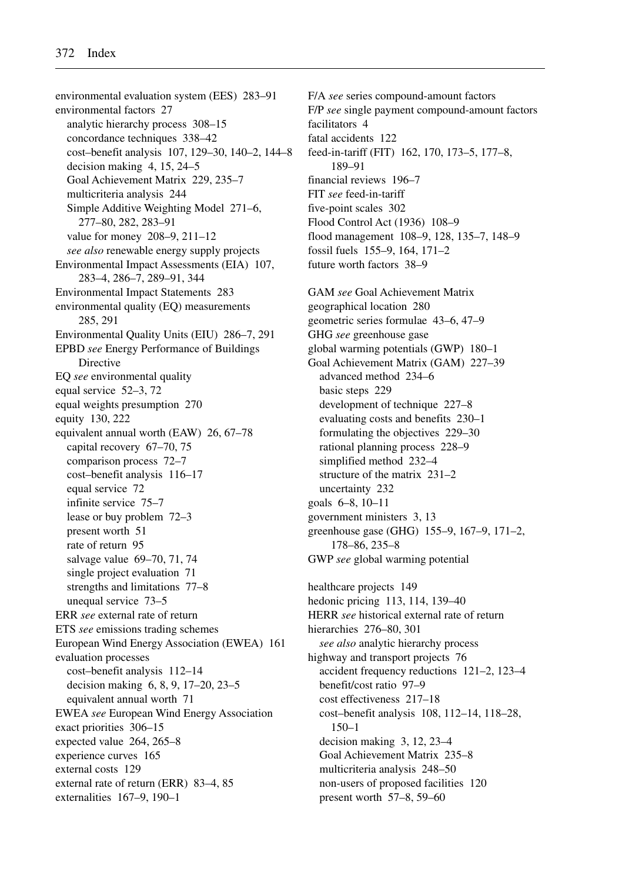environmental evaluation system (EES) 283–91
environmental factors 27
  analytic hierarchy process 308–15
  concordance techniques 338–42
  cost–benefit analysis 107, 129–30, 140–2, 144–8
  decision making 4, 15, 24–5
  Goal Achievement Matrix 229, 235–7
  multicriteria analysis 244
  Simple Additive Weighting Model 271–6, 277–80, 282, 283–91
  value for money 208–9, 211–12
  *see also* renewable energy supply projects
Environmental Impact Assessments (EIA) 107, 283–4, 286–7, 289–91, 344
Environmental Impact Statements 283
environmental quality (EQ) measurements 285, 291
Environmental Quality Units (EIU) 286–7, 291
EPBD *see* Energy Performance of Buildings Directive
EQ *see* environmental quality
equal service 52–3, 72
equal weights presumption 270
equity 130, 222
equivalent annual worth (EAW) 26, 67–78
  capital recovery 67–70, 75
  comparison process 72–7
  cost–benefit analysis 116–17
  equal service 72
  infinite service 75–7
  lease or buy problem 72–3
  present worth 51
  rate of return 95
  salvage value 69–70, 71, 74
  single project evaluation 71
  strengths and limitations 77–8
  unequal service 73–5
ERR *see* external rate of return
ETS *see* emissions trading schemes
European Wind Energy Association (EWEA) 161
evaluation processes
  cost–benefit analysis 112–14
  decision making 6, 8, 9, 17–20, 23–5
  equivalent annual worth 71
EWEA *see* European Wind Energy Association
exact priorities 306–15
expected value 264, 265–8
experience curves 165
external costs 129
external rate of return (ERR) 83–4, 85
externalities 167–9, 190–1

F/A *see* series compound-amount factors
F/P *see* single payment compound-amount factors
facilitators 4
fatal accidents 122
feed-in-tariff (FIT) 162, 170, 173–5, 177–8, 189–91
financial reviews 196–7
FIT *see* feed-in-tariff
five-point scales 302
Flood Control Act (1936) 108–9
flood management 108–9, 128, 135–7, 148–9
fossil fuels 155–9, 164, 171–2
future worth factors 38–9

GAM *see* Goal Achievement Matrix
geographical location 280
geometric series formulae 43–6, 47–9
GHG *see* greenhouse gase
global warming potentials (GWP) 180–1
Goal Achievement Matrix (GAM) 227–39
  advanced method 234–6
  basic steps 229
  development of technique 227–8
  evaluating costs and benefits 230–1
  formulating the objectives 229–30
  rational planning process 228–9
  simplified method 232–4
  structure of the matrix 231–2
  uncertainty 232
goals 6–8, 10–11
government ministers 3, 13
greenhouse gase (GHG) 155–9, 167–9, 171–2, 178–86, 235–8
GWP *see* global warming potential

healthcare projects 149
hedonic pricing 113, 114, 139–40
HERR *see* historical external rate of return
hierarchies 276–80, 301
  *see also* analytic hierarchy process
highway and transport projects 76
  accident frequency reductions 121–2, 123–4
  benefit/cost ratio 97–9
  cost effectiveness 217–18
  cost–benefit analysis 108, 112–14, 118–28, 150–1
  decision making 3, 12, 23–4
  Goal Achievement Matrix 235–8
  multicriteria analysis 248–50
  non-users of proposed facilities 120
  present worth 57–8, 59–60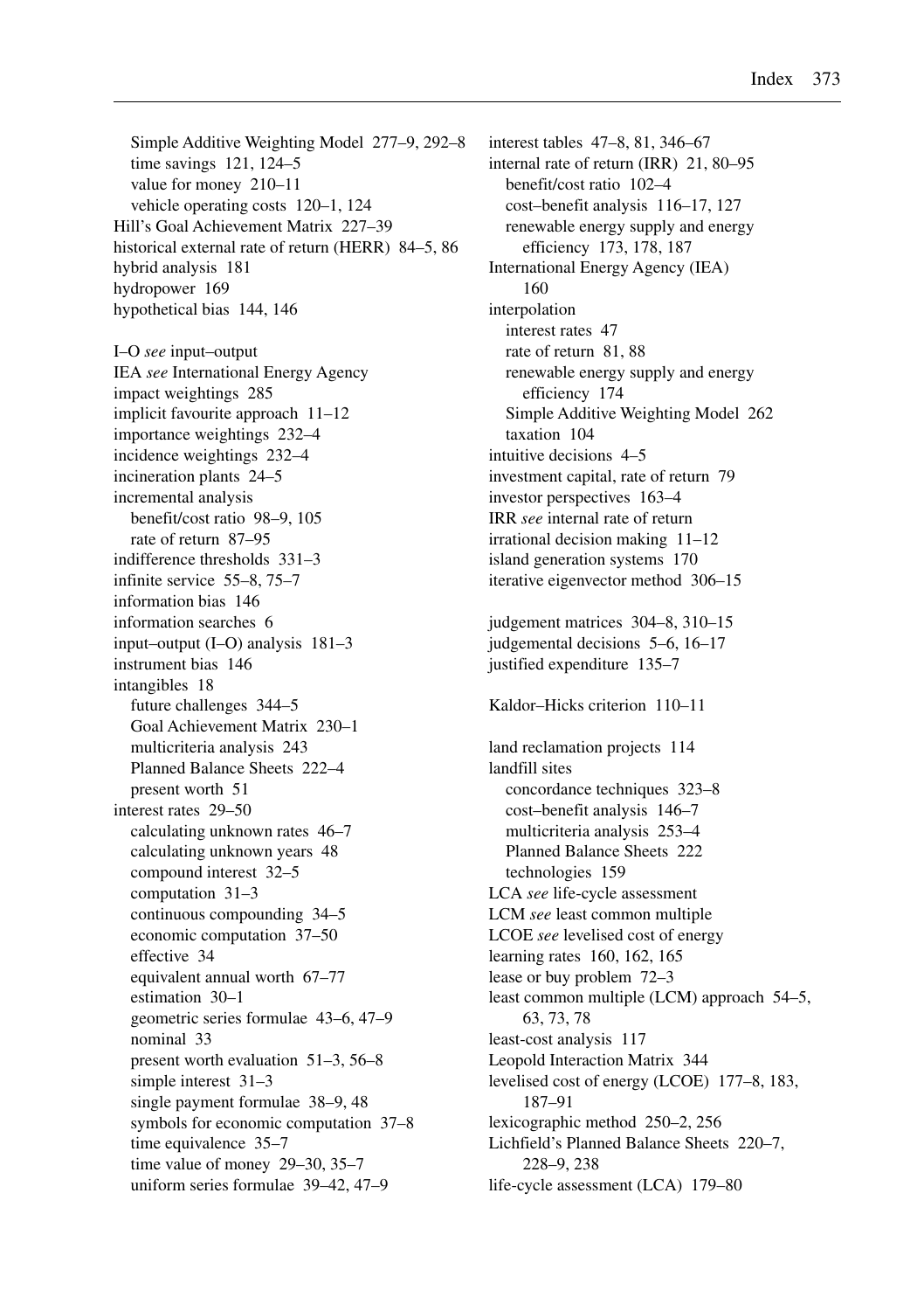Simple Additive Weighting Model 277–9, 292–8
time savings 121, 124–5
value for money 210–11
vehicle operating costs 120–1, 124
Hill's Goal Achievement Matrix 227–39
historical external rate of return (HERR) 84–5, 86
hybrid analysis 181
hydropower 169
hypothetical bias 144, 146

I–O *see* input–output
IEA *see* International Energy Agency
impact weightings 285
implicit favourite approach 11–12
importance weightings 232–4
incidence weightings 232–4
incineration plants 24–5
incremental analysis
benefit/cost ratio 98–9, 105
rate of return 87–95
indifference thresholds 331–3
infinite service 55–8, 75–7
information bias 146
information searches 6
input–output (I–O) analysis 181–3
instrument bias 146
intangibles 18
future challenges 344–5
Goal Achievement Matrix 230–1
multicriteria analysis 243
Planned Balance Sheets 222–4
present worth 51
interest rates 29–50
calculating unknown rates 46–7
calculating unknown years 48
compound interest 32–5
computation 31–3
continuous compounding 34–5
economic computation 37–50
effective 34
equivalent annual worth 67–77
estimation 30–1
geometric series formulae 43–6, 47–9
nominal 33
present worth evaluation 51–3, 56–8
simple interest 31–3
single payment formulae 38–9, 48
symbols for economic computation 37–8
time equivalence 35–7
time value of money 29–30, 35–7
uniform series formulae 39–42, 47–9
interest tables 47–8, 81, 346–67
internal rate of return (IRR) 21, 80–95
benefit/cost ratio 102–4
cost–benefit analysis 116–17, 127
renewable energy supply and energy efficiency 173, 178, 187
International Energy Agency (IEA) 160
interpolation
interest rates 47
rate of return 81, 88
renewable energy supply and energy efficiency 174
Simple Additive Weighting Model 262
taxation 104
intuitive decisions 4–5
investment capital, rate of return 79
investor perspectives 163–4
IRR *see* internal rate of return
irrational decision making 11–12
island generation systems 170
iterative eigenvector method 306–15

judgement matrices 304–8, 310–15
judgemental decisions 5–6, 16–17
justified expenditure 135–7

Kaldor–Hicks criterion 110–11

land reclamation projects 114
landfill sites
concordance techniques 323–8
cost–benefit analysis 146–7
multicriteria analysis 253–4
Planned Balance Sheets 222
technologies 159
LCA *see* life-cycle assessment
LCM *see* least common multiple
LCOE *see* levelised cost of energy
learning rates 160, 162, 165
lease or buy problem 72–3
least common multiple (LCM) approach 54–5, 63, 73, 78
least-cost analysis 117
Leopold Interaction Matrix 344
levelised cost of energy (LCOE) 177–8, 183, 187–91
lexicographic method 250–2, 256
Lichfield's Planned Balance Sheets 220–7, 228–9, 238
life-cycle assessment (LCA) 179–80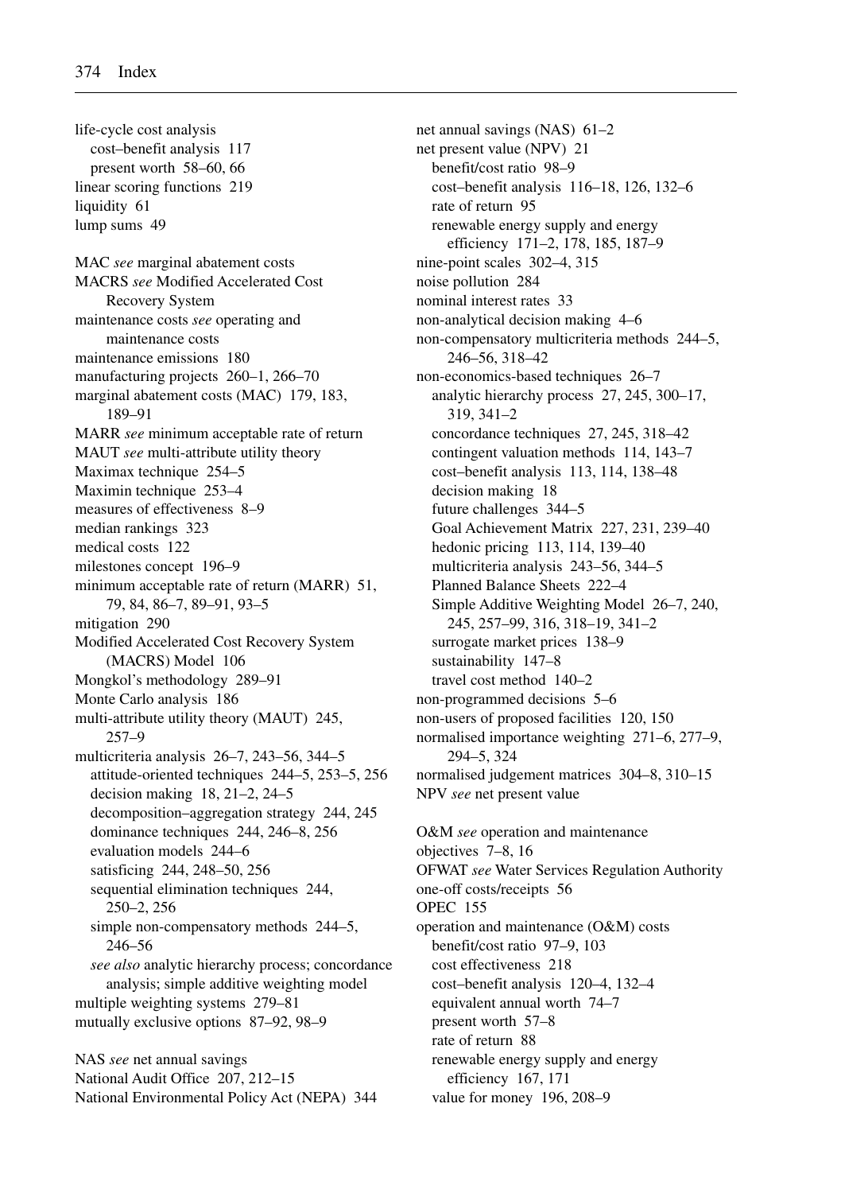life-cycle cost analysis
  cost–benefit analysis 117
  present worth 58–60, 66
linear scoring functions 219
liquidity 61
lump sums 49

MAC *see* marginal abatement costs
MACRS *see* Modified Accelerated Cost Recovery System
maintenance costs *see* operating and maintenance costs
maintenance emissions 180
manufacturing projects 260–1, 266–70
marginal abatement costs (MAC) 179, 183, 189–91
MARR *see* minimum acceptable rate of return
MAUT *see* multi-attribute utility theory
Maximax technique 254–5
Maximin technique 253–4
measures of effectiveness 8–9
median rankings 323
medical costs 122
milestones concept 196–9
minimum acceptable rate of return (MARR) 51, 79, 84, 86–7, 89–91, 93–5
mitigation 290
Modified Accelerated Cost Recovery System (MACRS) Model 106
Mongkol's methodology 289–91
Monte Carlo analysis 186
multi-attribute utility theory (MAUT) 245, 257–9
multicriteria analysis 26–7, 243–56, 344–5
  attitude-oriented techniques 244–5, 253–5, 256
  decision making 18, 21–2, 24–5
  decomposition–aggregation strategy 244, 245
  dominance techniques 244, 246–8, 256
  evaluation models 244–6
  satisficing 244, 248–50, 256
  sequential elimination techniques 244, 250–2, 256
  simple non-compensatory methods 244–5, 246–56
  *see also* analytic hierarchy process; concordance analysis; simple additive weighting model
multiple weighting systems 279–81
mutually exclusive options 87–92, 98–9

NAS *see* net annual savings
National Audit Office 207, 212–15
National Environmental Policy Act (NEPA) 344
net annual savings (NAS) 61–2
net present value (NPV) 21
  benefit/cost ratio 98–9
  cost–benefit analysis 116–18, 126, 132–6
  rate of return 95
  renewable energy supply and energy efficiency 171–2, 178, 185, 187–9
nine-point scales 302–4, 315
noise pollution 284
nominal interest rates 33
non-analytical decision making 4–6
non-compensatory multicriteria methods 244–5, 246–56, 318–42
non-economics-based techniques 26–7
  analytic hierarchy process 27, 245, 300–17, 319, 341–2
  concordance techniques 27, 245, 318–42
  contingent valuation methods 114, 143–7
  cost–benefit analysis 113, 114, 138–48
  decision making 18
  future challenges 344–5
  Goal Achievement Matrix 227, 231, 239–40
  hedonic pricing 113, 114, 139–40
  multicriteria analysis 243–56, 344–5
  Planned Balance Sheets 222–4
  Simple Additive Weighting Model 26–7, 240, 245, 257–99, 316, 318–19, 341–2
  surrogate market prices 138–9
  sustainability 147–8
  travel cost method 140–2
non-programmed decisions 5–6
non-users of proposed facilities 120, 150
normalised importance weighting 271–6, 277–9, 294–5, 324
normalised judgement matrices 304–8, 310–15
NPV *see* net present value

O&M *see* operation and maintenance
objectives 7–8, 16
OFWAT *see* Water Services Regulation Authority
one-off costs/receipts 56
OPEC 155
operation and maintenance (O&M) costs
  benefit/cost ratio 97–9, 103
  cost effectiveness 218
  cost–benefit analysis 120–4, 132–4
  equivalent annual worth 74–7
  present worth 57–8
  rate of return 88
  renewable energy supply and energy efficiency 167, 171
  value for money 196, 208–9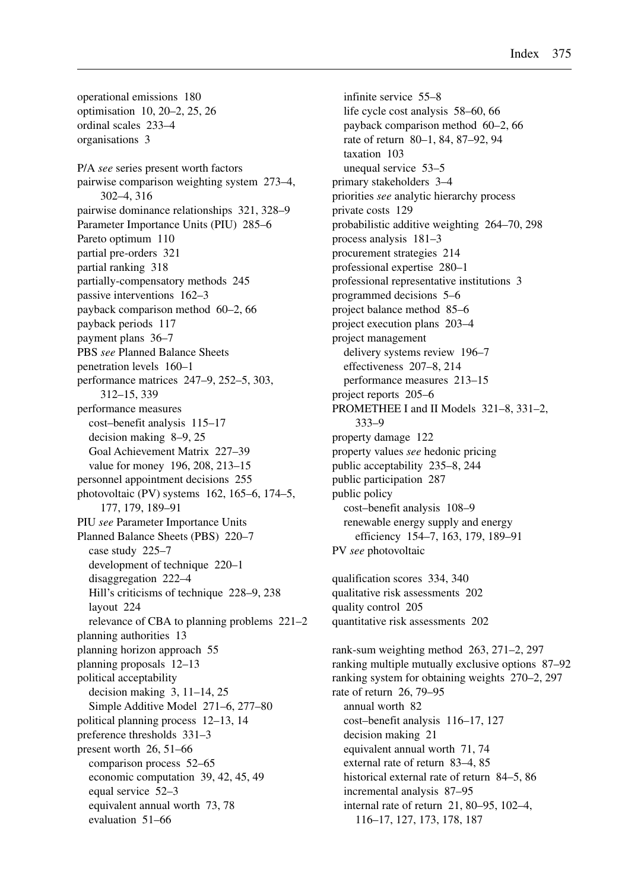operational emissions 180
optimisation 10, 20–2, 25, 26
ordinal scales 233–4
organisations 3

P/A *see* series present worth factors
pairwise comparison weighting system 273–4, 302–4, 316
pairwise dominance relationships 321, 328–9
Parameter Importance Units (PIU) 285–6
Pareto optimum 110
partial pre-orders 321
partial ranking 318
partially-compensatory methods 245
passive interventions 162–3
payback comparison method 60–2, 66
payback periods 117
payment plans 36–7
PBS *see* Planned Balance Sheets
penetration levels 160–1
performance matrices 247–9, 252–5, 303, 312–15, 339
performance measures
  cost–benefit analysis 115–17
  decision making 8–9, 25
  Goal Achievement Matrix 227–39
  value for money 196, 208, 213–15
personnel appointment decisions 255
photovoltaic (PV) systems 162, 165–6, 174–5, 177, 179, 189–91
PIU *see* Parameter Importance Units
Planned Balance Sheets (PBS) 220–7
  case study 225–7
  development of technique 220–1
  disaggregation 222–4
  Hill's criticisms of technique 228–9, 238
  layout 224
  relevance of CBA to planning problems 221–2
planning authorities 13
planning horizon approach 55
planning proposals 12–13
political acceptability
  decision making 3, 11–14, 25
  Simple Additive Model 271–6, 277–80
political planning process 12–13, 14
preference thresholds 331–3
present worth 26, 51–66
  comparison process 52–65
  economic computation 39, 42, 45, 49
  equal service 52–3
  equivalent annual worth 73, 78
  evaluation 51–66
  infinite service 55–8
  life cycle cost analysis 58–60, 66
  payback comparison method 60–2, 66
  rate of return 80–1, 84, 87–92, 94
  taxation 103
  unequal service 53–5
primary stakeholders 3–4
priorities *see* analytic hierarchy process
private costs 129
probabilistic additive weighting 264–70, 298
process analysis 181–3
procurement strategies 214
professional expertise 280–1
professional representative institutions 3
programmed decisions 5–6
project balance method 85–6
project execution plans 203–4
project management
  delivery systems review 196–7
  effectiveness 207–8, 214
  performance measures 213–15
project reports 205–6
PROMETHEE I and II Models 321–8, 331–2, 333–9
property damage 122
property values *see* hedonic pricing
public acceptability 235–8, 244
public participation 287
public policy
  cost–benefit analysis 108–9
  renewable energy supply and energy efficiency 154–7, 163, 179, 189–91
PV *see* photovoltaic

qualification scores 334, 340
qualitative risk assessments 202
quality control 205
quantitative risk assessments 202

rank-sum weighting method 263, 271–2, 297
ranking multiple mutually exclusive options 87–92
ranking system for obtaining weights 270–2, 297
rate of return 26, 79–95
  annual worth 82
  cost–benefit analysis 116–17, 127
  decision making 21
  equivalent annual worth 71, 74
  external rate of return 83–4, 85
  historical external rate of return 84–5, 86
  incremental analysis 87–95
  internal rate of return 21, 80–95, 102–4, 116–17, 127, 173, 178, 187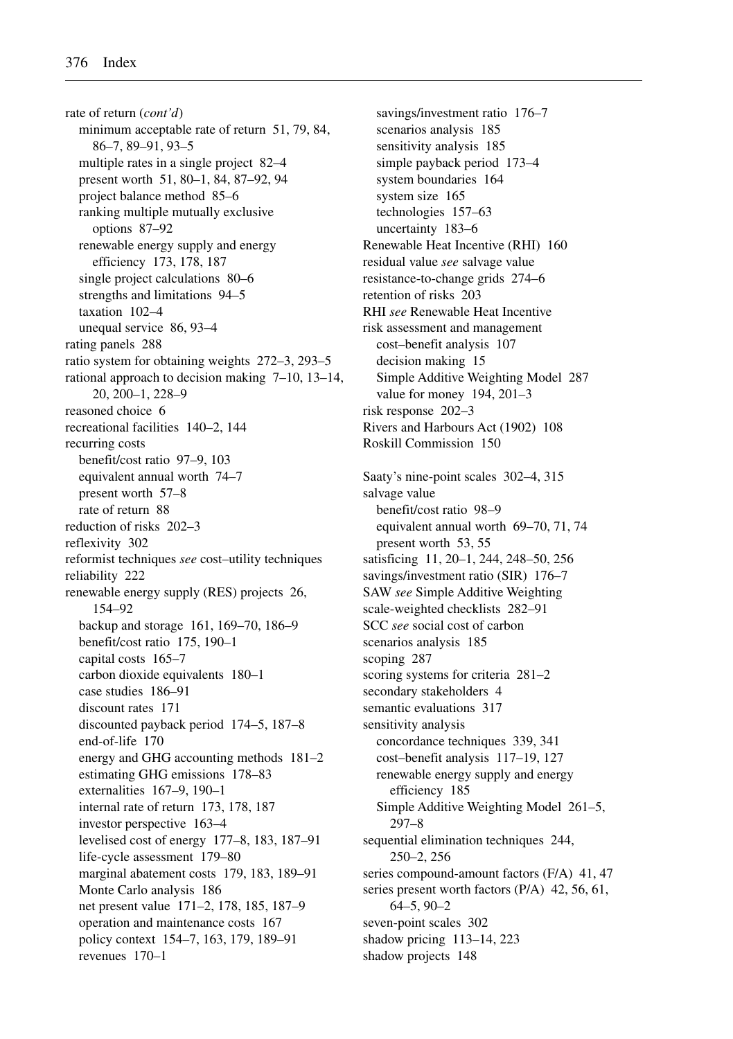rate of return (*cont'd*)
  minimum acceptable rate of return 51, 79, 84, 86–7, 89–91, 93–5
  multiple rates in a single project 82–4
  present worth 51, 80–1, 84, 87–92, 94
  project balance method 85–6
  ranking multiple mutually exclusive options 87–92
  renewable energy supply and energy efficiency 173, 178, 187
  single project calculations 80–6
  strengths and limitations 94–5
  taxation 102–4
  unequal service 86, 93–4
rating panels 288
ratio system for obtaining weights 272–3, 293–5
rational approach to decision making 7–10, 13–14, 20, 200–1, 228–9
reasoned choice 6
recreational facilities 140–2, 144
recurring costs
  benefit/cost ratio 97–9, 103
  equivalent annual worth 74–7
  present worth 57–8
  rate of return 88
reduction of risks 202–3
reflexivity 302
reformist techniques *see* cost–utility techniques
reliability 222
renewable energy supply (RES) projects 26, 154–92
  backup and storage 161, 169–70, 186–9
  benefit/cost ratio 175, 190–1
  capital costs 165–7
  carbon dioxide equivalents 180–1
  case studies 186–91
  discount rates 171
  discounted payback period 174–5, 187–8
  end-of-life 170
  energy and GHG accounting methods 181–2
  estimating GHG emissions 178–83
  externalities 167–9, 190–1
  internal rate of return 173, 178, 187
  investor perspective 163–4
  levelised cost of energy 177–8, 183, 187–91
  life-cycle assessment 179–80
  marginal abatement costs 179, 183, 189–91
  Monte Carlo analysis 186
  net present value 171–2, 178, 185, 187–9
  operation and maintenance costs 167
  policy context 154–7, 163, 179, 189–91
  revenues 170–1
  savings/investment ratio 176–7
  scenarios analysis 185
  sensitivity analysis 185
  simple payback period 173–4
  system boundaries 164
  system size 165
  technologies 157–63
  uncertainty 183–6
Renewable Heat Incentive (RHI) 160
residual value *see* salvage value
resistance-to-change grids 274–6
retention of risks 203
RHI *see* Renewable Heat Incentive
risk assessment and management
  cost–benefit analysis 107
  decision making 15
  Simple Additive Weighting Model 287
  value for money 194, 201–3
risk response 202–3
Rivers and Harbours Act (1902) 108
Roskill Commission 150

Saaty's nine-point scales 302–4, 315
salvage value
  benefit/cost ratio 98–9
  equivalent annual worth 69–70, 71, 74
  present worth 53, 55
satisficing 11, 20–1, 244, 248–50, 256
savings/investment ratio (SIR) 176–7
SAW *see* Simple Additive Weighting
scale-weighted checklists 282–91
SCC *see* social cost of carbon
scenarios analysis 185
scoping 287
scoring systems for criteria 281–2
secondary stakeholders 4
semantic evaluations 317
sensitivity analysis
  concordance techniques 339, 341
  cost–benefit analysis 117–19, 127
  renewable energy supply and energy efficiency 185
  Simple Additive Weighting Model 261–5, 297–8
sequential elimination techniques 244, 250–2, 256
series compound-amount factors (F/A) 41, 47
series present worth factors (P/A) 42, 56, 61, 64–5, 90–2
seven-point scales 302
shadow pricing 113–14, 223
shadow projects 148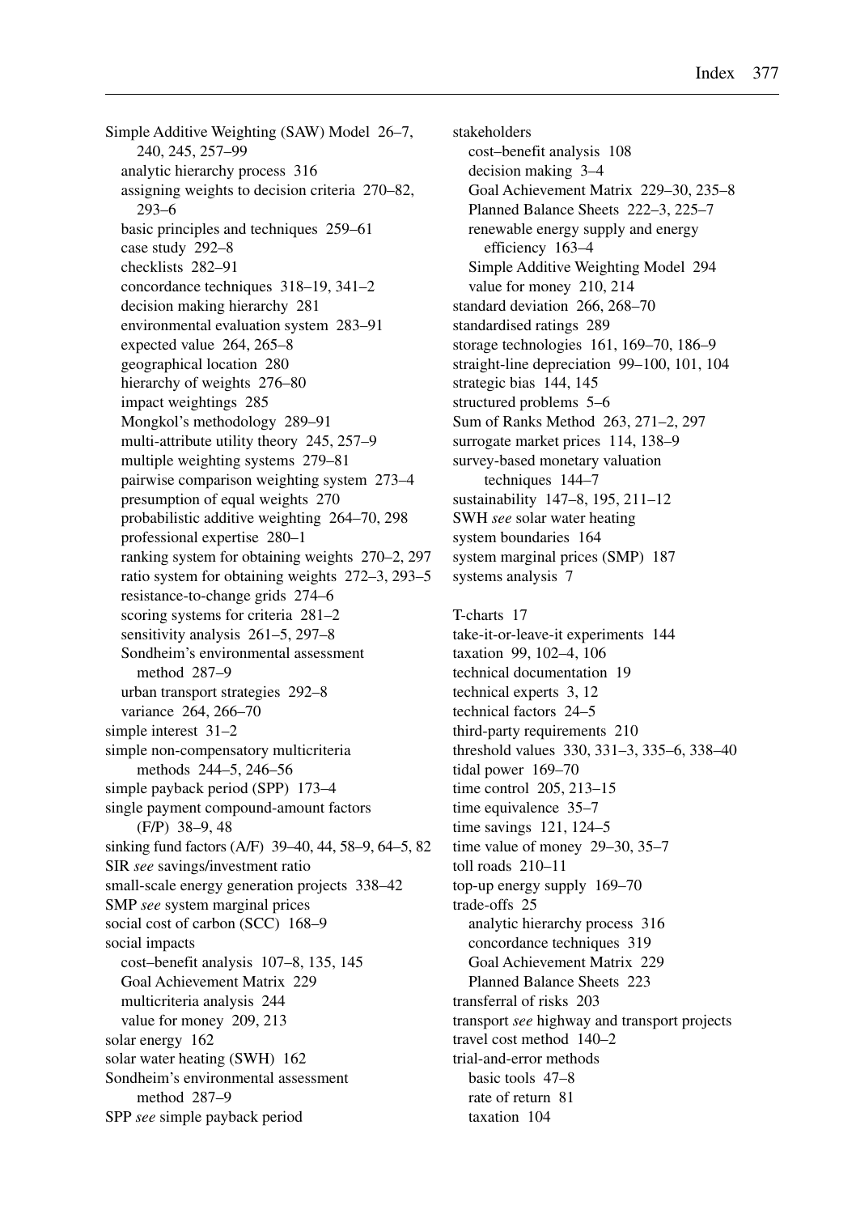Simple Additive Weighting (SAW) Model 26–7, 240, 245, 257–99
- analytic hierarchy process 316
- assigning weights to decision criteria 270–82, 293–6
- basic principles and techniques 259–61
- case study 292–8
- checklists 282–91
- concordance techniques 318–19, 341–2
- decision making hierarchy 281
- environmental evaluation system 283–91
- expected value 264, 265–8
- geographical location 280
- hierarchy of weights 276–80
- impact weightings 285
- Mongkol's methodology 289–91
- multi-attribute utility theory 245, 257–9
- multiple weighting systems 279–81
- pairwise comparison weighting system 273–4
- presumption of equal weights 270
- probabilistic additive weighting 264–70, 298
- professional expertise 280–1
- ranking system for obtaining weights 270–2, 297
- ratio system for obtaining weights 272–3, 293–5
- resistance-to-change grids 274–6
- scoring systems for criteria 281–2
- sensitivity analysis 261–5, 297–8
- Sondheim's environmental assessment method 287–9
- urban transport strategies 292–8
- variance 264, 266–70

simple interest 31–2
simple non-compensatory multicriteria methods 244–5, 246–56
simple payback period (SPP) 173–4
single payment compound-amount factors (F/P) 38–9, 48
sinking fund factors (A/F) 39–40, 44, 58–9, 64–5, 82
SIR *see* savings/investment ratio
small-scale energy generation projects 338–42
SMP *see* system marginal prices
social cost of carbon (SCC) 168–9
social impacts
- cost–benefit analysis 107–8, 135, 145
- Goal Achievement Matrix 229
- multicriteria analysis 244
- value for money 209, 213

solar energy 162
solar water heating (SWH) 162
Sondheim's environmental assessment method 287–9
SPP *see* simple payback period
stakeholders
- cost–benefit analysis 108
- decision making 3–4
- Goal Achievement Matrix 229–30, 235–8
- Planned Balance Sheets 222–3, 225–7
- renewable energy supply and energy efficiency 163–4
- Simple Additive Weighting Model 294
- value for money 210, 214

standard deviation 266, 268–70
standardised ratings 289
storage technologies 161, 169–70, 186–9
straight-line depreciation 99–100, 101, 104
strategic bias 144, 145
structured problems 5–6
Sum of Ranks Method 263, 271–2, 297
surrogate market prices 114, 138–9
survey-based monetary valuation techniques 144–7
sustainability 147–8, 195, 211–12
SWH *see* solar water heating
system boundaries 164
system marginal prices (SMP) 187
systems analysis 7

T-charts 17
take-it-or-leave-it experiments 144
taxation 99, 102–4, 106
technical documentation 19
technical experts 3, 12
technical factors 24–5
third-party requirements 210
threshold values 330, 331–3, 335–6, 338–40
tidal power 169–70
time control 205, 213–15
time equivalence 35–7
time savings 121, 124–5
time value of money 29–30, 35–7
toll roads 210–11
top-up energy supply 169–70
trade-offs 25
- analytic hierarchy process 316
- concordance techniques 319
- Goal Achievement Matrix 229
- Planned Balance Sheets 223

transferral of risks 203
transport *see* highway and transport projects
travel cost method 140–2
trial-and-error methods
- basic tools 47–8
- rate of return 81
- taxation 104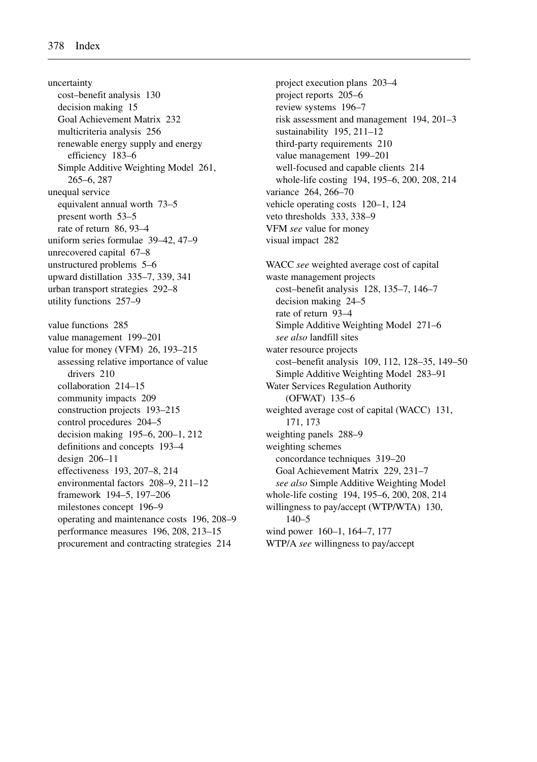uncertainty
  cost–benefit analysis 130
  decision making 15
  Goal Achievement Matrix 232
  multicriteria analysis 256
  renewable energy supply and energy efficiency 183–6
  Simple Additive Weighting Model 261, 265–6, 287
unequal service
  equivalent annual worth 73–5
  present worth 53–5
  rate of return 86, 93–4
uniform series formulae 39–42, 47–9
unrecovered capital 67–8
unstructured problems 5–6
upward distillation 335–7, 339, 341
urban transport strategies 292–8
utility functions 257–9

value functions 285
value management 199–201
value for money (VFM) 26, 193–215
  assessing relative importance of value drivers 210
  collaboration 214–15
  community impacts 209
  construction projects 193–215
  control procedures 204–5
  decision making 195–6, 200–1, 212
  definitions and concepts 193–4
  design 206–11
  effectiveness 193, 207–8, 214
  environmental factors 208–9, 211–12
  framework 194–5, 197–206
  milestones concept 196–9
  operating and maintenance costs 196, 208–9
  performance measures 196, 208, 213–15
  procurement and contracting strategies 214
  project execution plans 203–4
  project reports 205–6
  review systems 196–7
  risk assessment and management 194, 201–3
  sustainability 195, 211–12
  third-party requirements 210
  value management 199–201
  well-focused and capable clients 214
  whole-life costing 194, 195–6, 200, 208, 214
variance 264, 266–70
vehicle operating costs 120–1, 124
veto thresholds 333, 338–9
VFM *see* value for money
visual impact 282

WACC *see* weighted average cost of capital
waste management projects
  cost–benefit analysis 128, 135–7, 146–7
  decision making 24–5
  rate of return 93–4
  Simple Additive Weighting Model 271–6
  *see also* landfill sites
water resource projects
  cost–benefit analysis 109, 112, 128–35, 149–50
  Simple Additive Weighting Model 283–91
Water Services Regulation Authority (OFWAT) 135–6
weighted average cost of capital (WACC) 131, 171, 173
weighting panels 288–9
weighting schemes
  concordance techniques 319–20
  Goal Achievement Matrix 229, 231–7
  *see also* Simple Additive Weighting Model
whole-life costing 194, 195–6, 200, 208, 214
willingness to pay/accept (WTP/WTA) 130, 140–5
wind power 160–1, 164–7, 177
WTP/A *see* willingness to pay/accept